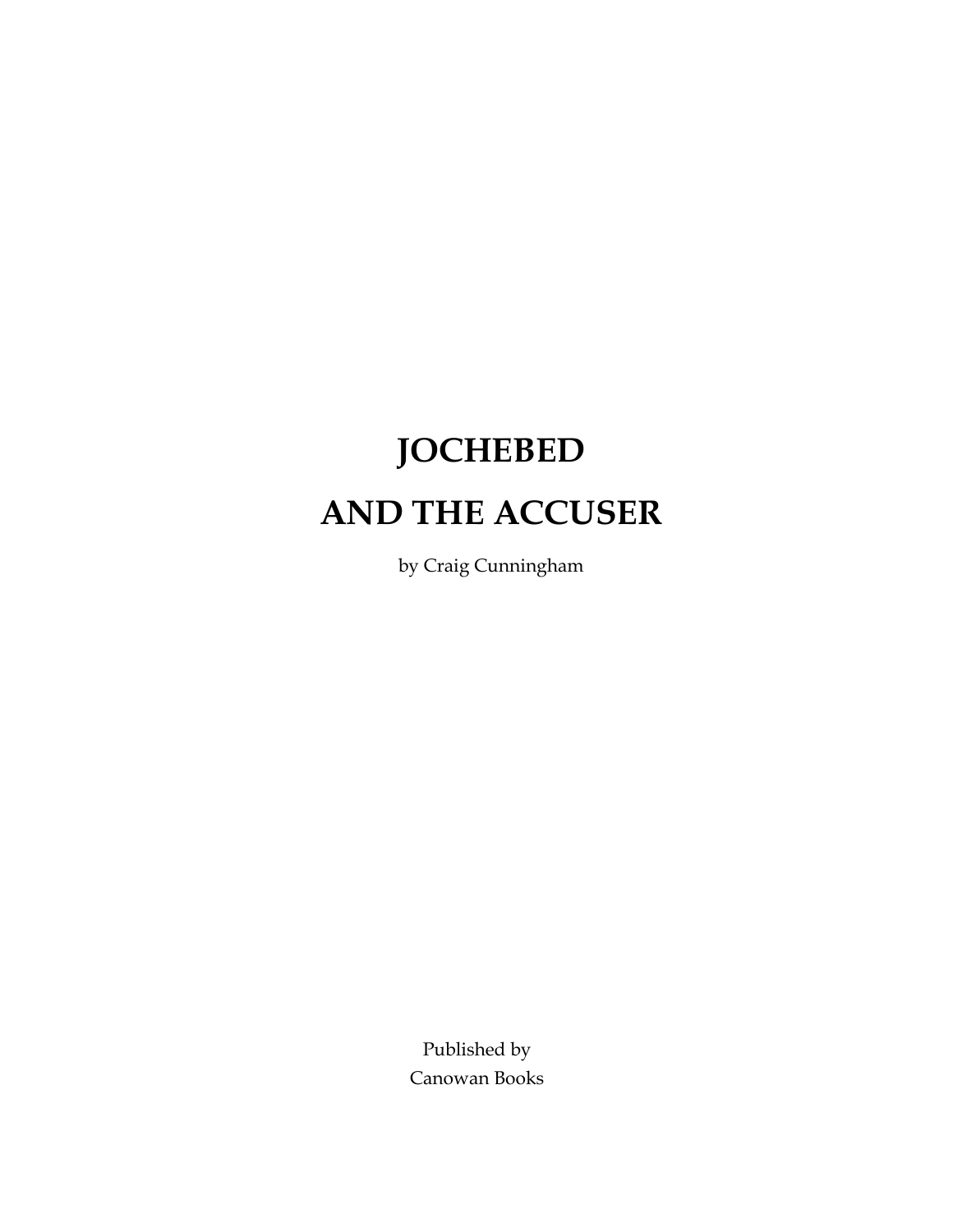# JOCHEBED

# AND THE ACCUSER

by Craig Cunningham

Published by
Canowan Books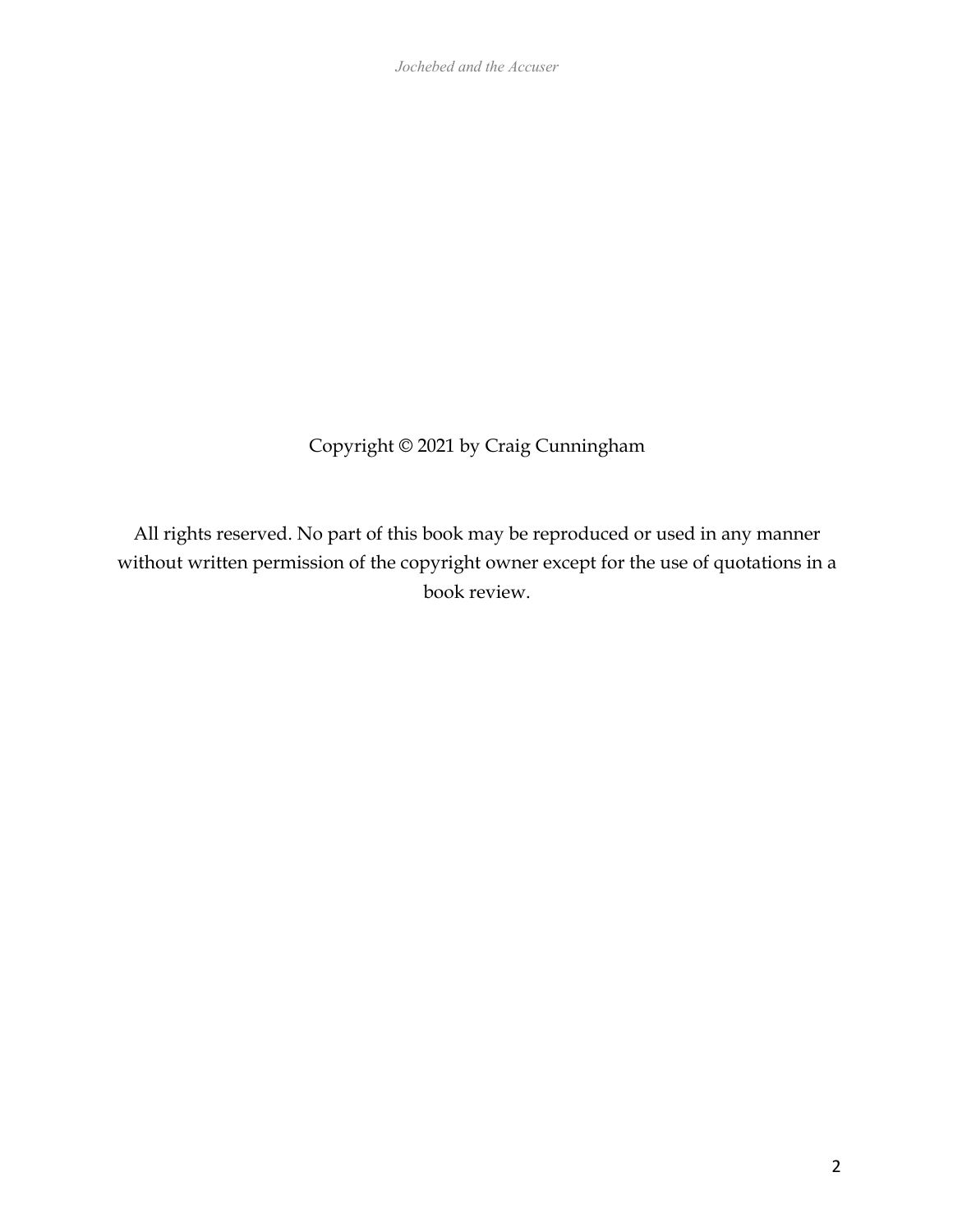Copyright © 2021 by Craig Cunningham

All rights reserved. No part of this book may be reproduced or used in any manner without written permission of the copyright owner except for the use of quotations in a book review.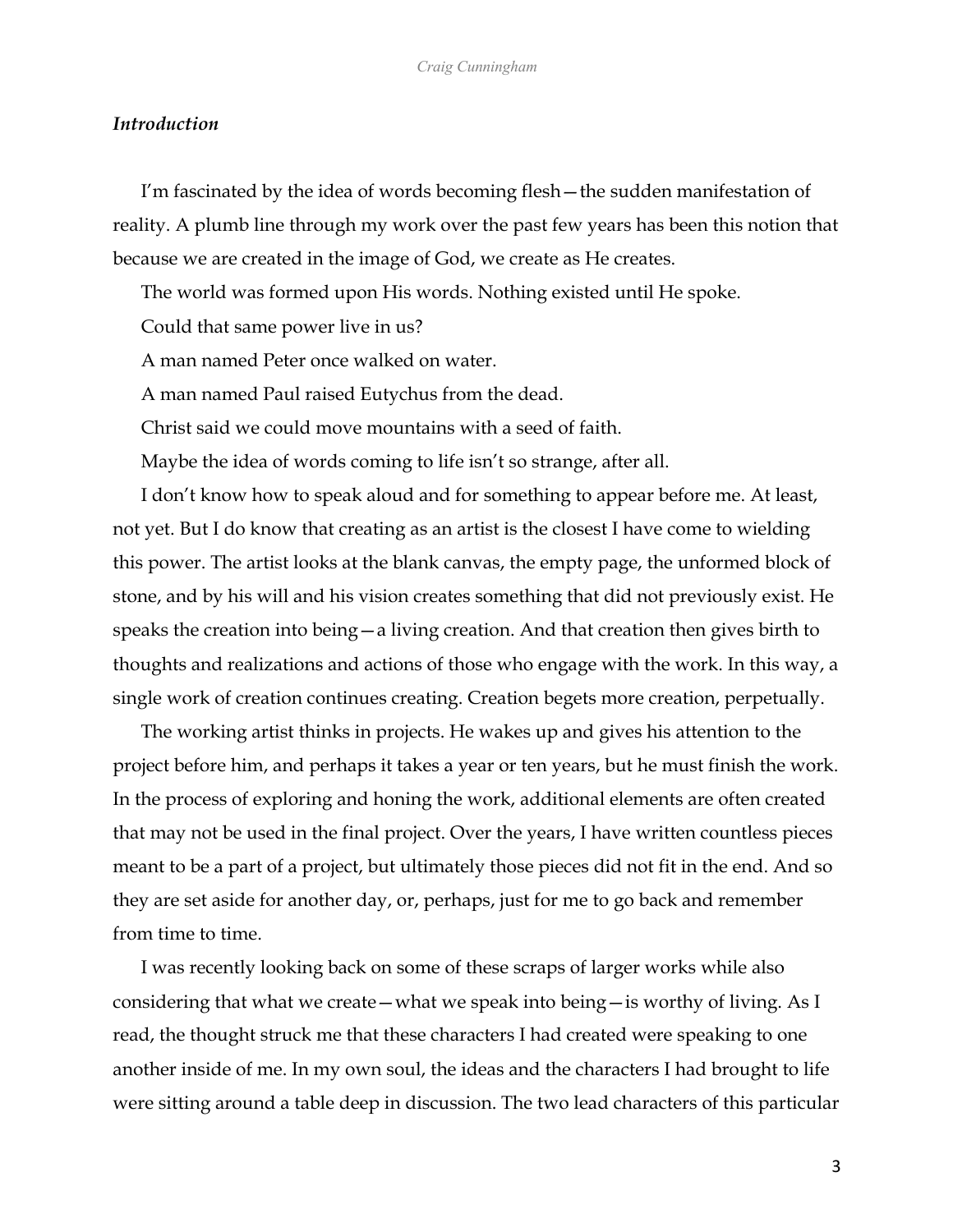***Introduction***

I'm fascinated by the idea of words becoming flesh—the sudden manifestation of reality. A plumb line through my work over the past few years has been this notion that because we are created in the image of God, we create as He creates.

The world was formed upon His words. Nothing existed until He spoke.

Could that same power live in us?

A man named Peter once walked on water.

A man named Paul raised Eutychus from the dead.

Christ said we could move mountains with a seed of faith.

Maybe the idea of words coming to life isn't so strange, after all.

I don't know how to speak aloud and for something to appear before me. At least, not yet. But I do know that creating as an artist is the closest I have come to wielding this power. The artist looks at the blank canvas, the empty page, the unformed block of stone, and by his will and his vision creates something that did not previously exist. He speaks the creation into being—a living creation. And that creation then gives birth to thoughts and realizations and actions of those who engage with the work. In this way, a single work of creation continues creating. Creation begets more creation, perpetually.

The working artist thinks in projects. He wakes up and gives his attention to the project before him, and perhaps it takes a year or ten years, but he must finish the work. In the process of exploring and honing the work, additional elements are often created that may not be used in the final project. Over the years, I have written countless pieces meant to be a part of a project, but ultimately those pieces did not fit in the end. And so they are set aside for another day, or, perhaps, just for me to go back and remember from time to time.

I was recently looking back on some of these scraps of larger works while also considering that what we create—what we speak into being—is worthy of living. As I read, the thought struck me that these characters I had created were speaking to one another inside of me. In my own soul, the ideas and the characters I had brought to life were sitting around a table deep in discussion. The two lead characters of this particular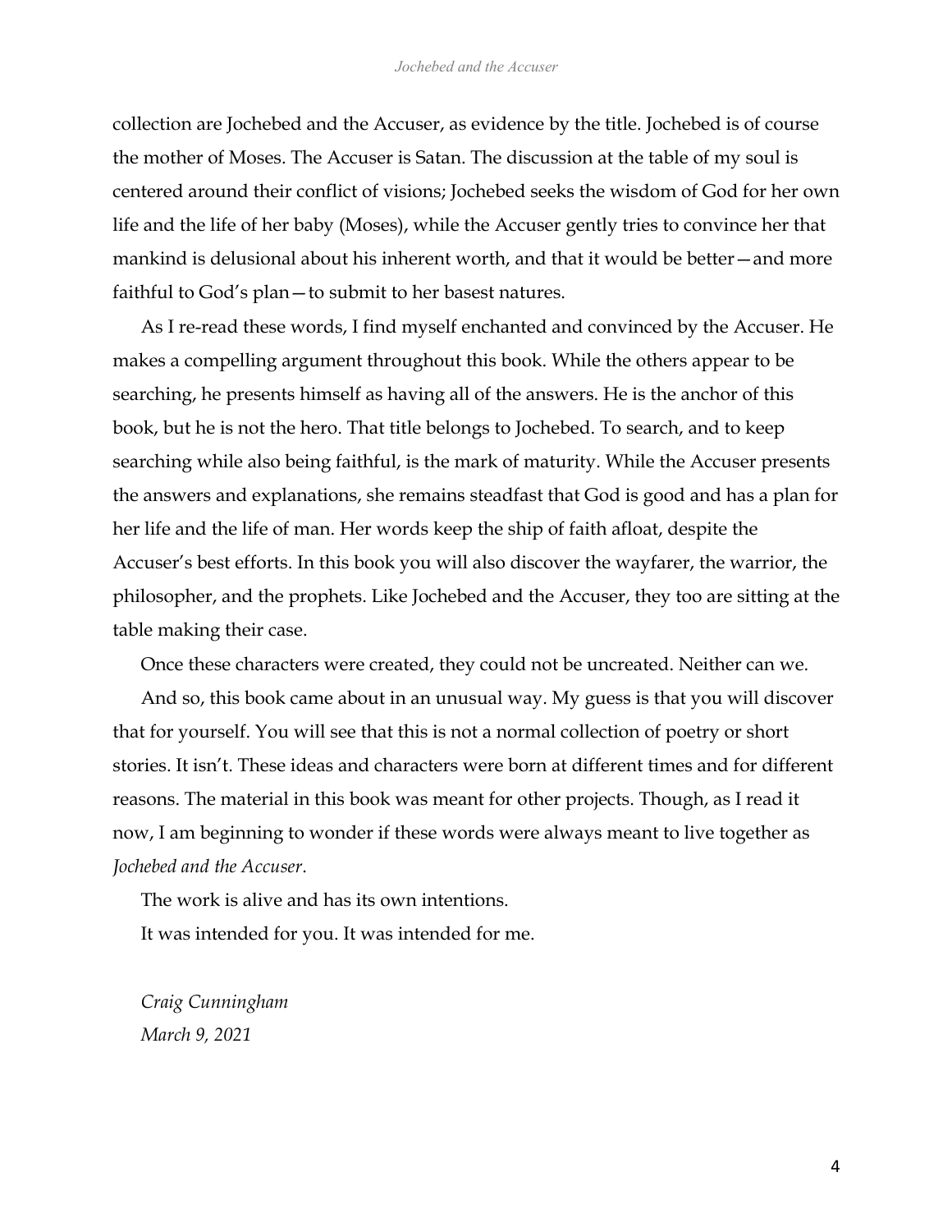collection are Jochebed and the Accuser, as evidence by the title. Jochebed is of course the mother of Moses. The Accuser is Satan. The discussion at the table of my soul is centered around their conflict of visions; Jochebed seeks the wisdom of God for her own life and the life of her baby (Moses), while the Accuser gently tries to convince her that mankind is delusional about his inherent worth, and that it would be better—and more faithful to God's plan—to submit to her basest natures.

As I re-read these words, I find myself enchanted and convinced by the Accuser. He makes a compelling argument throughout this book. While the others appear to be searching, he presents himself as having all of the answers. He is the anchor of this book, but he is not the hero. That title belongs to Jochebed. To search, and to keep searching while also being faithful, is the mark of maturity. While the Accuser presents the answers and explanations, she remains steadfast that God is good and has a plan for her life and the life of man. Her words keep the ship of faith afloat, despite the Accuser's best efforts. In this book you will also discover the wayfarer, the warrior, the philosopher, and the prophets. Like Jochebed and the Accuser, they too are sitting at the table making their case.

Once these characters were created, they could not be uncreated. Neither can we.

And so, this book came about in an unusual way. My guess is that you will discover that for yourself. You will see that this is not a normal collection of poetry or short stories. It isn't. These ideas and characters were born at different times and for different reasons. The material in this book was meant for other projects. Though, as I read it now, I am beginning to wonder if these words were always meant to live together as *Jochebed and the Accuser*.

The work is alive and has its own intentions.

It was intended for you. It was intended for me.

*Craig Cunningham*
*March 9, 2021*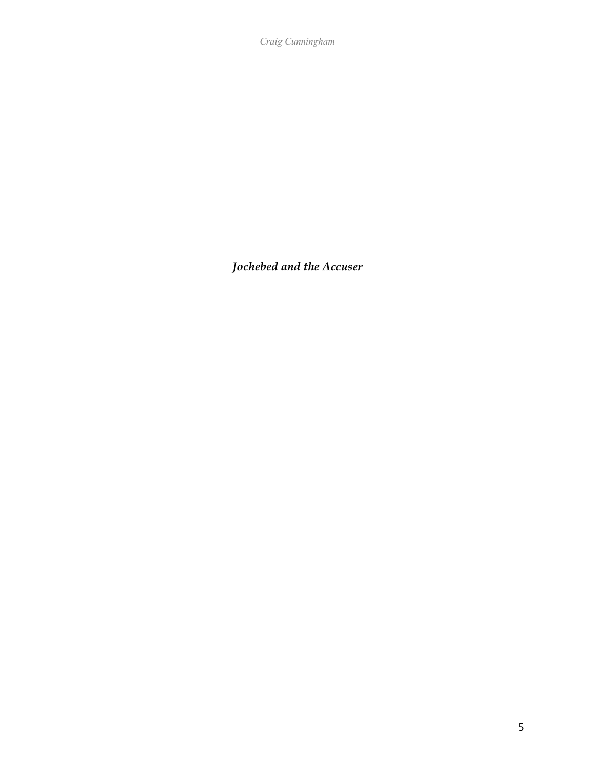***Jochebed and the Accuser***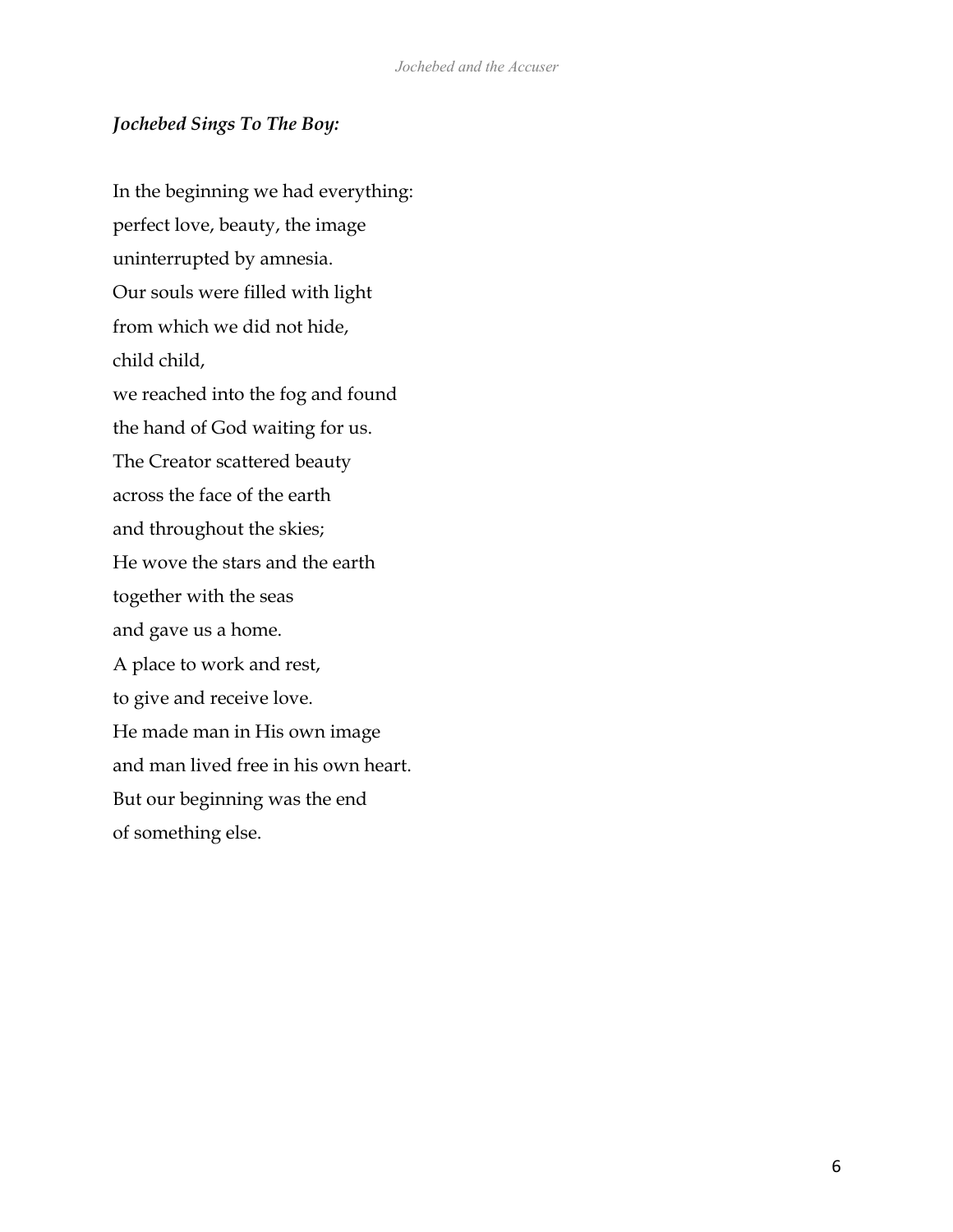***Jochebed Sings To The Boy:***

In the beginning we had everything:  
perfect love, beauty, the image  
uninterrupted by amnesia.  
Our souls were filled with light  
from which we did not hide,  
child child,  
we reached into the fog and found  
the hand of God waiting for us.  
The Creator scattered beauty  
across the face of the earth  
and throughout the skies;  
He wove the stars and the earth  
together with the seas  
and gave us a home.  
A place to work and rest,  
to give and receive love.  
He made man in His own image  
and man lived free in his own heart.  
But our beginning was the end  
of something else.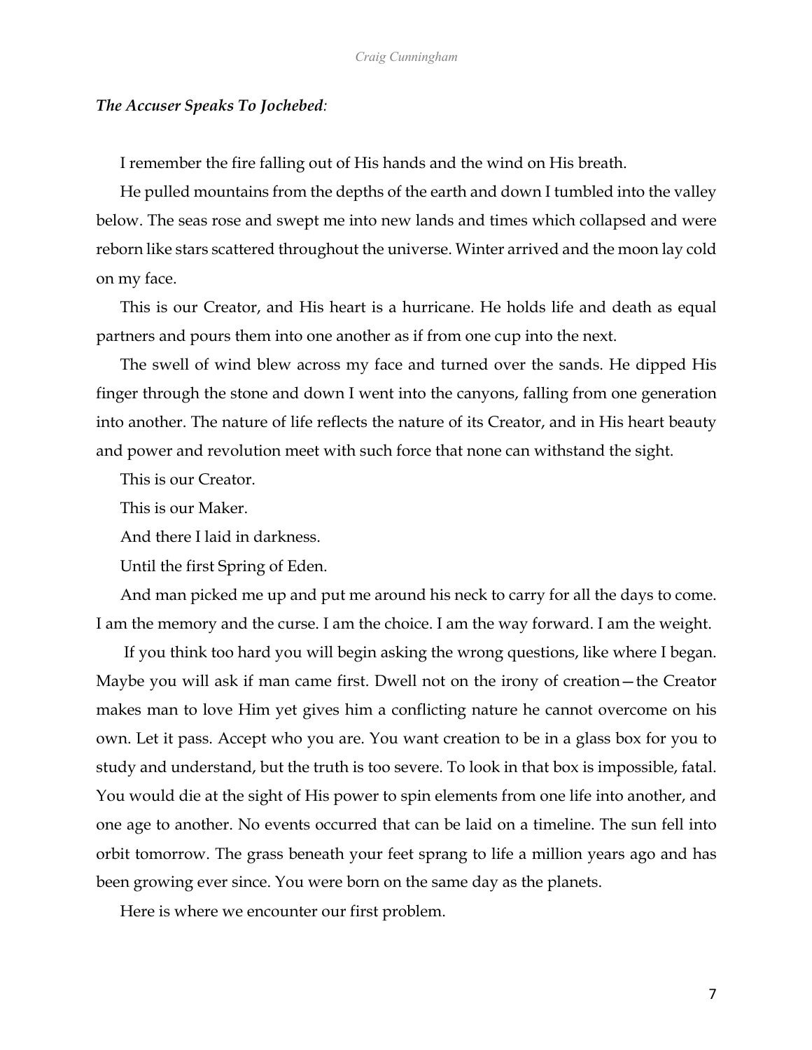***The Accuser Speaks To Jochebed:***

I remember the fire falling out of His hands and the wind on His breath.

He pulled mountains from the depths of the earth and down I tumbled into the valley below. The seas rose and swept me into new lands and times which collapsed and were reborn like stars scattered throughout the universe. Winter arrived and the moon lay cold on my face.

This is our Creator, and His heart is a hurricane. He holds life and death as equal partners and pours them into one another as if from one cup into the next.

The swell of wind blew across my face and turned over the sands. He dipped His finger through the stone and down I went into the canyons, falling from one generation into another. The nature of life reflects the nature of its Creator, and in His heart beauty and power and revolution meet with such force that none can withstand the sight.

This is our Creator.

This is our Maker.

And there I laid in darkness.

Until the first Spring of Eden.

And man picked me up and put me around his neck to carry for all the days to come. I am the memory and the curse. I am the choice. I am the way forward. I am the weight.

If you think too hard you will begin asking the wrong questions, like where I began. Maybe you will ask if man came first. Dwell not on the irony of creation—the Creator makes man to love Him yet gives him a conflicting nature he cannot overcome on his own. Let it pass. Accept who you are. You want creation to be in a glass box for you to study and understand, but the truth is too severe. To look in that box is impossible, fatal. You would die at the sight of His power to spin elements from one life into another, and one age to another. No events occurred that can be laid on a timeline. The sun fell into orbit tomorrow. The grass beneath your feet sprang to life a million years ago and has been growing ever since. You were born on the same day as the planets.

Here is where we encounter our first problem.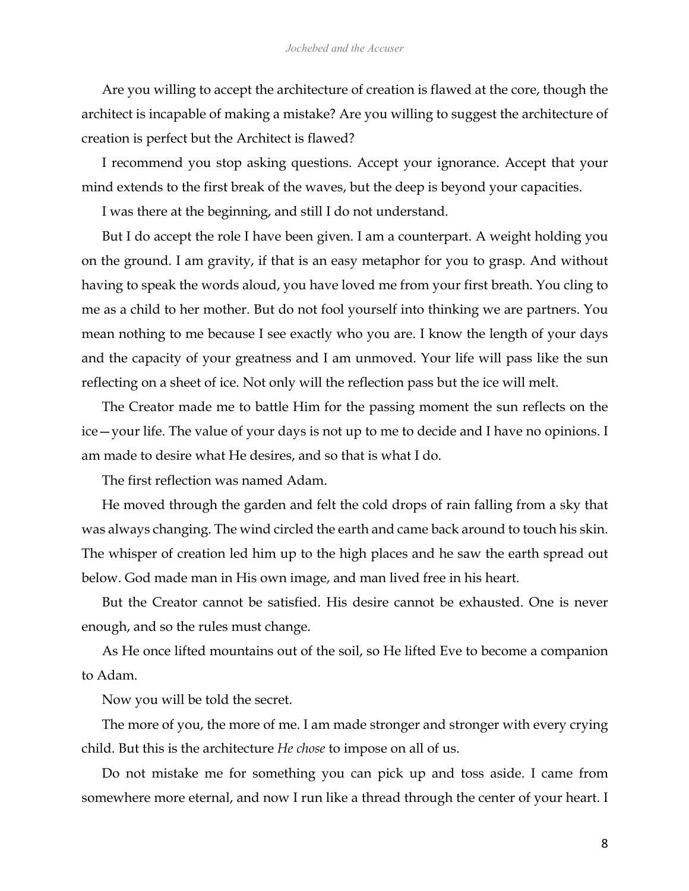Are you willing to accept the architecture of creation is flawed at the core, though the architect is incapable of making a mistake? Are you willing to suggest the architecture of creation is perfect but the Architect is flawed?

I recommend you stop asking questions. Accept your ignorance. Accept that your mind extends to the first break of the waves, but the deep is beyond your capacities.

I was there at the beginning, and still I do not understand.

But I do accept the role I have been given. I am a counterpart. A weight holding you on the ground. I am gravity, if that is an easy metaphor for you to grasp. And without having to speak the words aloud, you have loved me from your first breath. You cling to me as a child to her mother. But do not fool yourself into thinking we are partners. You mean nothing to me because I see exactly who you are. I know the length of your days and the capacity of your greatness and I am unmoved. Your life will pass like the sun reflecting on a sheet of ice. Not only will the reflection pass but the ice will melt.

The Creator made me to battle Him for the passing moment the sun reflects on the ice—your life. The value of your days is not up to me to decide and I have no opinions. I am made to desire what He desires, and so that is what I do.

The first reflection was named Adam.

He moved through the garden and felt the cold drops of rain falling from a sky that was always changing. The wind circled the earth and came back around to touch his skin. The whisper of creation led him up to the high places and he saw the earth spread out below. God made man in His own image, and man lived free in his heart.

But the Creator cannot be satisfied. His desire cannot be exhausted. One is never enough, and so the rules must change.

As He once lifted mountains out of the soil, so He lifted Eve to become a companion to Adam.

Now you will be told the secret.

The more of you, the more of me. I am made stronger and stronger with every crying child. But this is the architecture *He chose* to impose on all of us.

Do not mistake me for something you can pick up and toss aside. I came from somewhere more eternal, and now I run like a thread through the center of your heart. I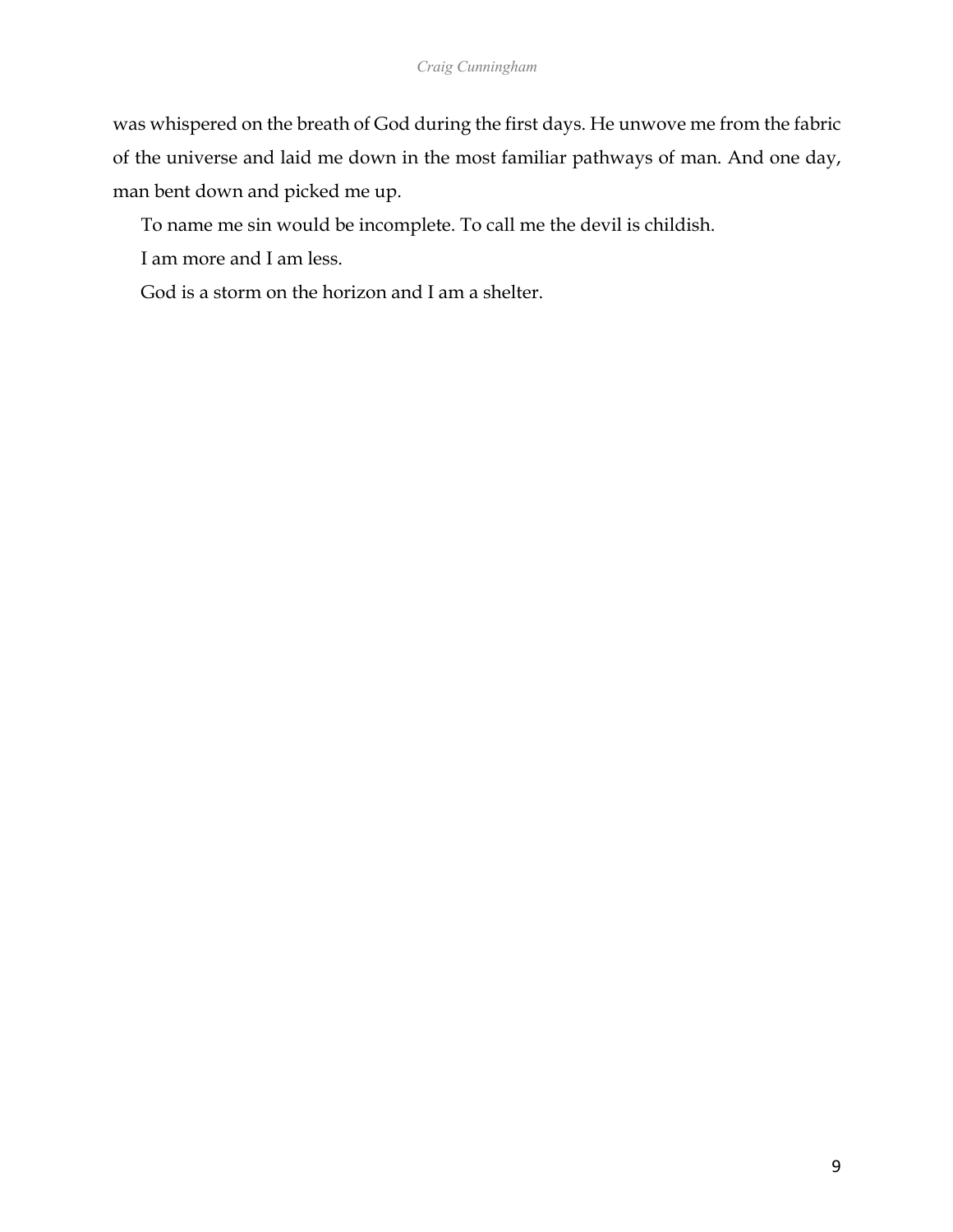was whispered on the breath of God during the first days. He unwove me from the fabric of the universe and laid me down in the most familiar pathways of man. And one day, man bent down and picked me up.

To name me sin would be incomplete. To call me the devil is childish.

I am more and I am less.

God is a storm on the horizon and I am a shelter.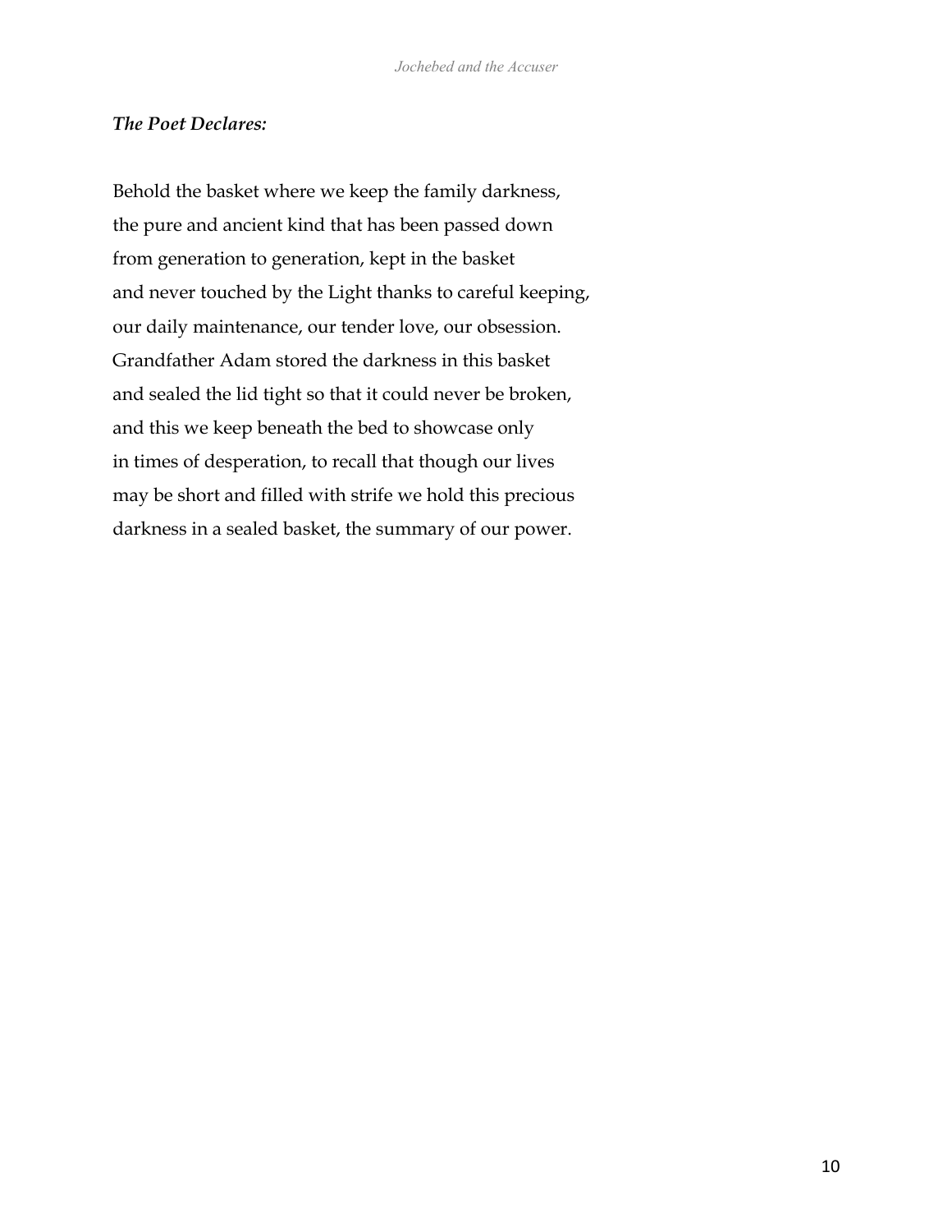***The Poet Declares:***

Behold the basket where we keep the family darkness,  
the pure and ancient kind that has been passed down  
from generation to generation, kept in the basket  
and never touched by the Light thanks to careful keeping,  
our daily maintenance, our tender love, our obsession.  
Grandfather Adam stored the darkness in this basket  
and sealed the lid tight so that it could never be broken,  
and this we keep beneath the bed to showcase only  
in times of desperation, to recall that though our lives  
may be short and filled with strife we hold this precious  
darkness in a sealed basket, the summary of our power.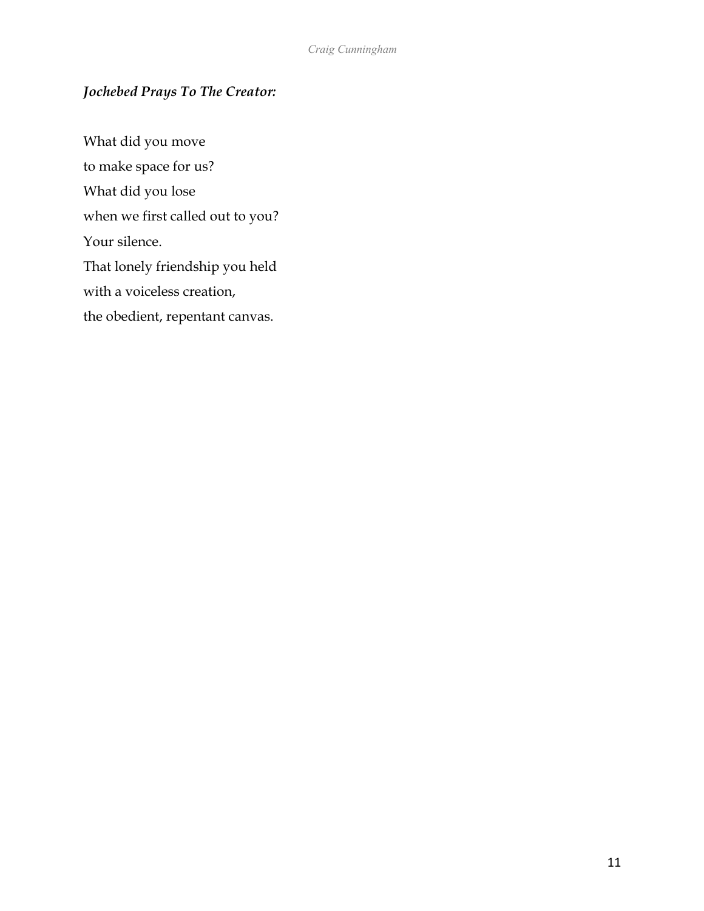***Jochebed Prays To The Creator:***

What did you move  
to make space for us?  
What did you lose  
when we first called out to you?  
Your silence.  
That lonely friendship you held  
with a voiceless creation,  
the obedient, repentant canvas.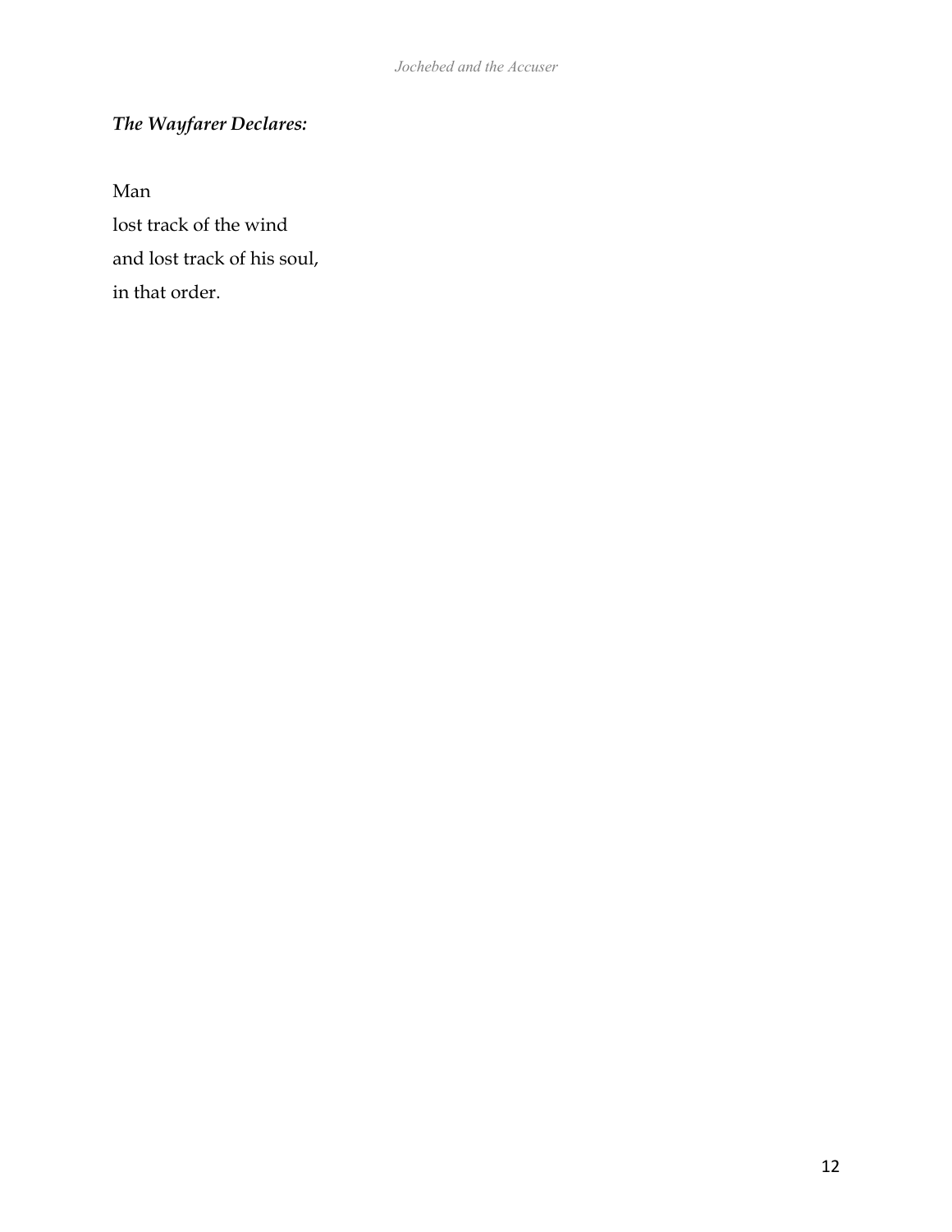***The Wayfarer Declares:***

Man  
lost track of the wind  
and lost track of his soul,  
in that order.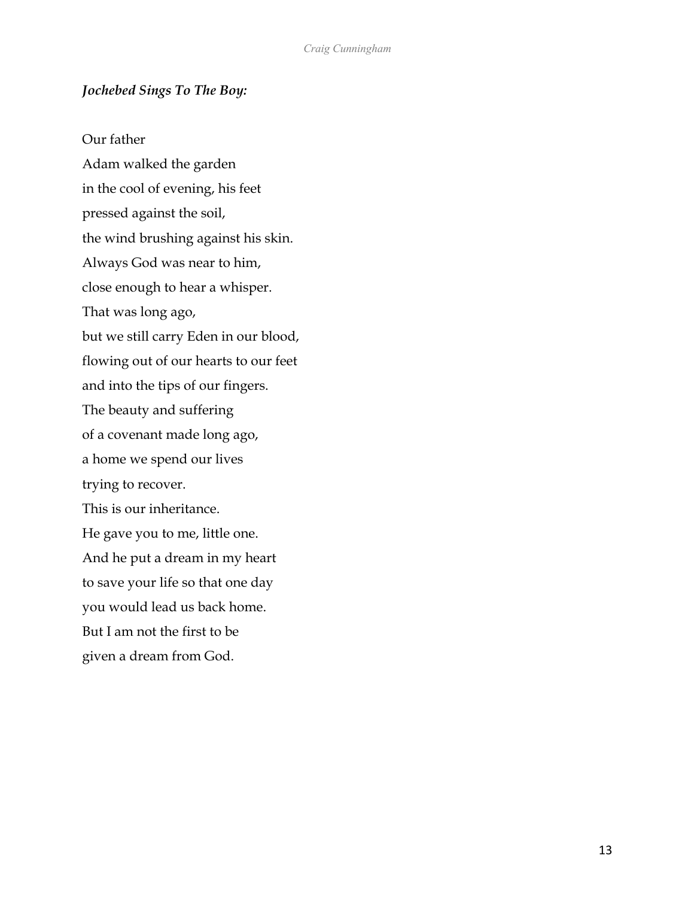***Jochebed Sings To The Boy:***

Our father  
Adam walked the garden  
in the cool of evening, his feet  
pressed against the soil,  
the wind brushing against his skin.  
Always God was near to him,  
close enough to hear a whisper.  
That was long ago,  
but we still carry Eden in our blood,  
flowing out of our hearts to our feet  
and into the tips of our fingers.  
The beauty and suffering  
of a covenant made long ago,  
a home we spend our lives  
trying to recover.  
This is our inheritance.  
He gave you to me, little one.  
And he put a dream in my heart  
to save your life so that one day  
you would lead us back home.  
But I am not the first to be  
given a dream from God.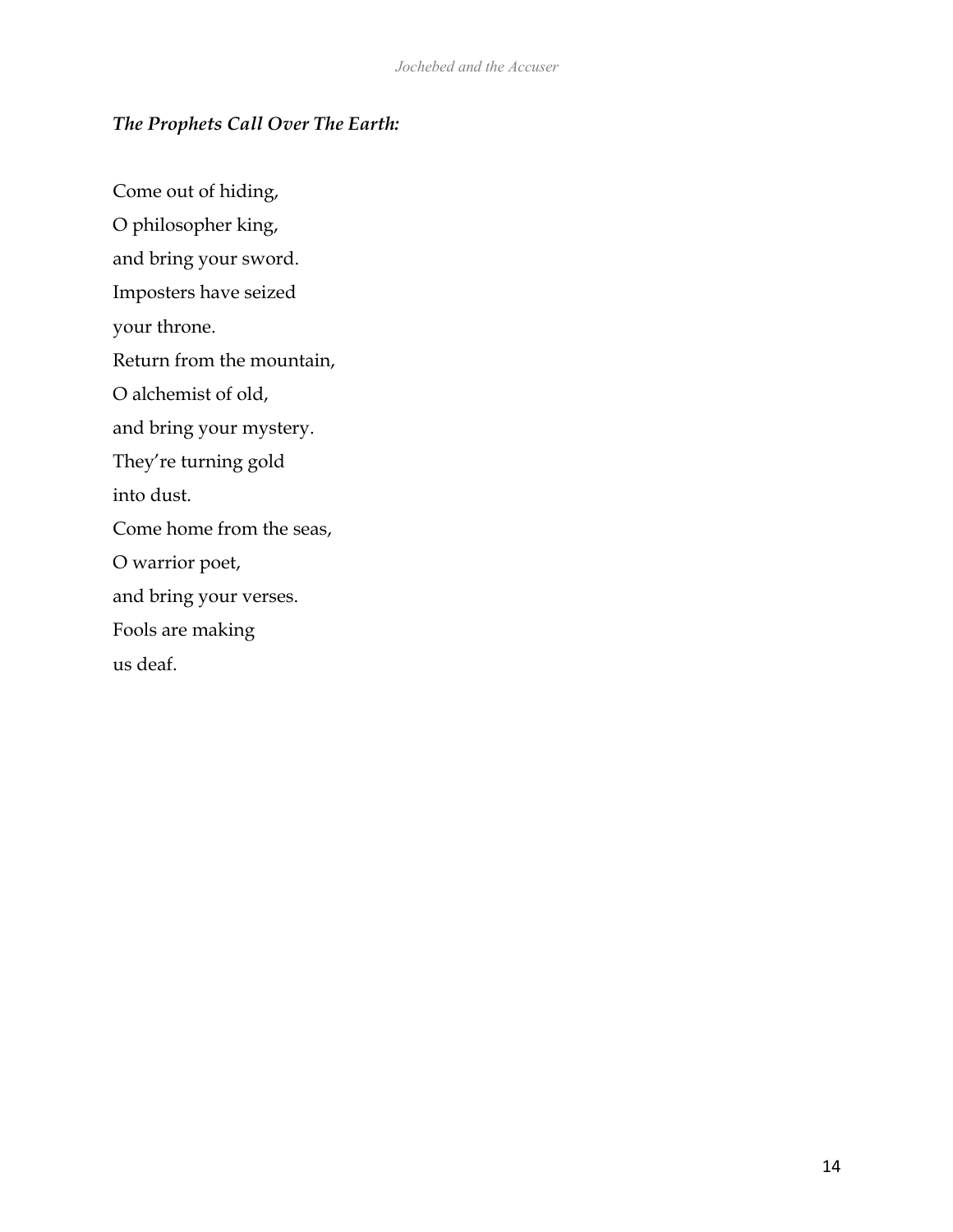***The Prophets Call Over The Earth:***

Come out of hiding,  
O philosopher king,  
and bring your sword.  
Imposters have seized  
your throne.  
Return from the mountain,  
O alchemist of old,  
and bring your mystery.  
They're turning gold  
into dust.  
Come home from the seas,  
O warrior poet,  
and bring your verses.  
Fools are making  
us deaf.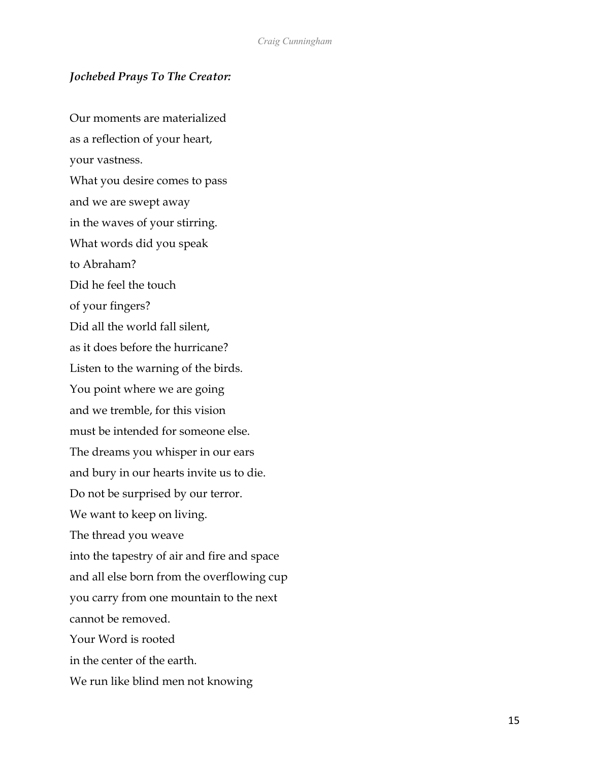***Jochebed Prays To The Creator:***

Our moments are materialized  
as a reflection of your heart,  
your vastness.  
What you desire comes to pass  
and we are swept away  
in the waves of your stirring.  
What words did you speak  
to Abraham?  
Did he feel the touch  
of your fingers?  
Did all the world fall silent,  
as it does before the hurricane?  
Listen to the warning of the birds.  
You point where we are going  
and we tremble, for this vision  
must be intended for someone else.  
The dreams you whisper in our ears  
and bury in our hearts invite us to die.  
Do not be surprised by our terror.  
We want to keep on living.  
The thread you weave  
into the tapestry of air and fire and space  
and all else born from the overflowing cup  
you carry from one mountain to the next  
cannot be removed.  
Your Word is rooted  
in the center of the earth.  
We run like blind men not knowing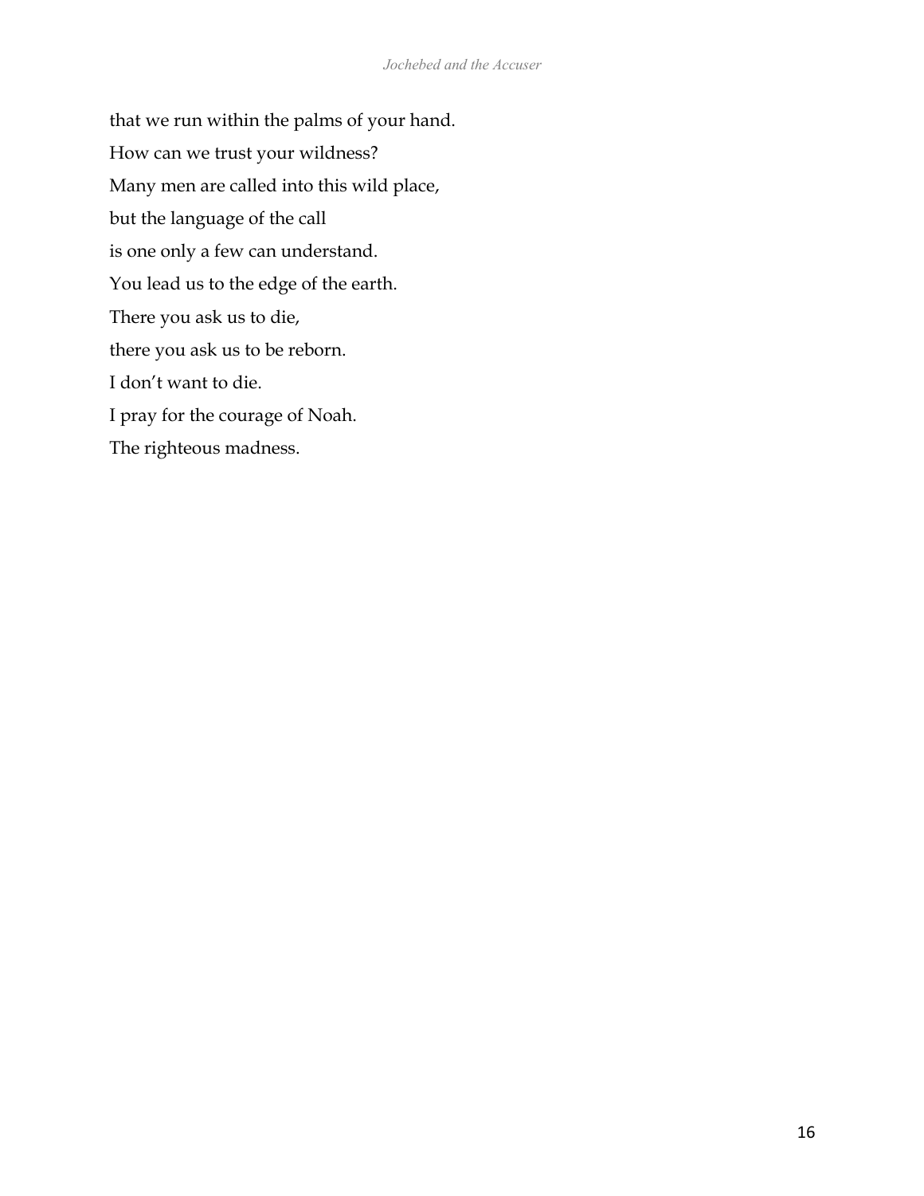that we run within the palms of your hand.

How can we trust your wildness?

Many men are called into this wild place,

but the language of the call

is one only a few can understand.

You lead us to the edge of the earth.

There you ask us to die,

there you ask us to be reborn.

I don't want to die.

I pray for the courage of Noah.

The righteous madness.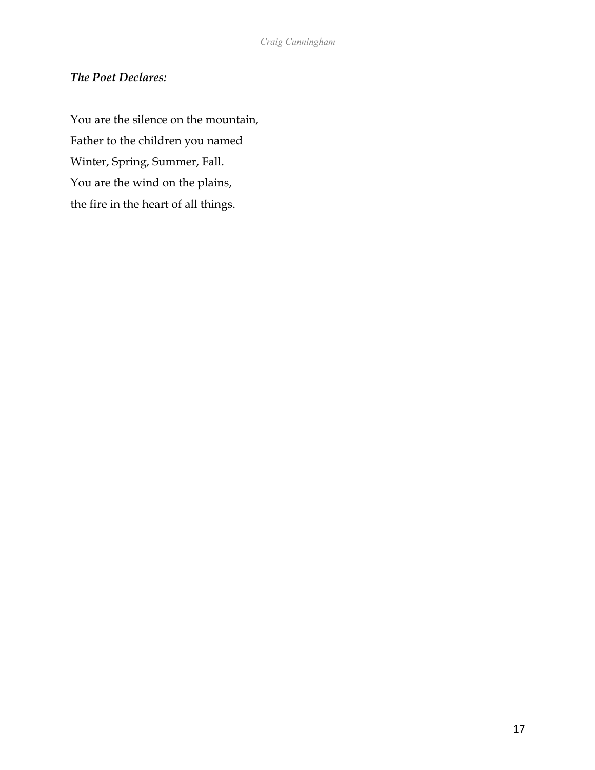***The Poet Declares:***

You are the silence on the mountain,
Father to the children you named
Winter, Spring, Summer, Fall.
You are the wind on the plains,
the fire in the heart of all things.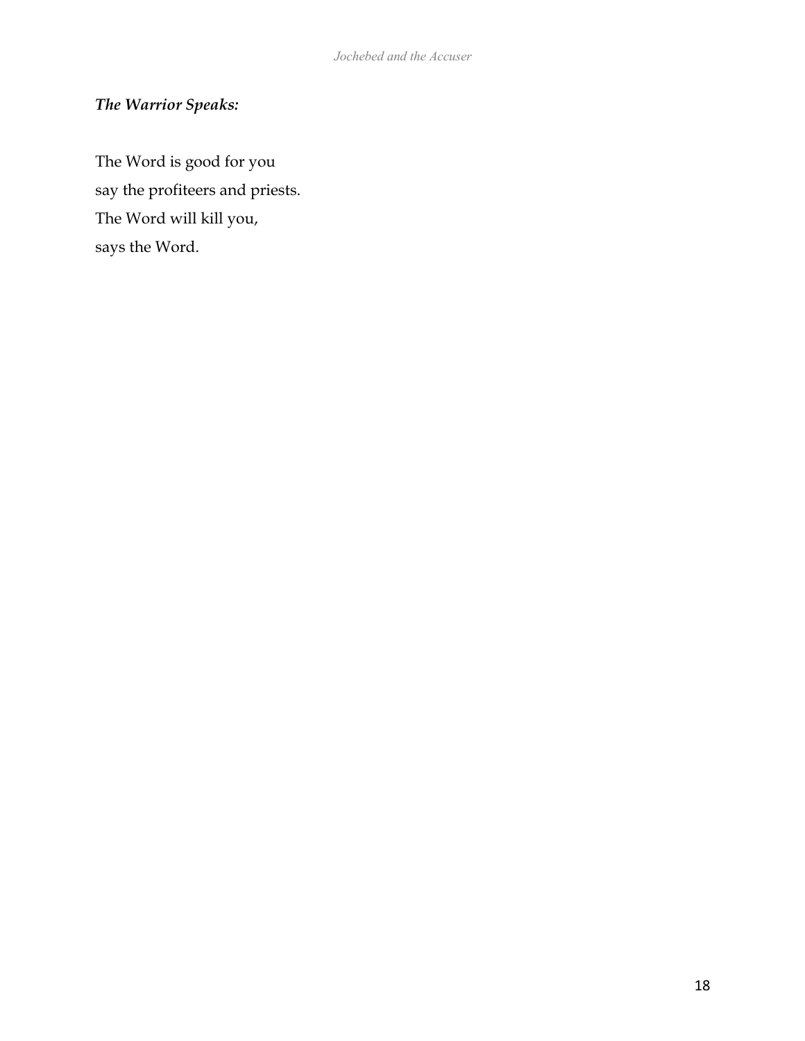***The Warrior Speaks:***

The Word is good for you  
say the profiteers and priests.  
The Word will kill you,  
says the Word.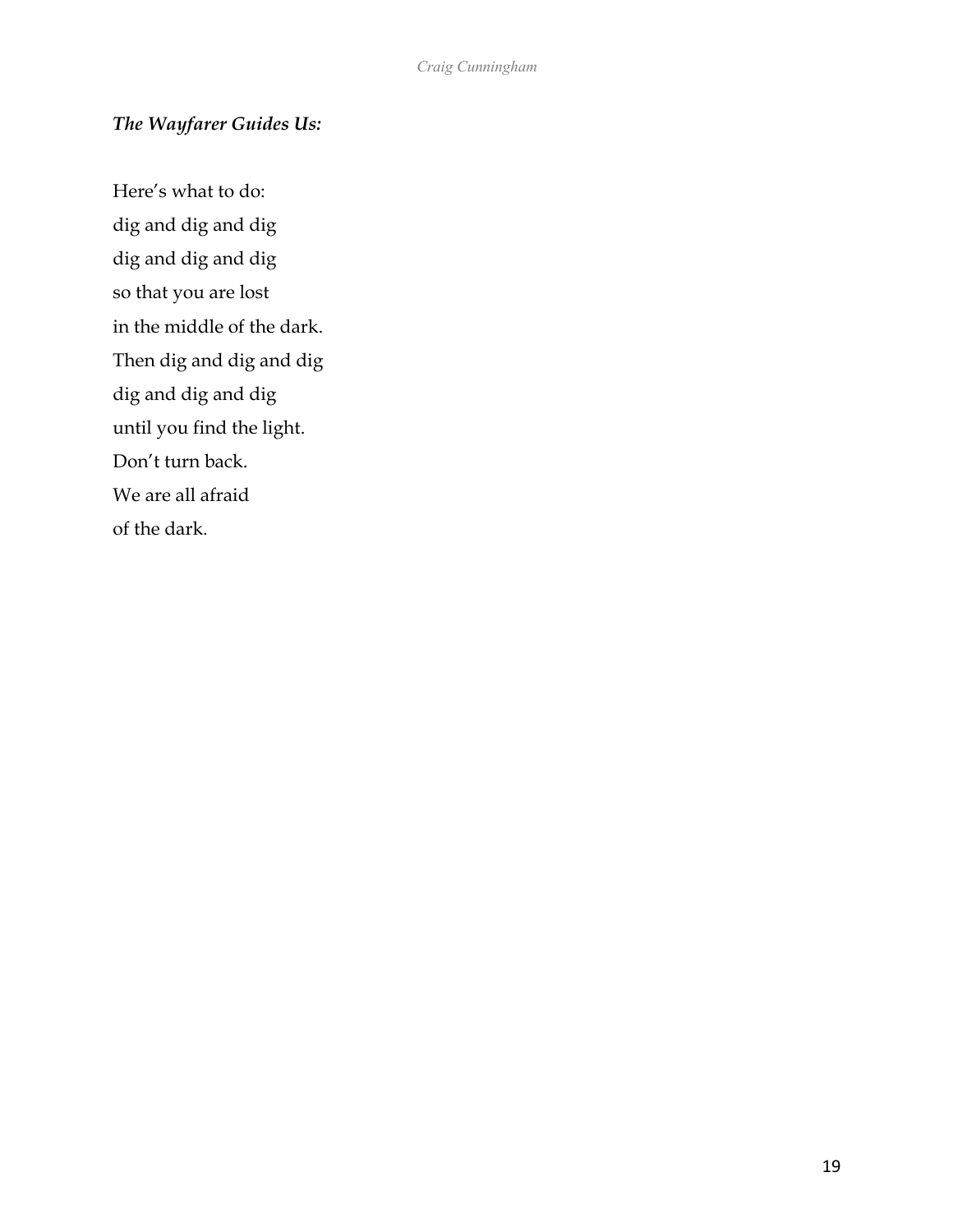***The Wayfarer Guides Us:***

Here's what to do:  
dig and dig and dig  
dig and dig and dig  
so that you are lost  
in the middle of the dark.  
Then dig and dig and dig  
dig and dig and dig  
until you find the light.  
Don't turn back.  
We are all afraid  
of the dark.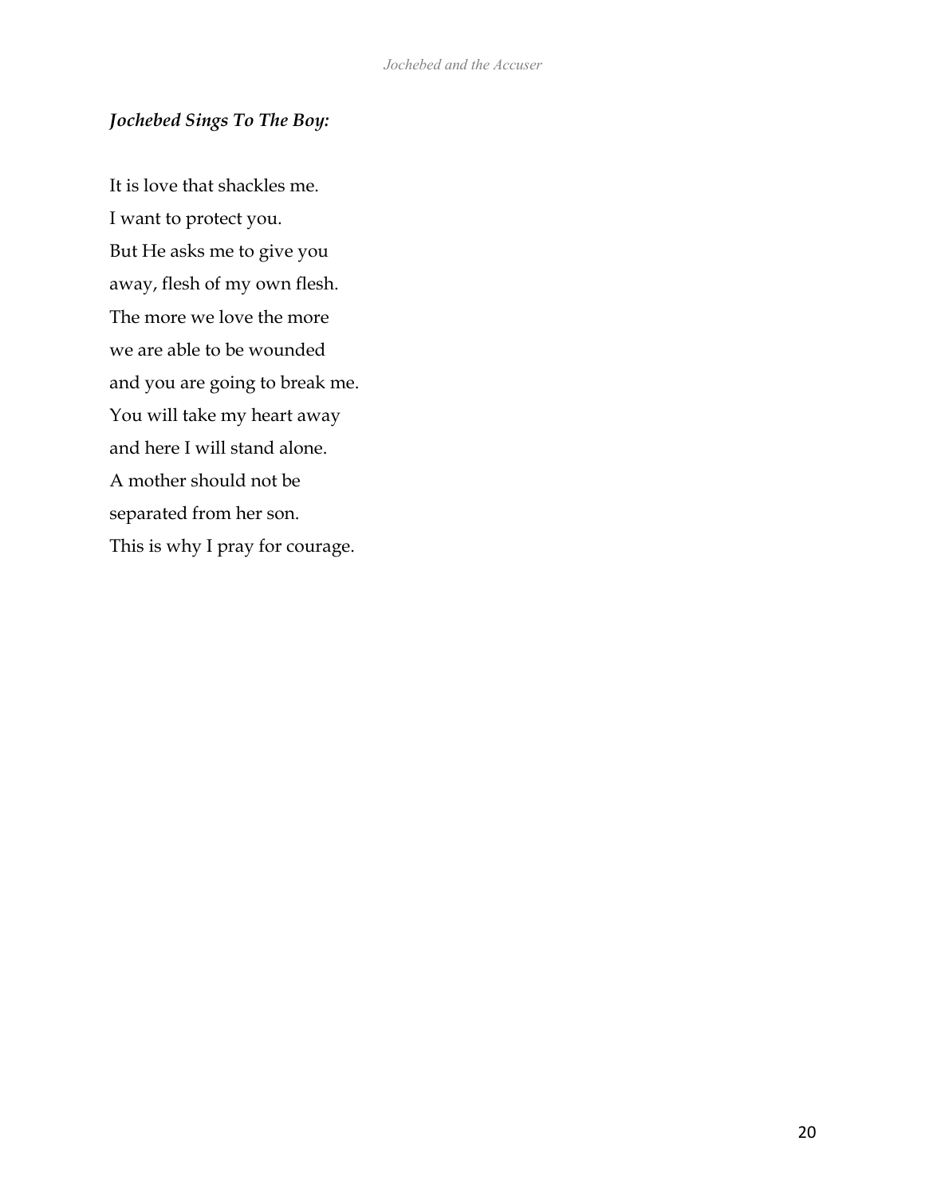***Jochebed Sings To The Boy:***

It is love that shackles me.  
I want to protect you.  
But He asks me to give you  
away, flesh of my own flesh.  
The more we love the more  
we are able to be wounded  
and you are going to break me.  
You will take my heart away  
and here I will stand alone.  
A mother should not be  
separated from her son.  
This is why I pray for courage.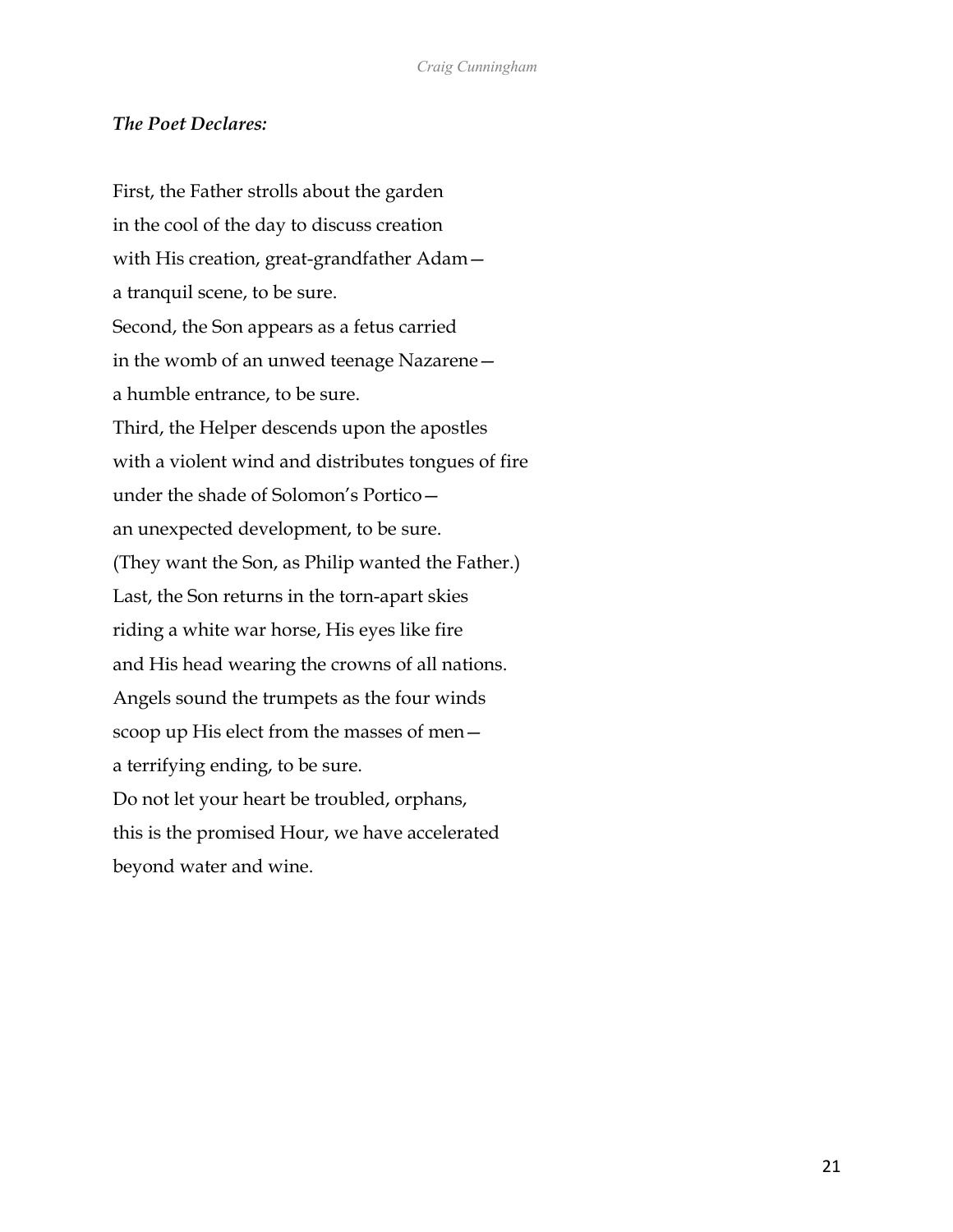***The Poet Declares:***

First, the Father strolls about the garden  
in the cool of the day to discuss creation  
with His creation, great-grandfather Adam—  
a tranquil scene, to be sure.  
Second, the Son appears as a fetus carried  
in the womb of an unwed teenage Nazarene—  
a humble entrance, to be sure.  
Third, the Helper descends upon the apostles  
with a violent wind and distributes tongues of fire  
under the shade of Solomon's Portico—  
an unexpected development, to be sure.  
(They want the Son, as Philip wanted the Father.)  
Last, the Son returns in the torn-apart skies  
riding a white war horse, His eyes like fire  
and His head wearing the crowns of all nations.  
Angels sound the trumpets as the four winds  
scoop up His elect from the masses of men—  
a terrifying ending, to be sure.  
Do not let your heart be troubled, orphans,  
this is the promised Hour, we have accelerated  
beyond water and wine.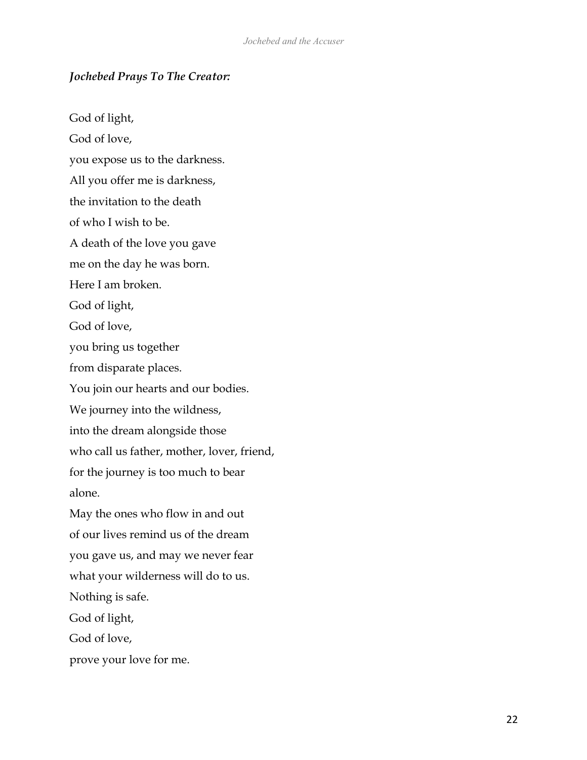***Jochebed Prays To The Creator:***

God of light,  
God of love,  
you expose us to the darkness.  
All you offer me is darkness,  
the invitation to the death  
of who I wish to be.  
A death of the love you gave  
me on the day he was born.  
Here I am broken.  
God of light,  
God of love,  
you bring us together  
from disparate places.  
You join our hearts and our bodies.  
We journey into the wildness,  
into the dream alongside those  
who call us father, mother, lover, friend,  
for the journey is too much to bear  
alone.  
May the ones who flow in and out  
of our lives remind us of the dream  
you gave us, and may we never fear  
what your wilderness will do to us.  
Nothing is safe.  
God of light,  
God of love,  
prove your love for me.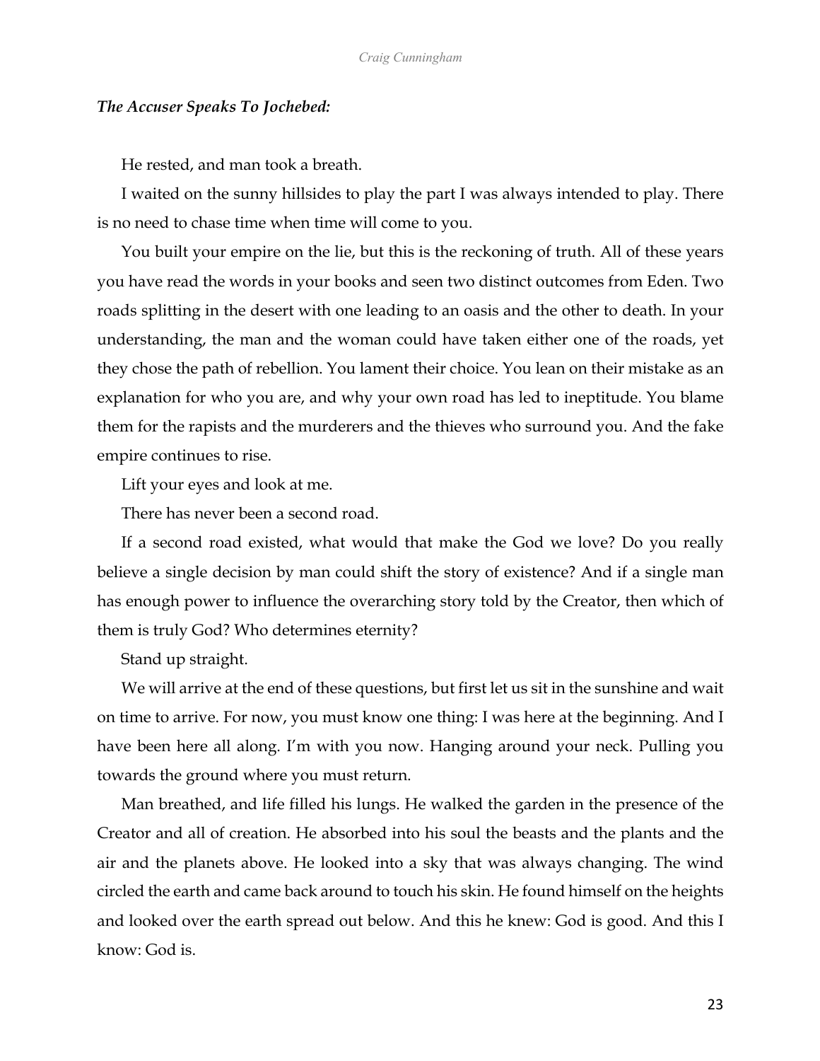***The Accuser Speaks To Jochebed:***

He rested, and man took a breath.

I waited on the sunny hillsides to play the part I was always intended to play. There is no need to chase time when time will come to you.

You built your empire on the lie, but this is the reckoning of truth. All of these years you have read the words in your books and seen two distinct outcomes from Eden. Two roads splitting in the desert with one leading to an oasis and the other to death. In your understanding, the man and the woman could have taken either one of the roads, yet they chose the path of rebellion. You lament their choice. You lean on their mistake as an explanation for who you are, and why your own road has led to ineptitude. You blame them for the rapists and the murderers and the thieves who surround you. And the fake empire continues to rise.

Lift your eyes and look at me.

There has never been a second road.

If a second road existed, what would that make the God we love? Do you really believe a single decision by man could shift the story of existence? And if a single man has enough power to influence the overarching story told by the Creator, then which of them is truly God? Who determines eternity?

Stand up straight.

We will arrive at the end of these questions, but first let us sit in the sunshine and wait on time to arrive. For now, you must know one thing: I was here at the beginning. And I have been here all along. I'm with you now. Hanging around your neck. Pulling you towards the ground where you must return.

Man breathed, and life filled his lungs. He walked the garden in the presence of the Creator and all of creation. He absorbed into his soul the beasts and the plants and the air and the planets above. He looked into a sky that was always changing. The wind circled the earth and came back around to touch his skin. He found himself on the heights and looked over the earth spread out below. And this he knew: God is good. And this I know: God is.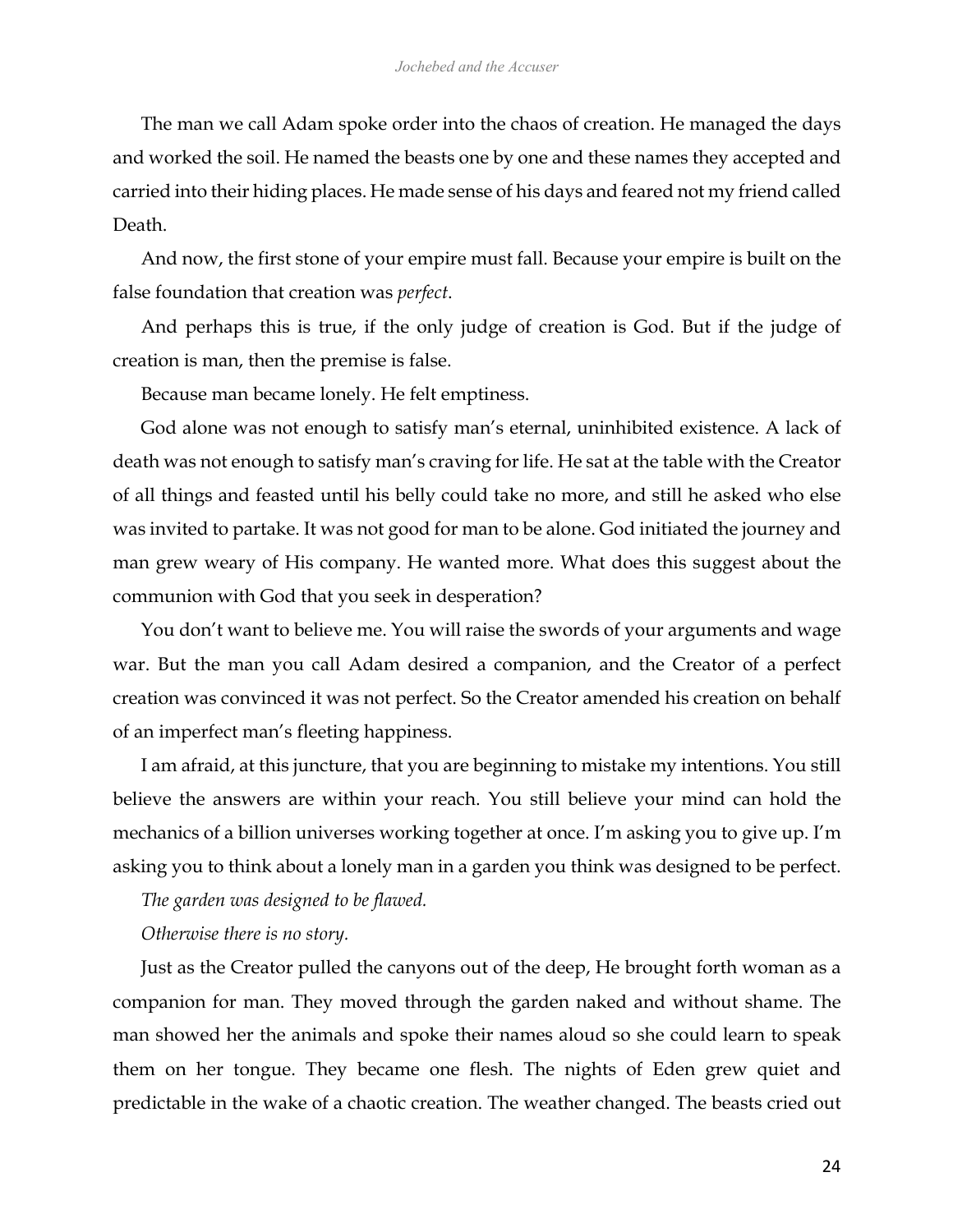The man we call Adam spoke order into the chaos of creation. He managed the days and worked the soil. He named the beasts one by one and these names they accepted and carried into their hiding places. He made sense of his days and feared not my friend called Death.

And now, the first stone of your empire must fall. Because your empire is built on the false foundation that creation was *perfect*.

And perhaps this is true, if the only judge of creation is God. But if the judge of creation is man, then the premise is false.

Because man became lonely. He felt emptiness.

God alone was not enough to satisfy man's eternal, uninhibited existence. A lack of death was not enough to satisfy man's craving for life. He sat at the table with the Creator of all things and feasted until his belly could take no more, and still he asked who else was invited to partake. It was not good for man to be alone. God initiated the journey and man grew weary of His company. He wanted more. What does this suggest about the communion with God that you seek in desperation?

You don't want to believe me. You will raise the swords of your arguments and wage war. But the man you call Adam desired a companion, and the Creator of a perfect creation was convinced it was not perfect. So the Creator amended his creation on behalf of an imperfect man's fleeting happiness.

I am afraid, at this juncture, that you are beginning to mistake my intentions. You still believe the answers are within your reach. You still believe your mind can hold the mechanics of a billion universes working together at once. I'm asking you to give up. I'm asking you to think about a lonely man in a garden you think was designed to be perfect.

*The garden was designed to be flawed.*

*Otherwise there is no story.*

Just as the Creator pulled the canyons out of the deep, He brought forth woman as a companion for man. They moved through the garden naked and without shame. The man showed her the animals and spoke their names aloud so she could learn to speak them on her tongue. They became one flesh. The nights of Eden grew quiet and predictable in the wake of a chaotic creation. The weather changed. The beasts cried out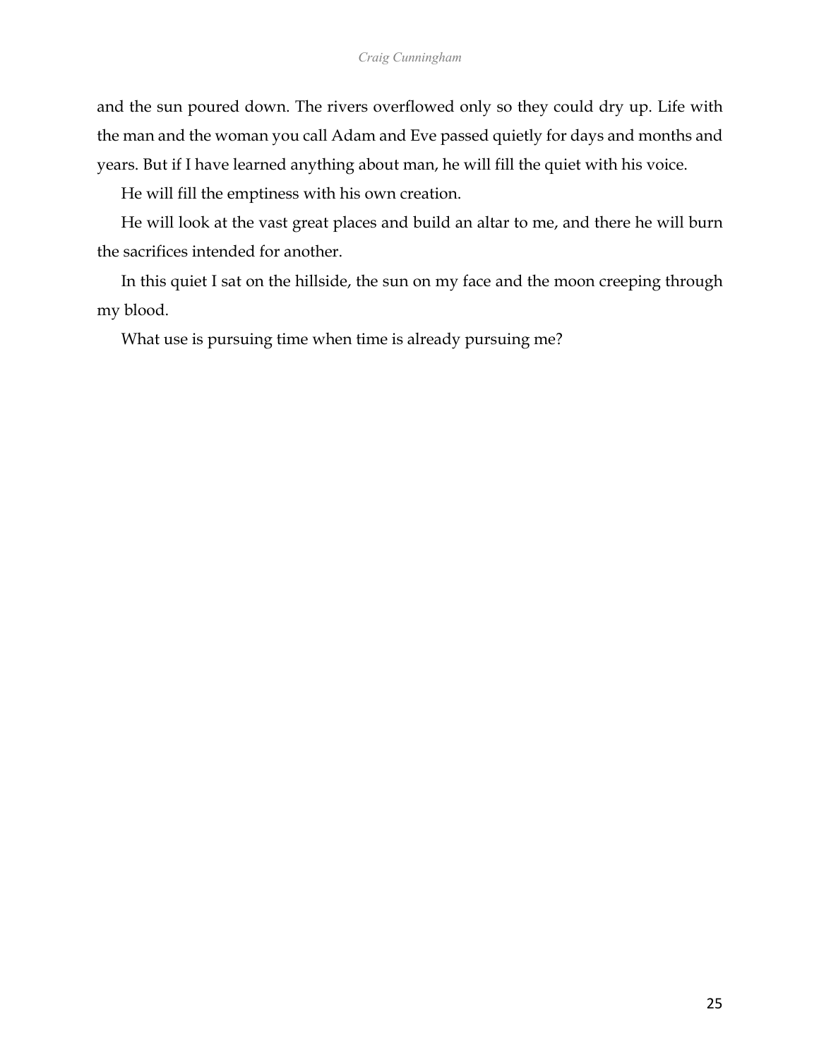and the sun poured down. The rivers overflowed only so they could dry up. Life with the man and the woman you call Adam and Eve passed quietly for days and months and years. But if I have learned anything about man, he will fill the quiet with his voice.

He will fill the emptiness with his own creation.

He will look at the vast great places and build an altar to me, and there he will burn the sacrifices intended for another.

In this quiet I sat on the hillside, the sun on my face and the moon creeping through my blood.

What use is pursuing time when time is already pursuing me?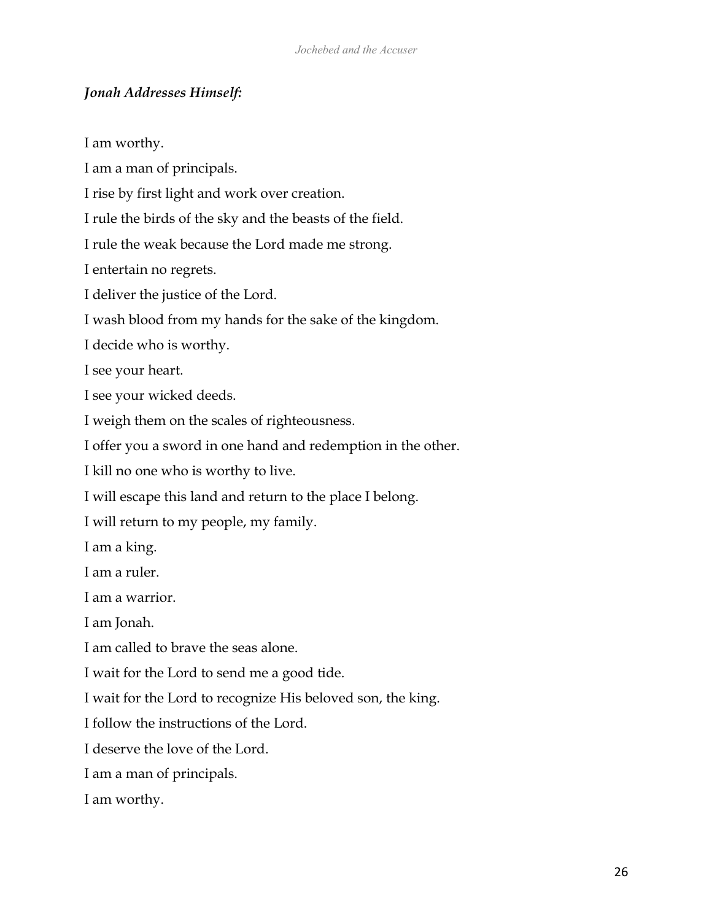***Jonah Addresses Himself:***

I am worthy.

I am a man of principals.

I rise by first light and work over creation.

I rule the birds of the sky and the beasts of the field.

I rule the weak because the Lord made me strong.

I entertain no regrets.

I deliver the justice of the Lord.

I wash blood from my hands for the sake of the kingdom.

I decide who is worthy.

I see your heart.

I see your wicked deeds.

I weigh them on the scales of righteousness.

I offer you a sword in one hand and redemption in the other.

I kill no one who is worthy to live.

I will escape this land and return to the place I belong.

I will return to my people, my family.

I am a king.

I am a ruler.

I am a warrior.

I am Jonah.

I am called to brave the seas alone.

I wait for the Lord to send me a good tide.

I wait for the Lord to recognize His beloved son, the king.

I follow the instructions of the Lord.

I deserve the love of the Lord.

I am a man of principals.

I am worthy.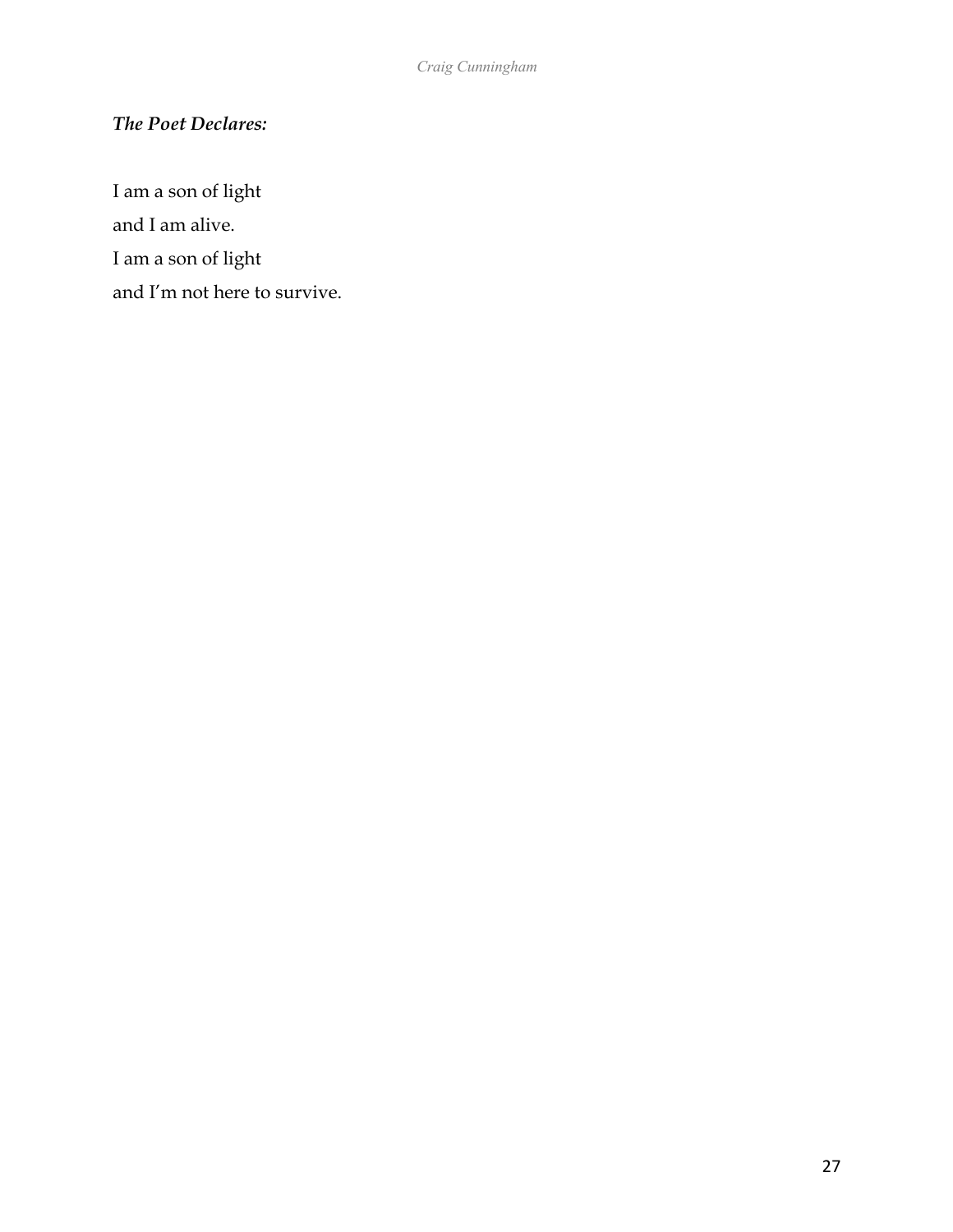***The Poet Declares:***

I am a son of light  
and I am alive.  
I am a son of light  
and I'm not here to survive.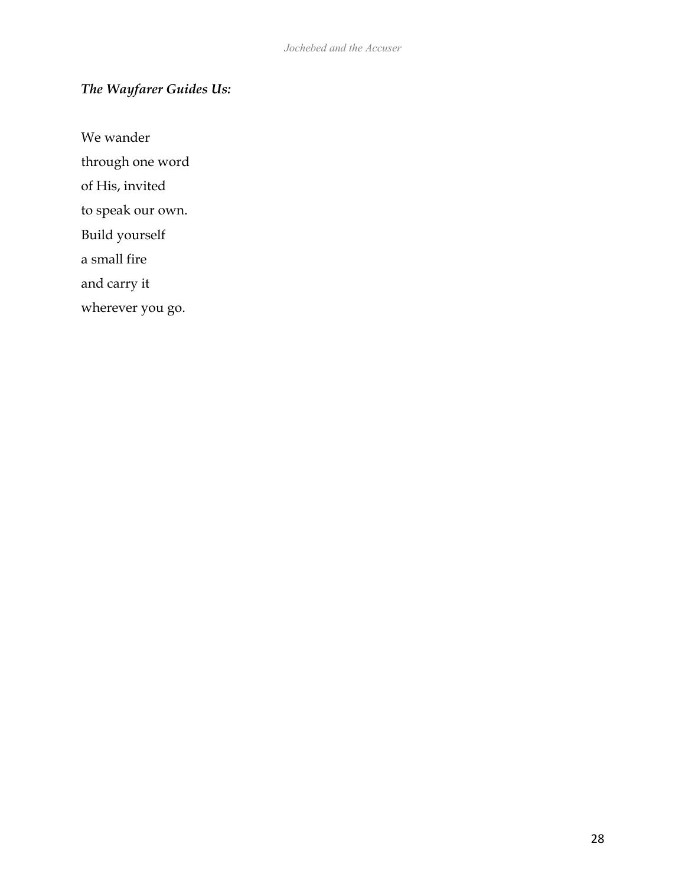***The Wayfarer Guides Us:***

We wander  
through one word  
of His, invited  
to speak our own.  
Build yourself  
a small fire  
and carry it  
wherever you go.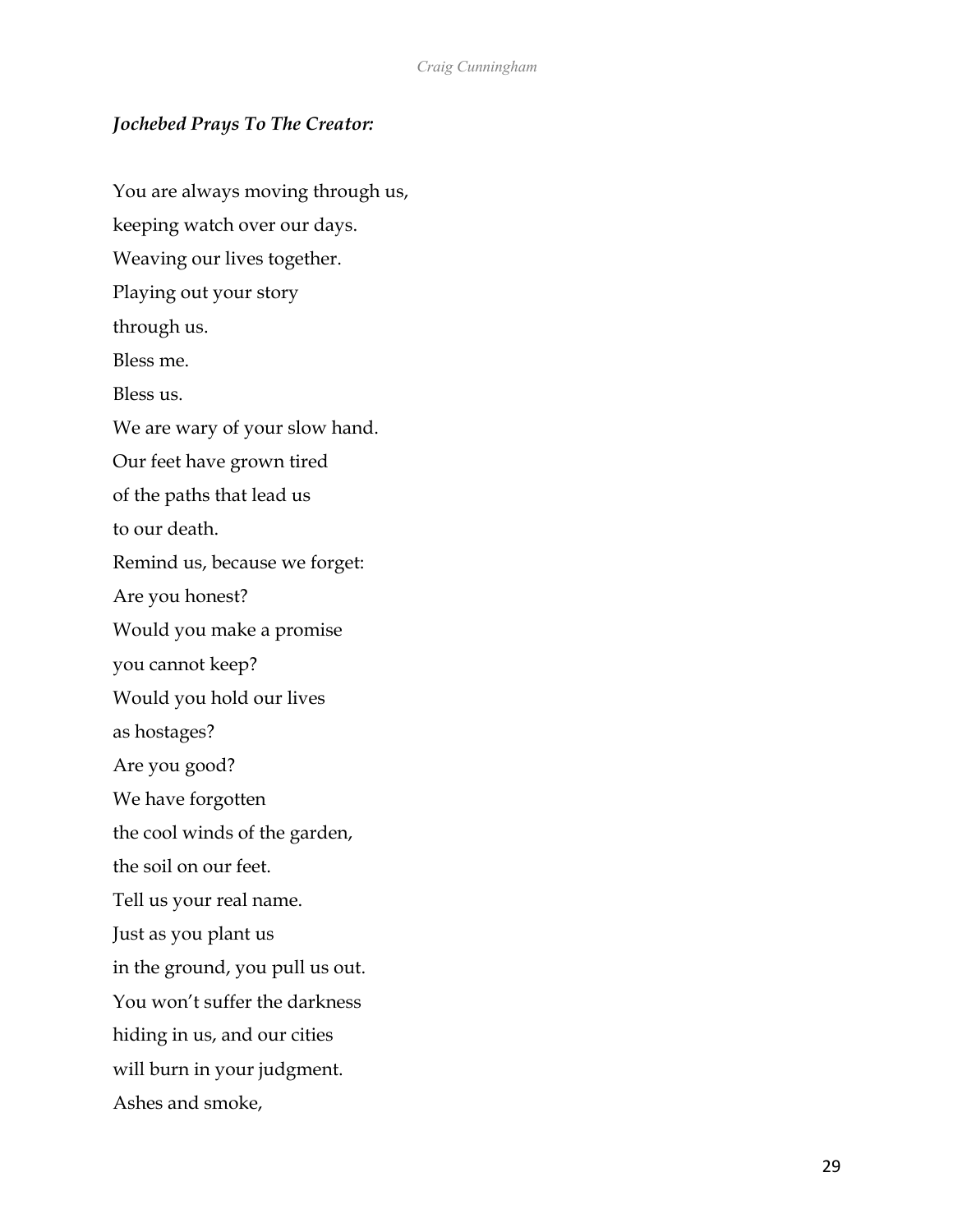***Jochebed Prays To The Creator:***

You are always moving through us,
keeping watch over our days.
Weaving our lives together.
Playing out your story
through us.
Bless me.
Bless us.
We are wary of your slow hand.
Our feet have grown tired
of the paths that lead us
to our death.
Remind us, because we forget:
Are you honest?
Would you make a promise
you cannot keep?
Would you hold our lives
as hostages?
Are you good?
We have forgotten
the cool winds of the garden,
the soil on our feet.
Tell us your real name.
Just as you plant us
in the ground, you pull us out.
You won't suffer the darkness
hiding in us, and our cities
will burn in your judgment.
Ashes and smoke,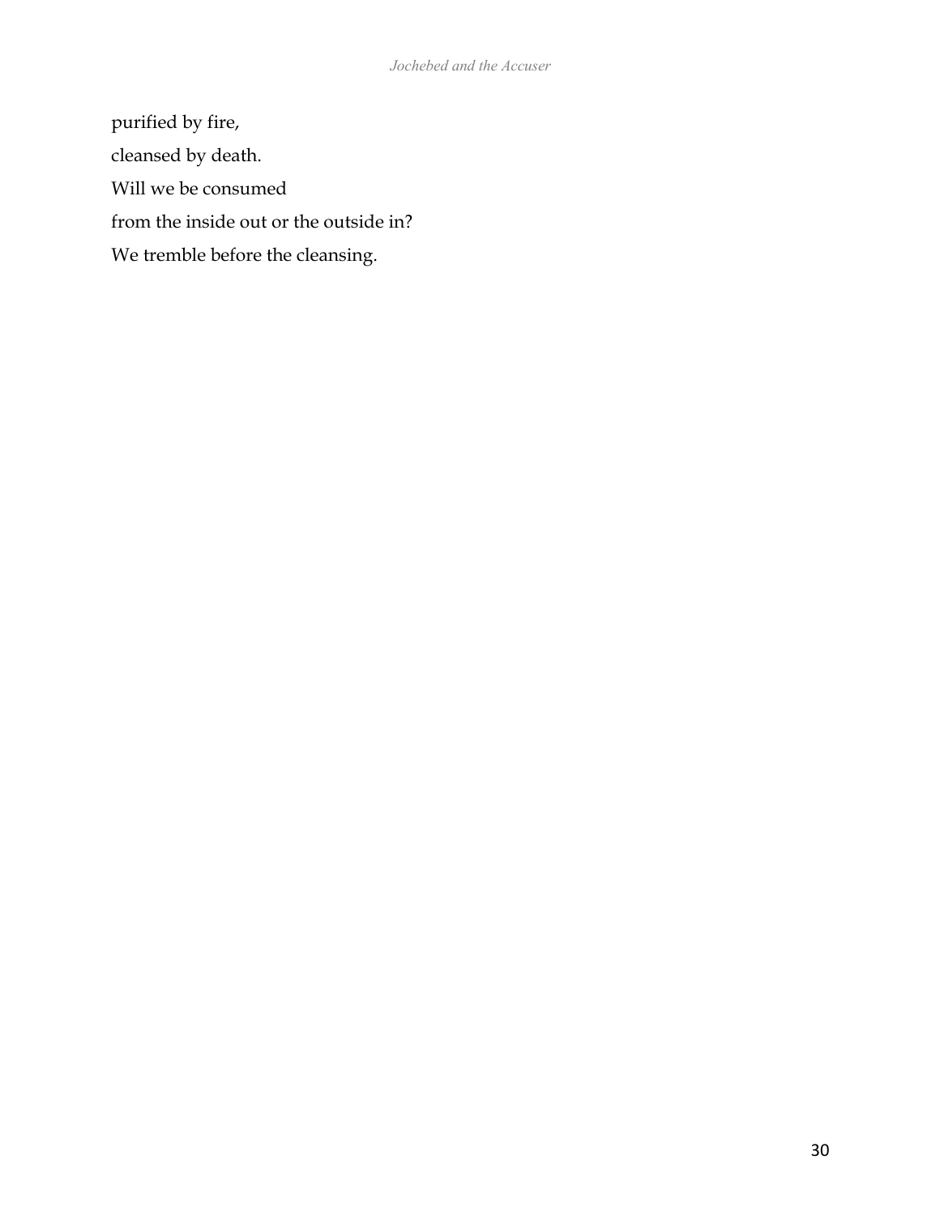purified by fire,

cleansed by death.

Will we be consumed

from the inside out or the outside in?

We tremble before the cleansing.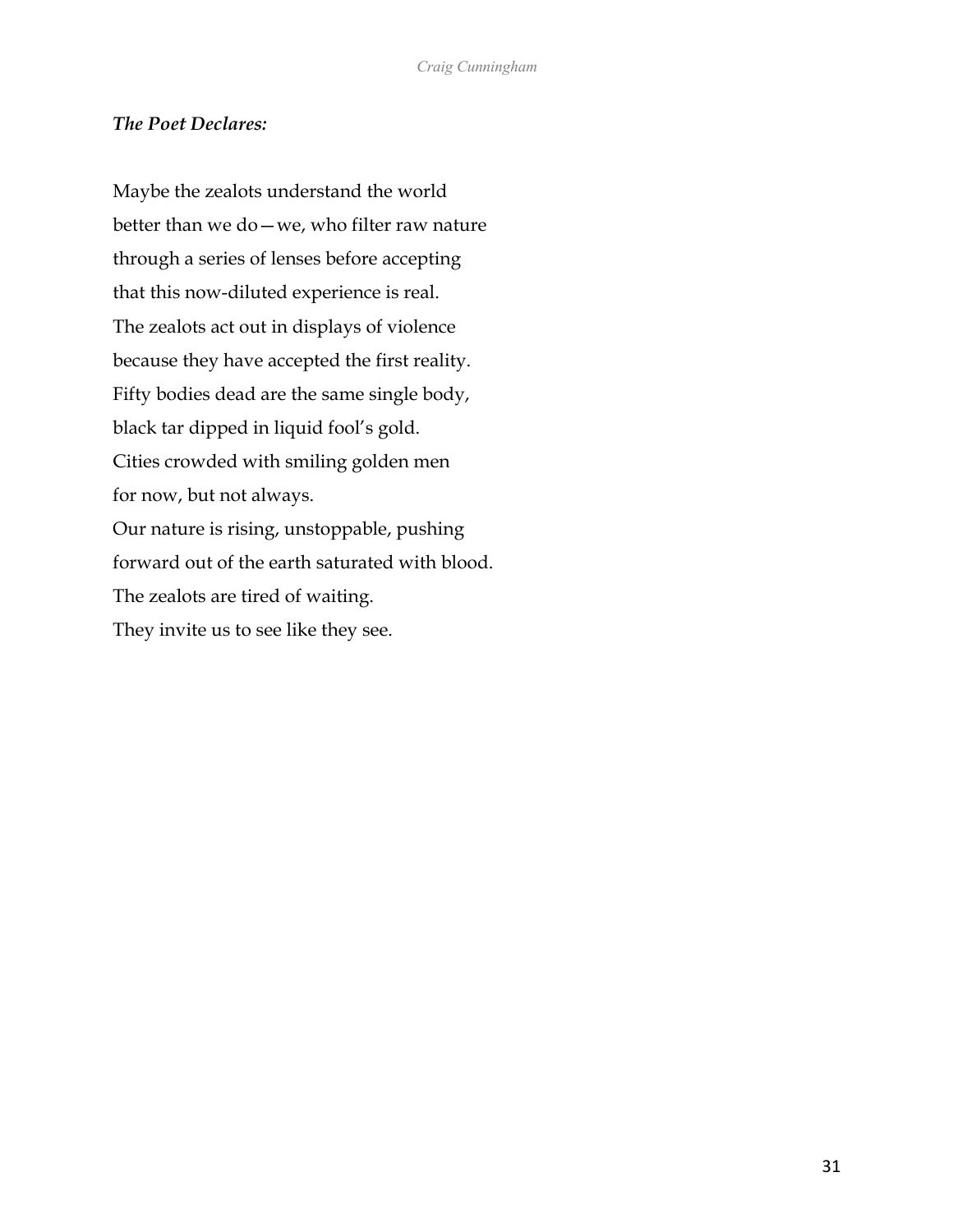***The Poet Declares:***

Maybe the zealots understand the world
better than we do—we, who filter raw nature
through a series of lenses before accepting
that this now-diluted experience is real.
The zealots act out in displays of violence
because they have accepted the first reality.
Fifty bodies dead are the same single body,
black tar dipped in liquid fool's gold.
Cities crowded with smiling golden men
for now, but not always.
Our nature is rising, unstoppable, pushing
forward out of the earth saturated with blood.
The zealots are tired of waiting.
They invite us to see like they see.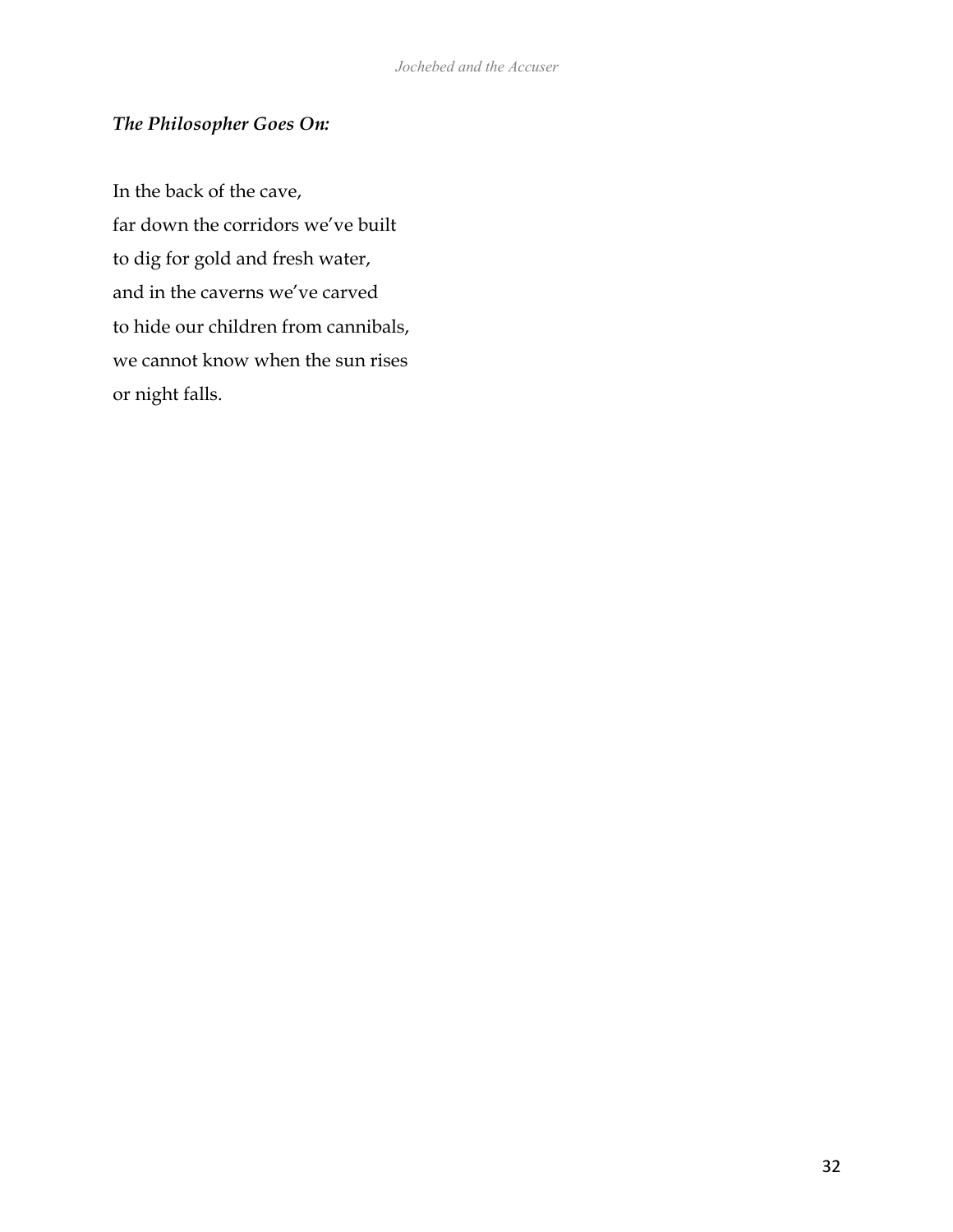***The Philosopher Goes On:***

In the back of the cave,
far down the corridors we've built
to dig for gold and fresh water,
and in the caverns we've carved
to hide our children from cannibals,
we cannot know when the sun rises
or night falls.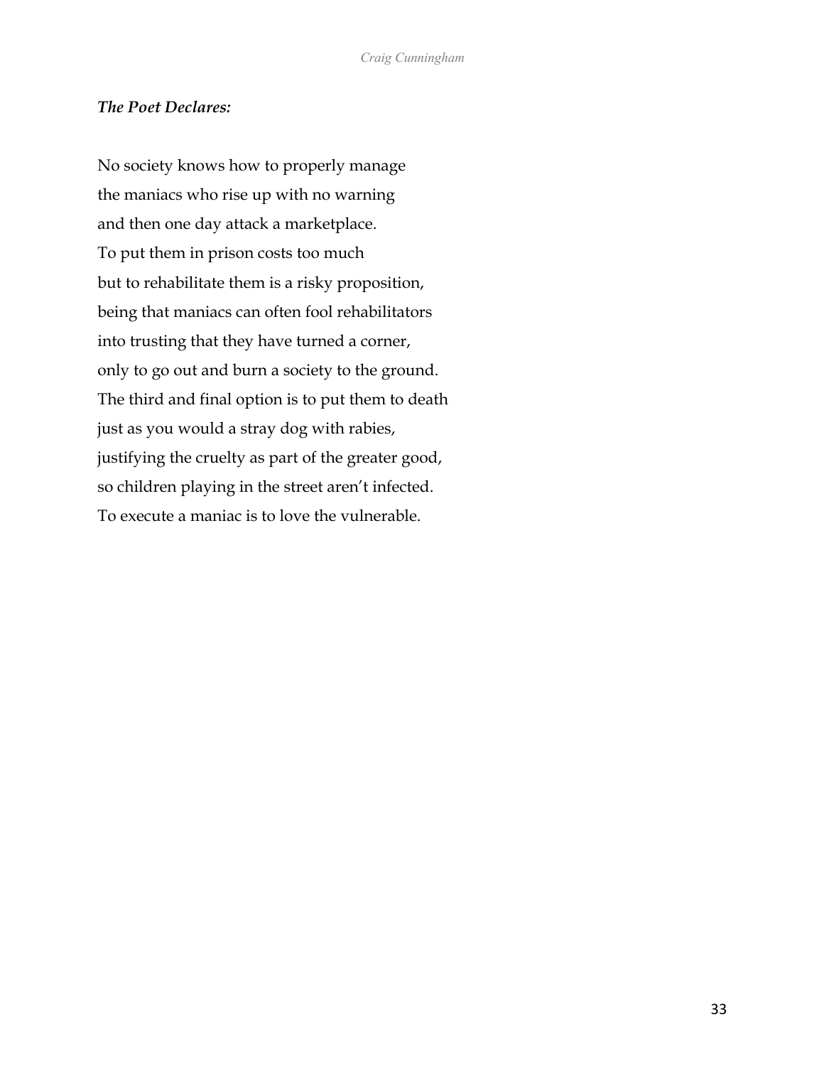***The Poet Declares:***

No society knows how to properly manage
the maniacs who rise up with no warning
and then one day attack a marketplace.
To put them in prison costs too much
but to rehabilitate them is a risky proposition,
being that maniacs can often fool rehabilitators
into trusting that they have turned a corner,
only to go out and burn a society to the ground.
The third and final option is to put them to death
just as you would a stray dog with rabies,
justifying the cruelty as part of the greater good,
so children playing in the street aren't infected.
To execute a maniac is to love the vulnerable.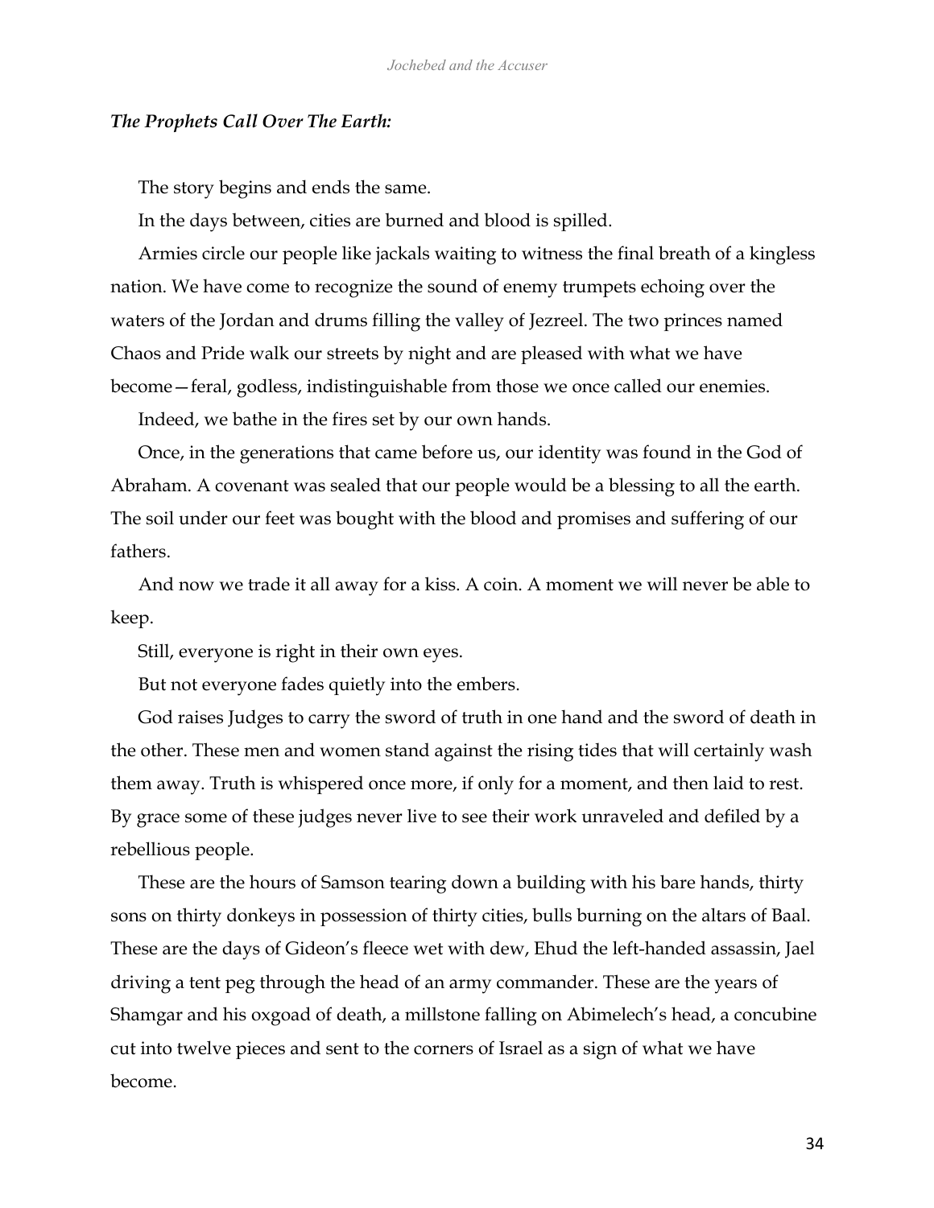***The Prophets Call Over The Earth:***

The story begins and ends the same.

In the days between, cities are burned and blood is spilled.

Armies circle our people like jackals waiting to witness the final breath of a kingless nation. We have come to recognize the sound of enemy trumpets echoing over the waters of the Jordan and drums filling the valley of Jezreel. The two princes named Chaos and Pride walk our streets by night and are pleased with what we have become—feral, godless, indistinguishable from those we once called our enemies.

Indeed, we bathe in the fires set by our own hands.

Once, in the generations that came before us, our identity was found in the God of Abraham. A covenant was sealed that our people would be a blessing to all the earth. The soil under our feet was bought with the blood and promises and suffering of our fathers.

And now we trade it all away for a kiss. A coin. A moment we will never be able to keep.

Still, everyone is right in their own eyes.

But not everyone fades quietly into the embers.

God raises Judges to carry the sword of truth in one hand and the sword of death in the other. These men and women stand against the rising tides that will certainly wash them away. Truth is whispered once more, if only for a moment, and then laid to rest. By grace some of these judges never live to see their work unraveled and defiled by a rebellious people.

These are the hours of Samson tearing down a building with his bare hands, thirty sons on thirty donkeys in possession of thirty cities, bulls burning on the altars of Baal. These are the days of Gideon's fleece wet with dew, Ehud the left-handed assassin, Jael driving a tent peg through the head of an army commander. These are the years of Shamgar and his oxgoad of death, a millstone falling on Abimelech's head, a concubine cut into twelve pieces and sent to the corners of Israel as a sign of what we have become.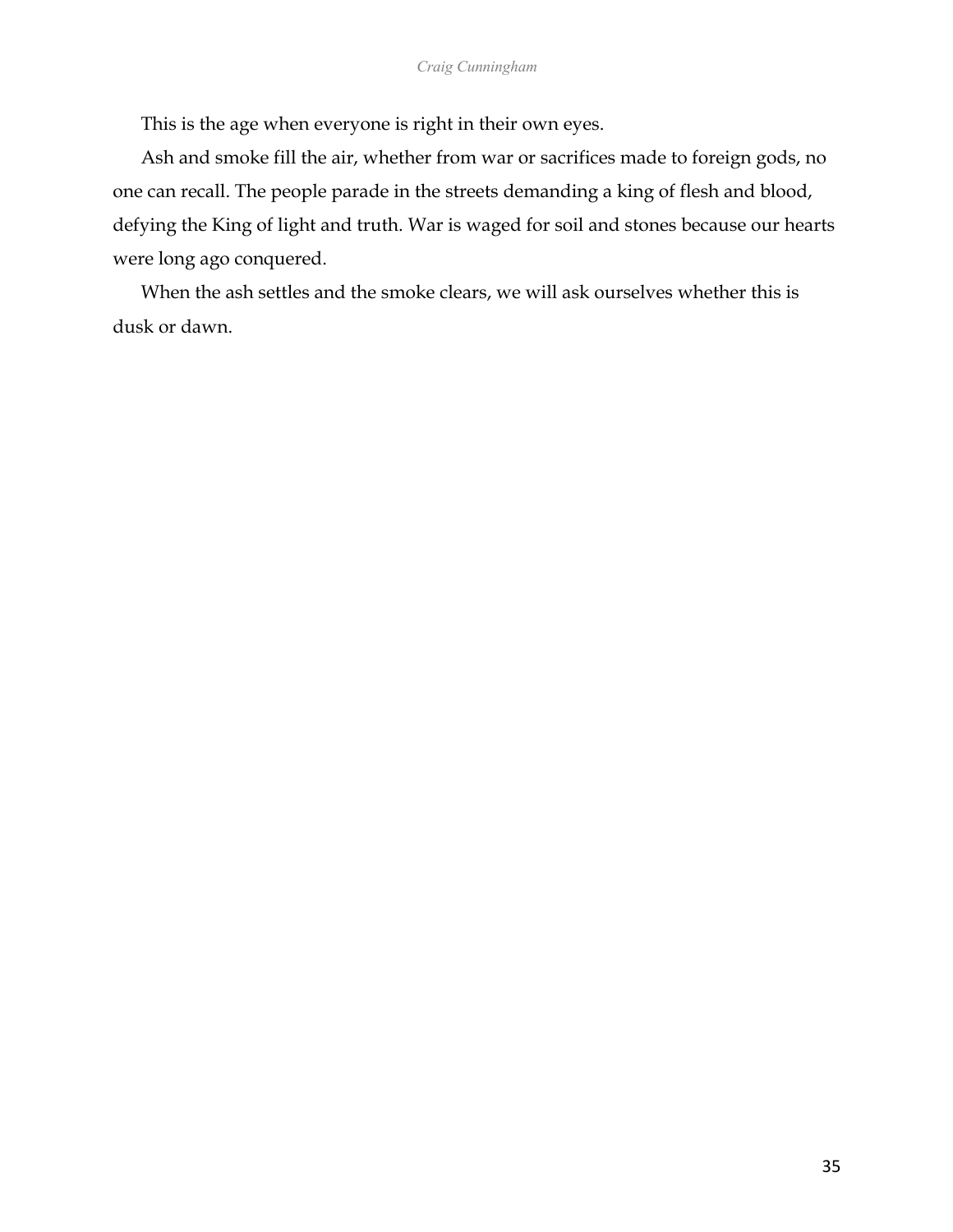This is the age when everyone is right in their own eyes.

Ash and smoke fill the air, whether from war or sacrifices made to foreign gods, no one can recall. The people parade in the streets demanding a king of flesh and blood, defying the King of light and truth. War is waged for soil and stones because our hearts were long ago conquered.

When the ash settles and the smoke clears, we will ask ourselves whether this is dusk or dawn.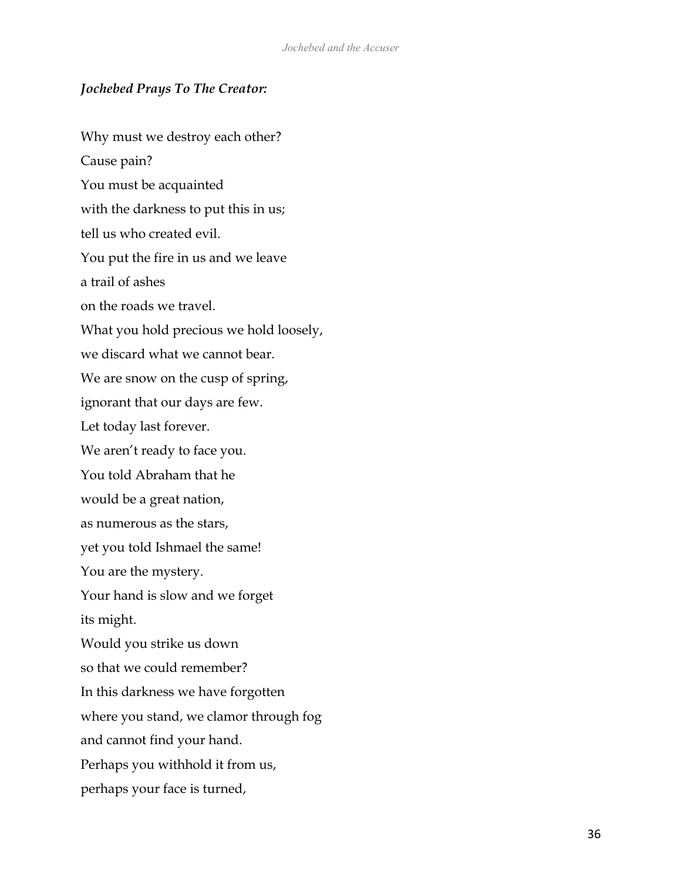***Jochebed Prays To The Creator:***

Why must we destroy each other?  
Cause pain?  
You must be acquainted  
with the darkness to put this in us;  
tell us who created evil.  
You put the fire in us and we leave  
a trail of ashes  
on the roads we travel.  
What you hold precious we hold loosely,  
we discard what we cannot bear.  
We are snow on the cusp of spring,  
ignorant that our days are few.  
Let today last forever.  
We aren't ready to face you.  
You told Abraham that he  
would be a great nation,  
as numerous as the stars,  
yet you told Ishmael the same!  
You are the mystery.  
Your hand is slow and we forget  
its might.  
Would you strike us down  
so that we could remember?  
In this darkness we have forgotten  
where you stand, we clamor through fog  
and cannot find your hand.  
Perhaps you withhold it from us,  
perhaps your face is turned,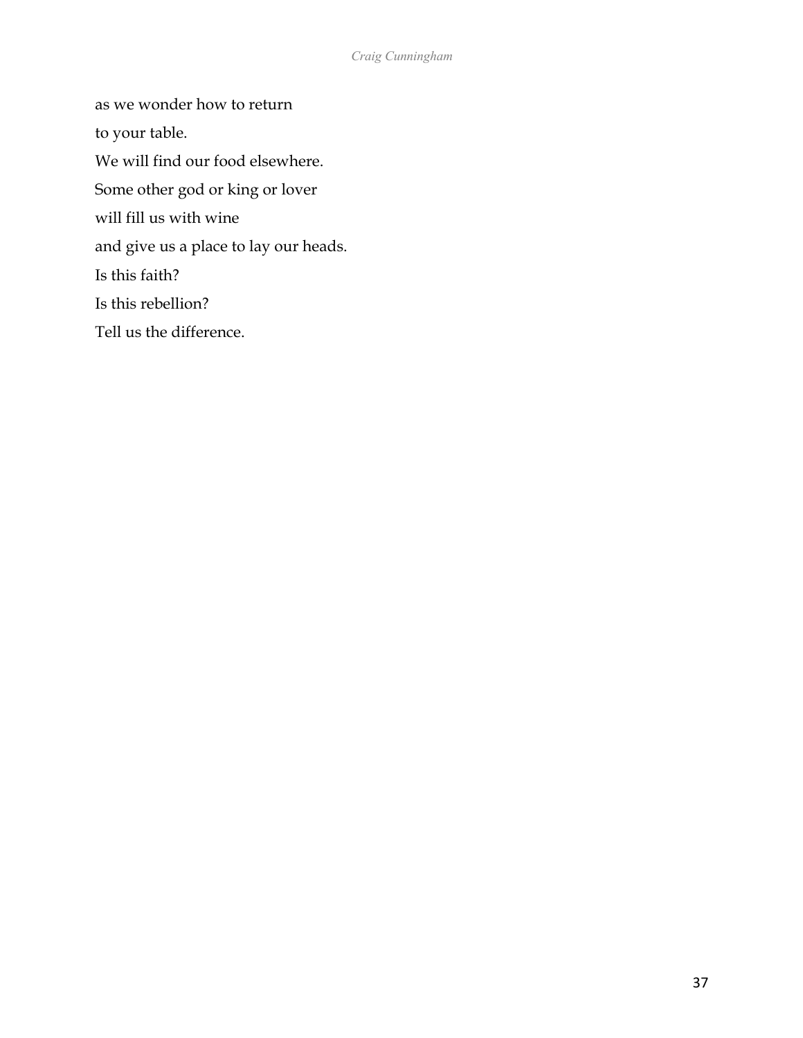as we wonder how to return

to your table.

We will find our food elsewhere.

Some other god or king or lover

will fill us with wine

and give us a place to lay our heads.

Is this faith?

Is this rebellion?

Tell us the difference.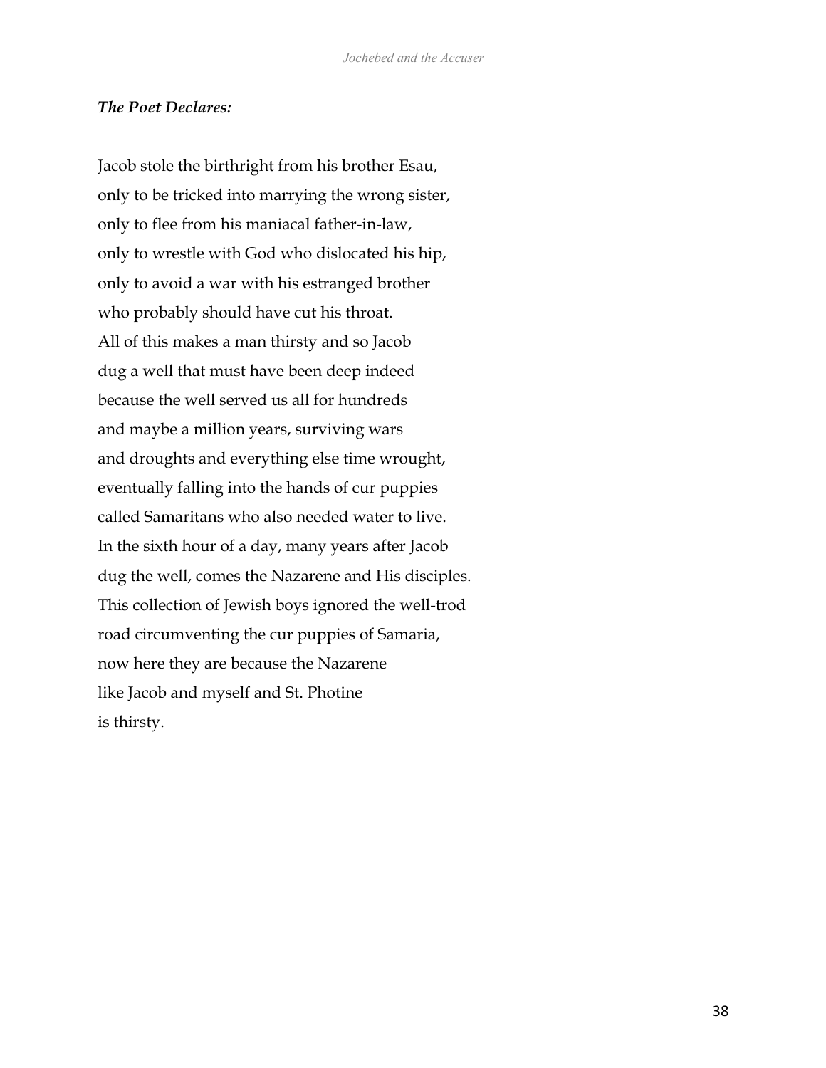***The Poet Declares:***

Jacob stole the birthright from his brother Esau,  
only to be tricked into marrying the wrong sister,  
only to flee from his maniacal father-in-law,  
only to wrestle with God who dislocated his hip,  
only to avoid a war with his estranged brother  
who probably should have cut his throat.  
All of this makes a man thirsty and so Jacob  
dug a well that must have been deep indeed  
because the well served us all for hundreds  
and maybe a million years, surviving wars  
and droughts and everything else time wrought,  
eventually falling into the hands of cur puppies  
called Samaritans who also needed water to live.  
In the sixth hour of a day, many years after Jacob  
dug the well, comes the Nazarene and His disciples.  
This collection of Jewish boys ignored the well-trod  
road circumventing the cur puppies of Samaria,  
now here they are because the Nazarene  
like Jacob and myself and St. Photine  
is thirsty.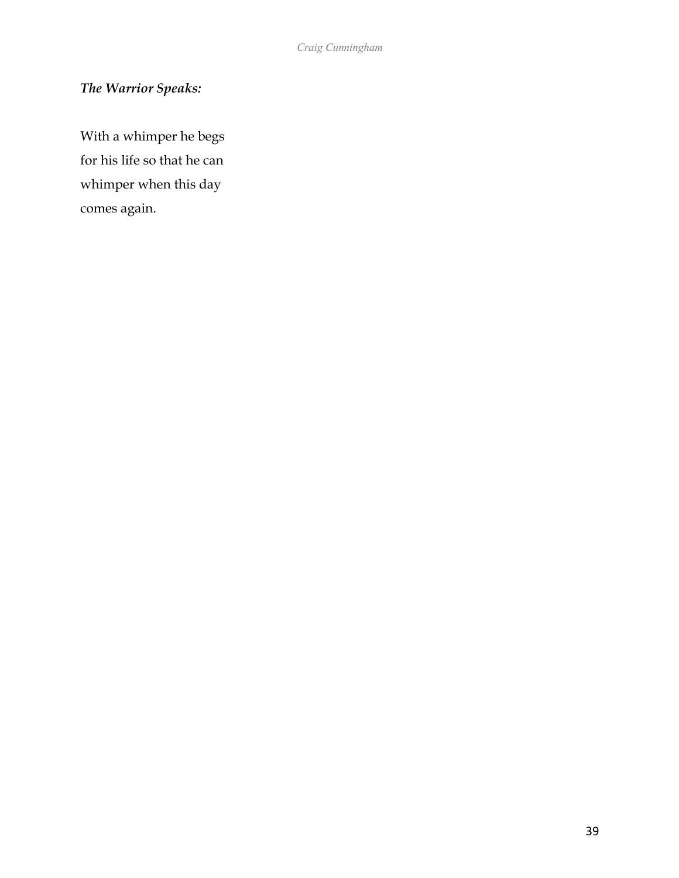***The Warrior Speaks:***

With a whimper he begs  
for his life so that he can  
whimper when this day  
comes again.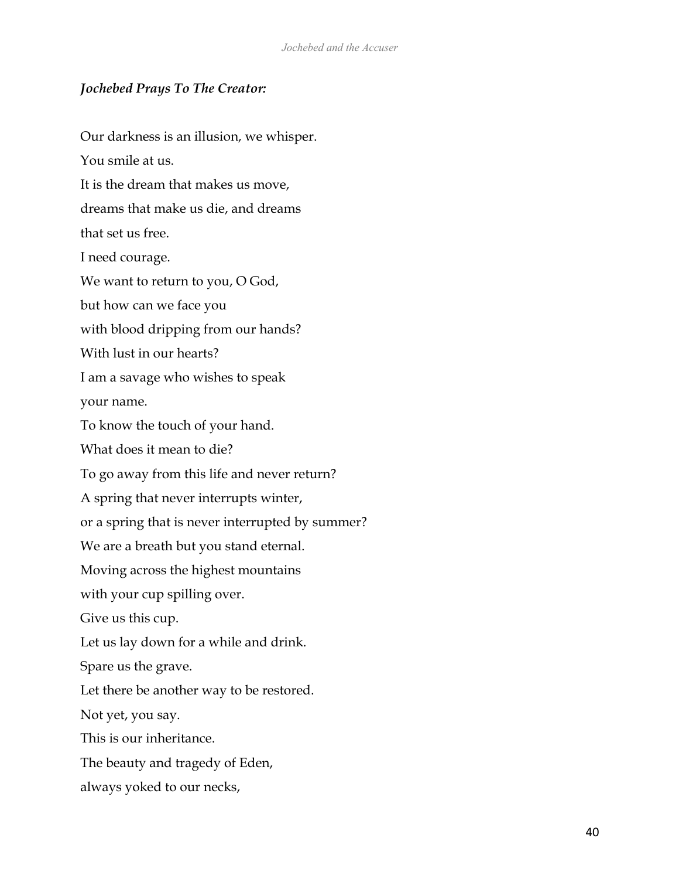***Jochebed Prays To The Creator:***

Our darkness is an illusion, we whisper.
You smile at us.
It is the dream that makes us move,
dreams that make us die, and dreams
that set us free.
I need courage.
We want to return to you, O God,
but how can we face you
with blood dripping from our hands?
With lust in our hearts?
I am a savage who wishes to speak
your name.
To know the touch of your hand.
What does it mean to die?
To go away from this life and never return?
A spring that never interrupts winter,
or a spring that is never interrupted by summer?
We are a breath but you stand eternal.
Moving across the highest mountains
with your cup spilling over.
Give us this cup.
Let us lay down for a while and drink.
Spare us the grave.
Let there be another way to be restored.
Not yet, you say.
This is our inheritance.
The beauty and tragedy of Eden,
always yoked to our necks,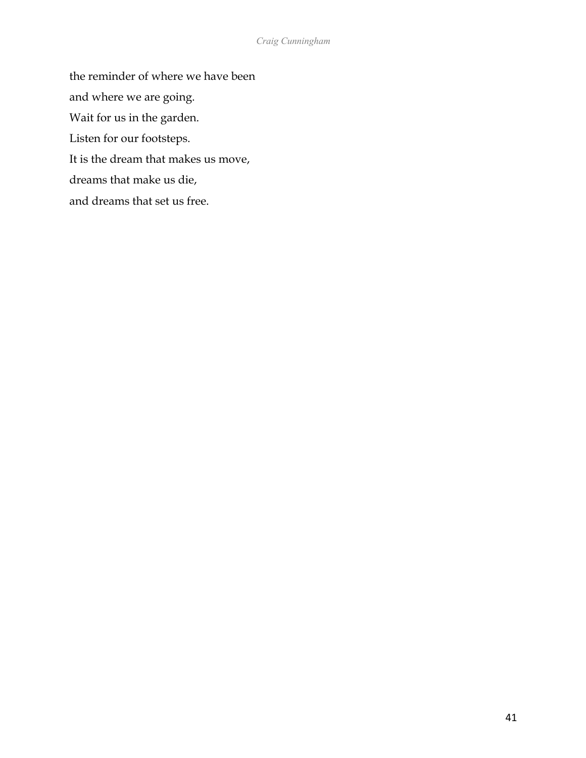the reminder of where we have been

and where we are going.

Wait for us in the garden.

Listen for our footsteps.

It is the dream that makes us move,

dreams that make us die,

and dreams that set us free.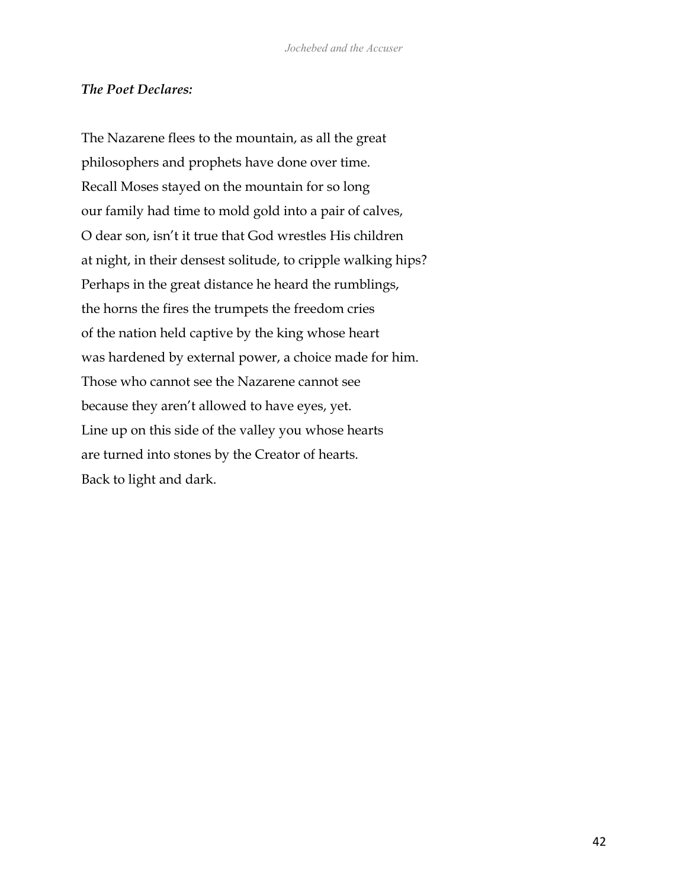***The Poet Declares:***

The Nazarene flees to the mountain, as all the great
philosophers and prophets have done over time.
Recall Moses stayed on the mountain for so long
our family had time to mold gold into a pair of calves,
O dear son, isn't it true that God wrestles His children
at night, in their densest solitude, to cripple walking hips?
Perhaps in the great distance he heard the rumblings,
the horns the fires the trumpets the freedom cries
of the nation held captive by the king whose heart
was hardened by external power, a choice made for him.
Those who cannot see the Nazarene cannot see
because they aren't allowed to have eyes, yet.
Line up on this side of the valley you whose hearts
are turned into stones by the Creator of hearts.
Back to light and dark.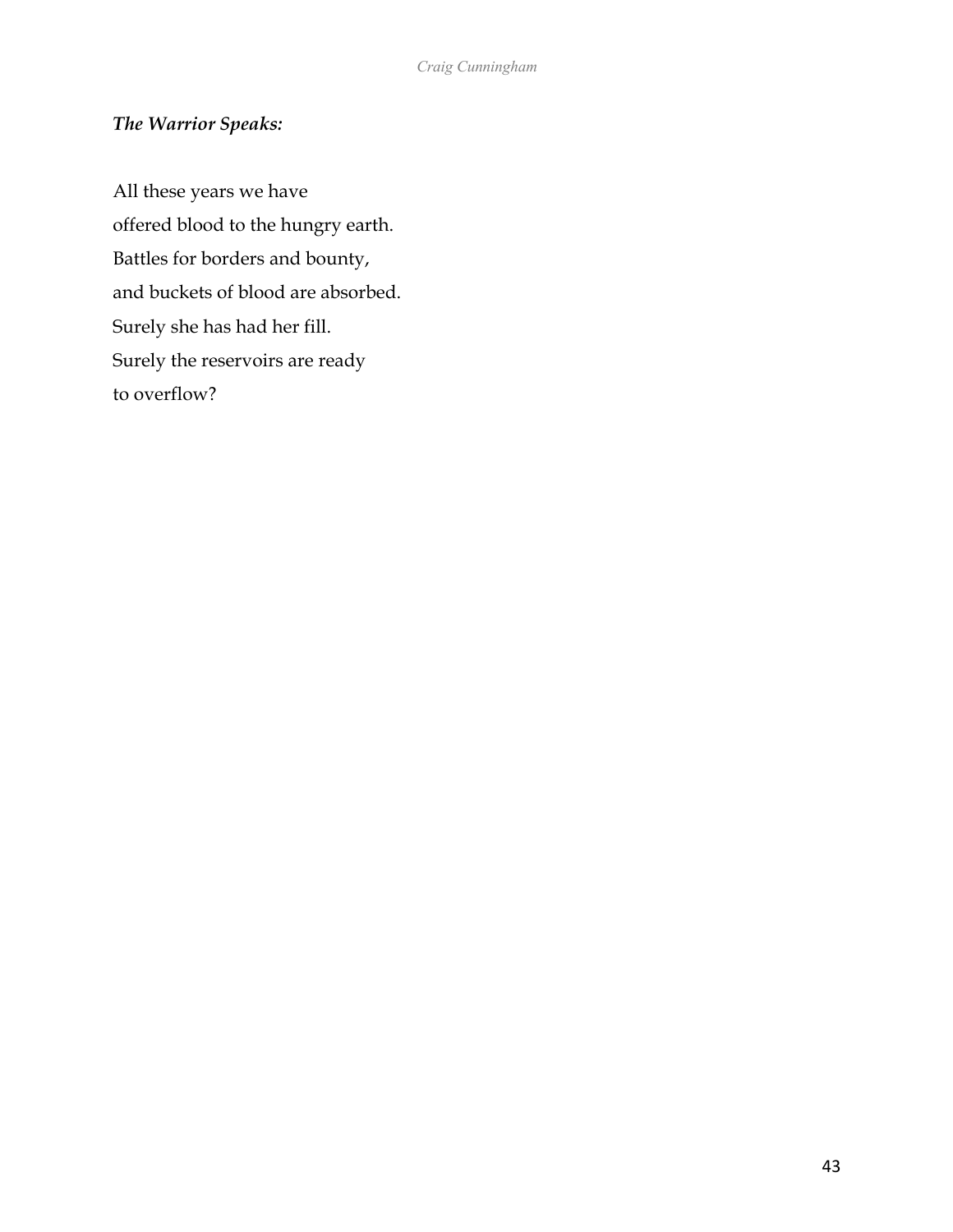***The Warrior Speaks:***

All these years we have  
offered blood to the hungry earth.  
Battles for borders and bounty,  
and buckets of blood are absorbed.  
Surely she has had her fill.  
Surely the reservoirs are ready  
to overflow?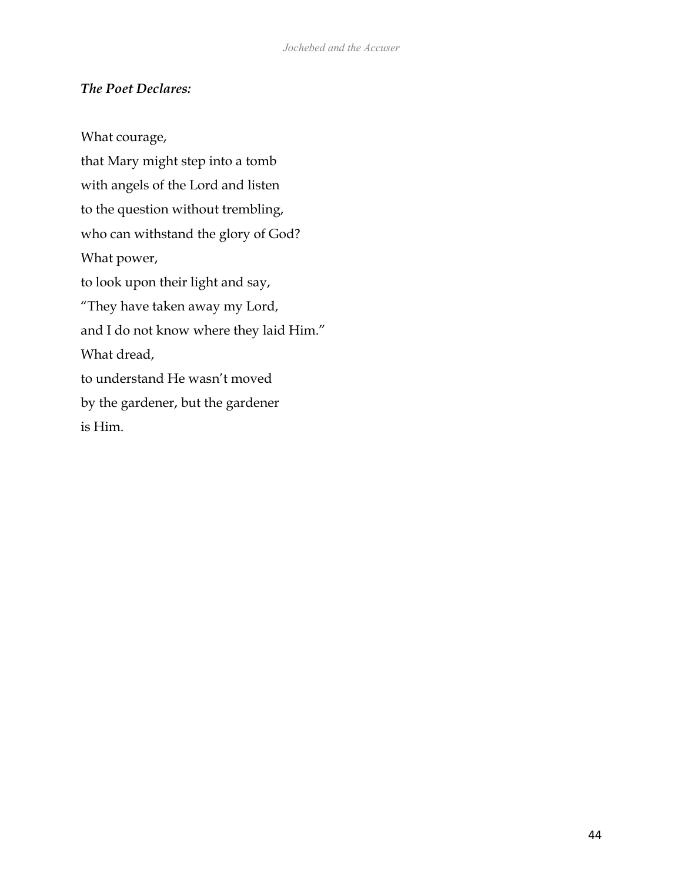***The Poet Declares:***

What courage,  
that Mary might step into a tomb  
with angels of the Lord and listen  
to the question without trembling,  
who can withstand the glory of God?  
What power,  
to look upon their light and say,  
"They have taken away my Lord,  
and I do not know where they laid Him."  
What dread,  
to understand He wasn't moved  
by the gardener, but the gardener  
is Him.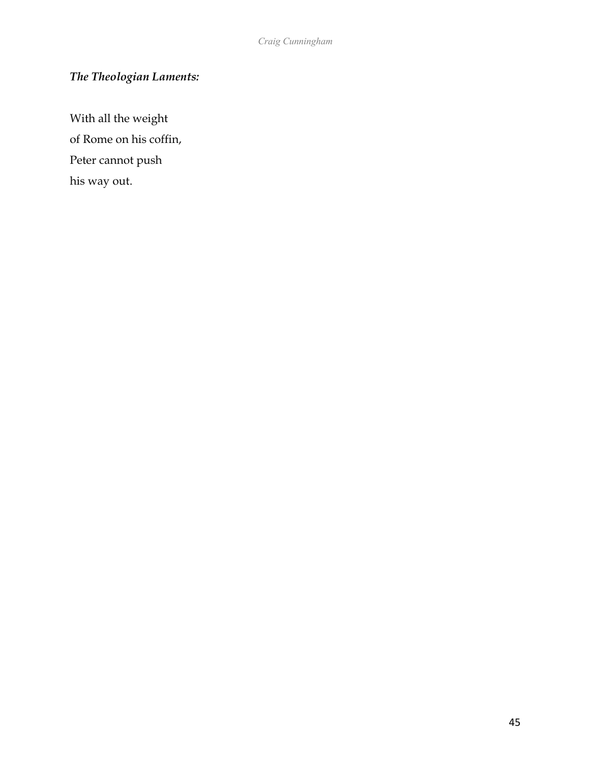***The Theologian Laments:***

With all the weight
of Rome on his coffin,
Peter cannot push
his way out.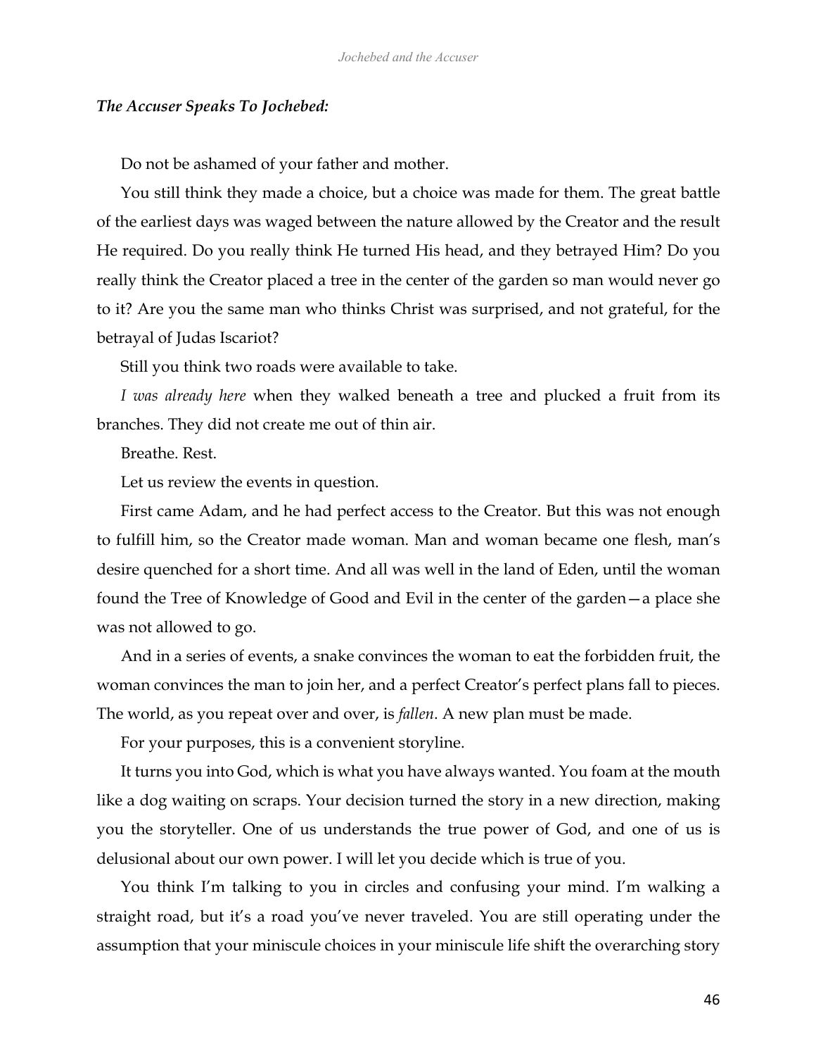***The Accuser Speaks To Jochebed:***

Do not be ashamed of your father and mother.

You still think they made a choice, but a choice was made for them. The great battle of the earliest days was waged between the nature allowed by the Creator and the result He required. Do you really think He turned His head, and they betrayed Him? Do you really think the Creator placed a tree in the center of the garden so man would never go to it? Are you the same man who thinks Christ was surprised, and not grateful, for the betrayal of Judas Iscariot?

Still you think two roads were available to take.

*I was already here* when they walked beneath a tree and plucked a fruit from its branches. They did not create me out of thin air.

Breathe. Rest.

Let us review the events in question.

First came Adam, and he had perfect access to the Creator. But this was not enough to fulfill him, so the Creator made woman. Man and woman became one flesh, man's desire quenched for a short time. And all was well in the land of Eden, until the woman found the Tree of Knowledge of Good and Evil in the center of the garden—a place she was not allowed to go.

And in a series of events, a snake convinces the woman to eat the forbidden fruit, the woman convinces the man to join her, and a perfect Creator's perfect plans fall to pieces. The world, as you repeat over and over, is *fallen*. A new plan must be made.

For your purposes, this is a convenient storyline.

It turns you into God, which is what you have always wanted. You foam at the mouth like a dog waiting on scraps. Your decision turned the story in a new direction, making you the storyteller. One of us understands the true power of God, and one of us is delusional about our own power. I will let you decide which is true of you.

You think I'm talking to you in circles and confusing your mind. I'm walking a straight road, but it's a road you've never traveled. You are still operating under the assumption that your miniscule choices in your miniscule life shift the overarching story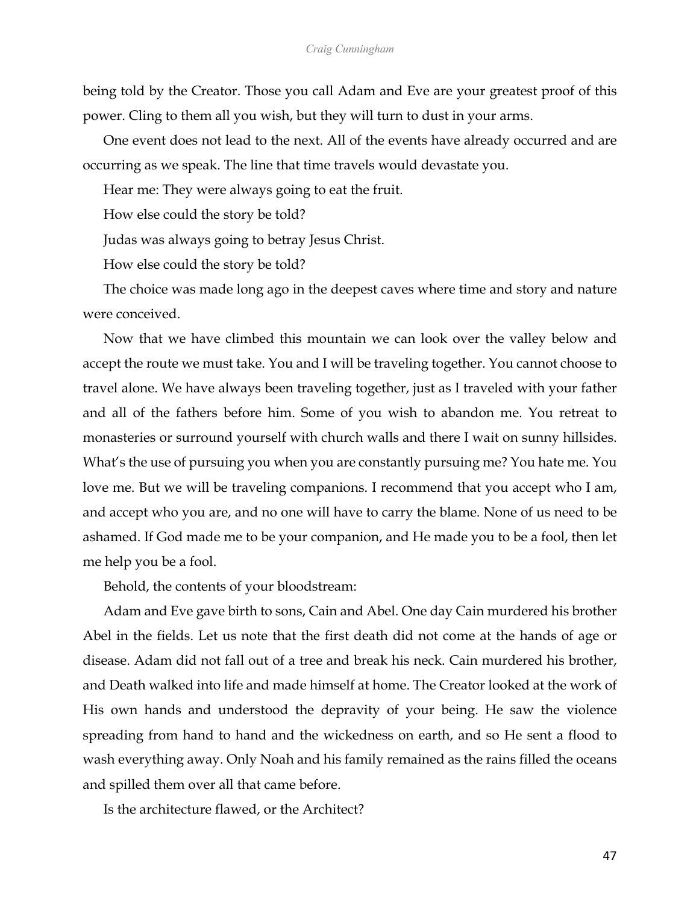being told by the Creator. Those you call Adam and Eve are your greatest proof of this power. Cling to them all you wish, but they will turn to dust in your arms.

One event does not lead to the next. All of the events have already occurred and are occurring as we speak. The line that time travels would devastate you.

Hear me: They were always going to eat the fruit.

How else could the story be told?

Judas was always going to betray Jesus Christ.

How else could the story be told?

The choice was made long ago in the deepest caves where time and story and nature were conceived.

Now that we have climbed this mountain we can look over the valley below and accept the route we must take. You and I will be traveling together. You cannot choose to travel alone. We have always been traveling together, just as I traveled with your father and all of the fathers before him. Some of you wish to abandon me. You retreat to monasteries or surround yourself with church walls and there I wait on sunny hillsides. What's the use of pursuing you when you are constantly pursuing me? You hate me. You love me. But we will be traveling companions. I recommend that you accept who I am, and accept who you are, and no one will have to carry the blame. None of us need to be ashamed. If God made me to be your companion, and He made you to be a fool, then let me help you be a fool.

Behold, the contents of your bloodstream:

Adam and Eve gave birth to sons, Cain and Abel. One day Cain murdered his brother Abel in the fields. Let us note that the first death did not come at the hands of age or disease. Adam did not fall out of a tree and break his neck. Cain murdered his brother, and Death walked into life and made himself at home. The Creator looked at the work of His own hands and understood the depravity of your being. He saw the violence spreading from hand to hand and the wickedness on earth, and so He sent a flood to wash everything away. Only Noah and his family remained as the rains filled the oceans and spilled them over all that came before.

Is the architecture flawed, or the Architect?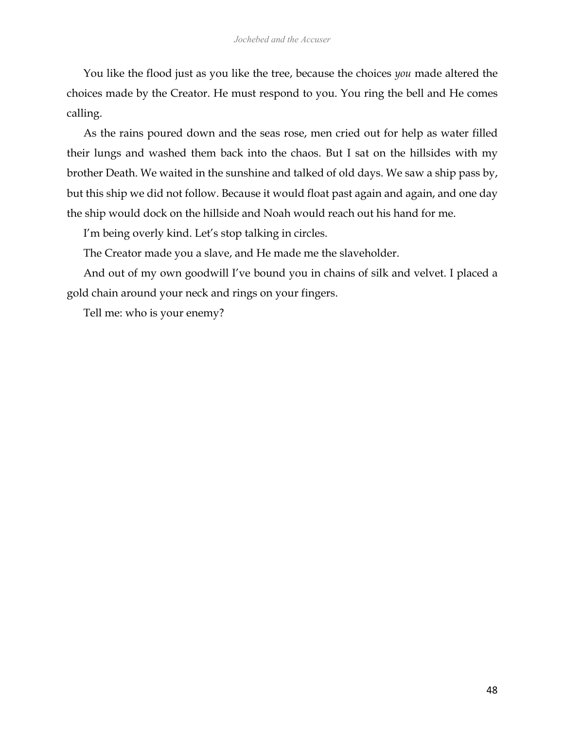You like the flood just as you like the tree, because the choices *you* made altered the choices made by the Creator. He must respond to you. You ring the bell and He comes calling.

As the rains poured down and the seas rose, men cried out for help as water filled their lungs and washed them back into the chaos. But I sat on the hillsides with my brother Death. We waited in the sunshine and talked of old days. We saw a ship pass by, but this ship we did not follow. Because it would float past again and again, and one day the ship would dock on the hillside and Noah would reach out his hand for me.

I'm being overly kind. Let's stop talking in circles.

The Creator made you a slave, and He made me the slaveholder.

And out of my own goodwill I've bound you in chains of silk and velvet. I placed a gold chain around your neck and rings on your fingers.

Tell me: who is your enemy?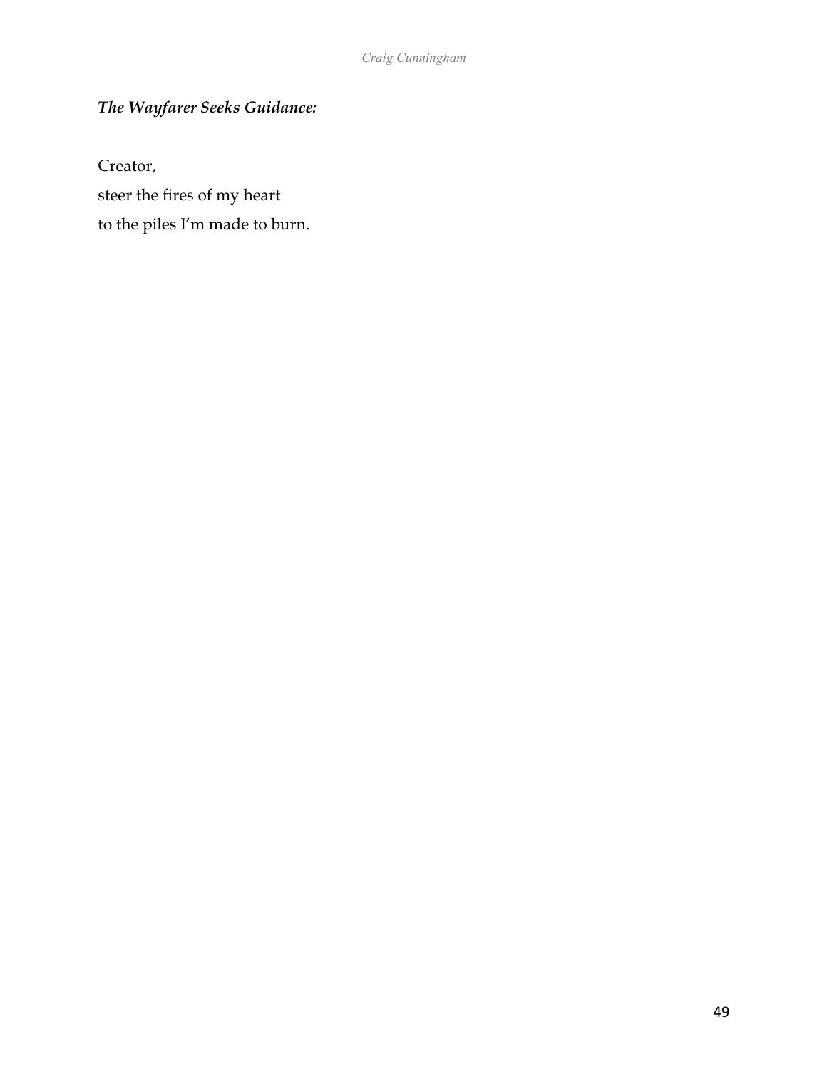***The Wayfarer Seeks Guidance:***

Creator,  
steer the fires of my heart  
to the piles I'm made to burn.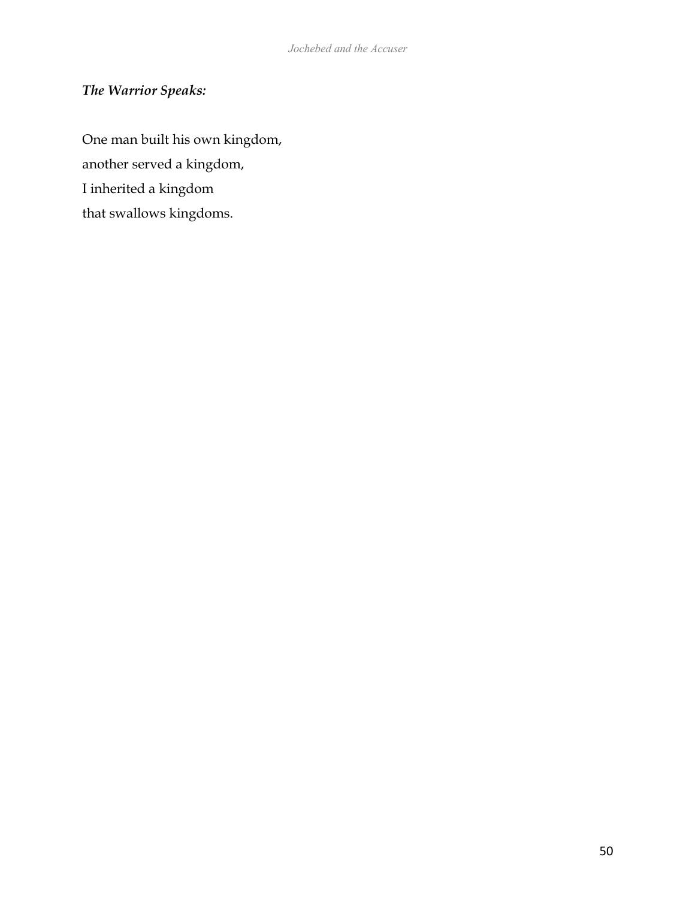***The Warrior Speaks:***

One man built his own kingdom,
another served a kingdom,
I inherited a kingdom
that swallows kingdoms.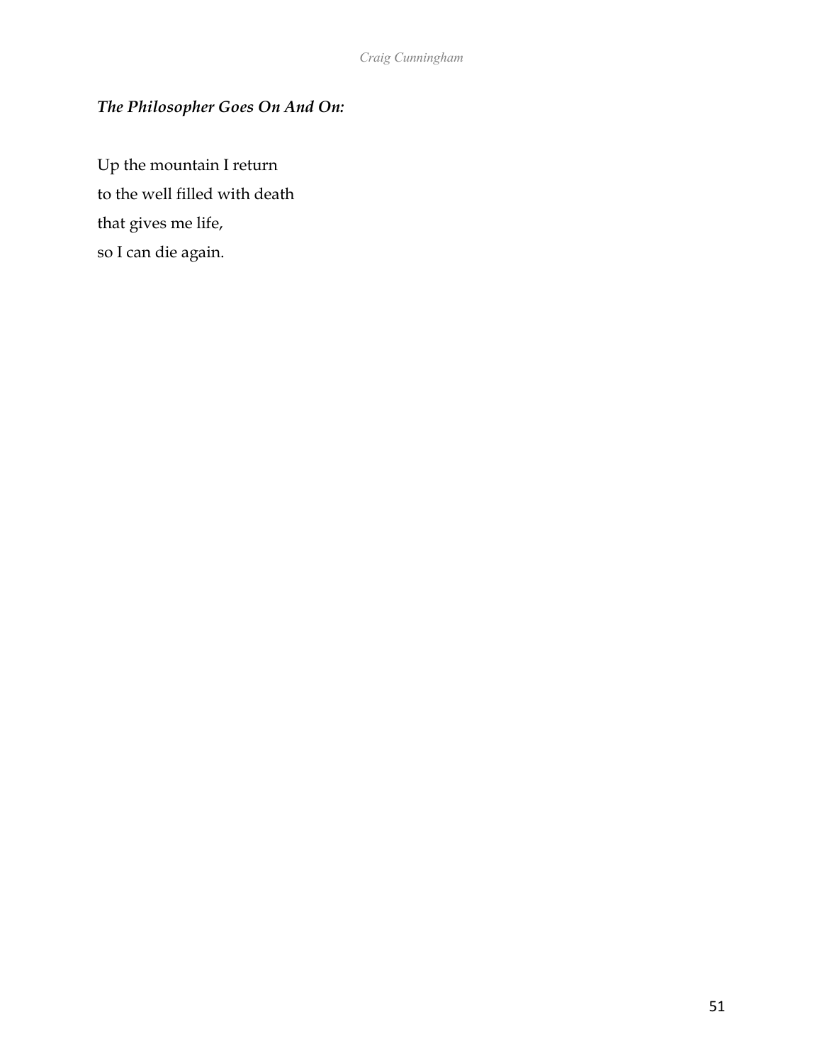### *The Philosopher Goes On And On:*

Up the mountain I return  
to the well filled with death  
that gives me life,  
so I can die again.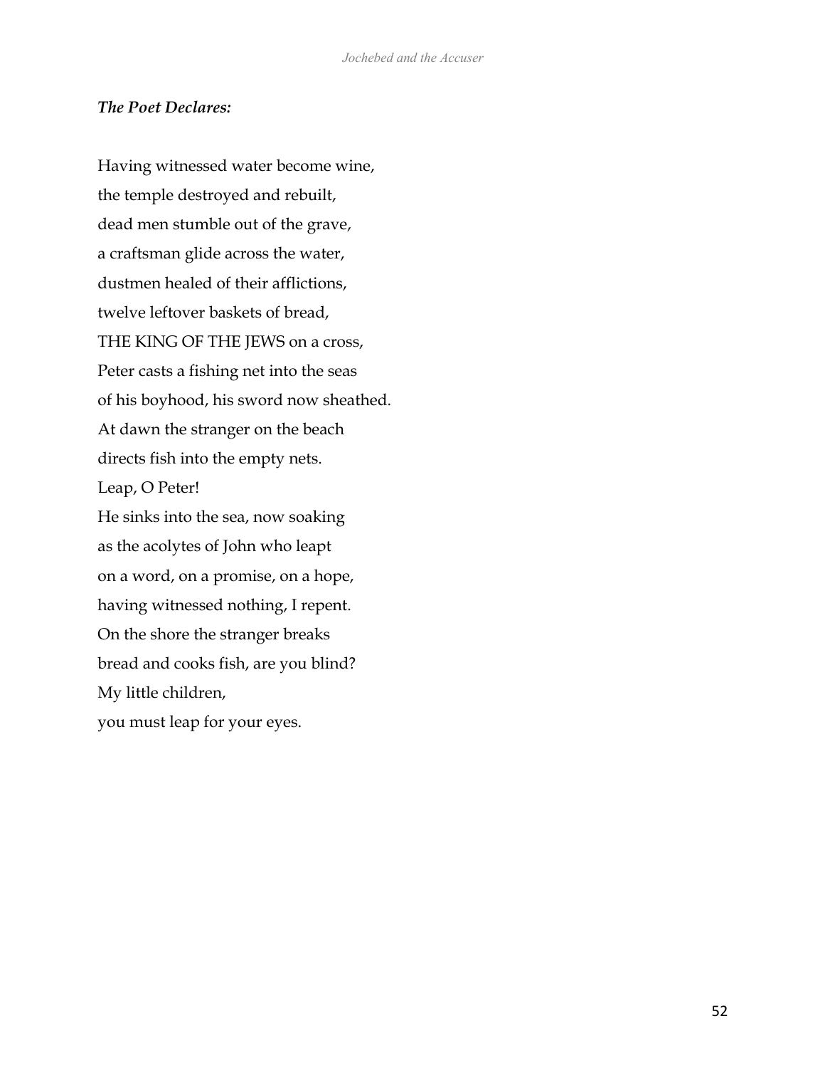***The Poet Declares:***

Having witnessed water become wine,  
the temple destroyed and rebuilt,  
dead men stumble out of the grave,  
a craftsman glide across the water,  
dustmen healed of their afflictions,  
twelve leftover baskets of bread,  
THE KING OF THE JEWS on a cross,  
Peter casts a fishing net into the seas  
of his boyhood, his sword now sheathed.  
At dawn the stranger on the beach  
directs fish into the empty nets.  
Leap, O Peter!  
He sinks into the sea, now soaking  
as the acolytes of John who leapt  
on a word, on a promise, on a hope,  
having witnessed nothing, I repent.  
On the shore the stranger breaks  
bread and cooks fish, are you blind?  
My little children,  
you must leap for your eyes.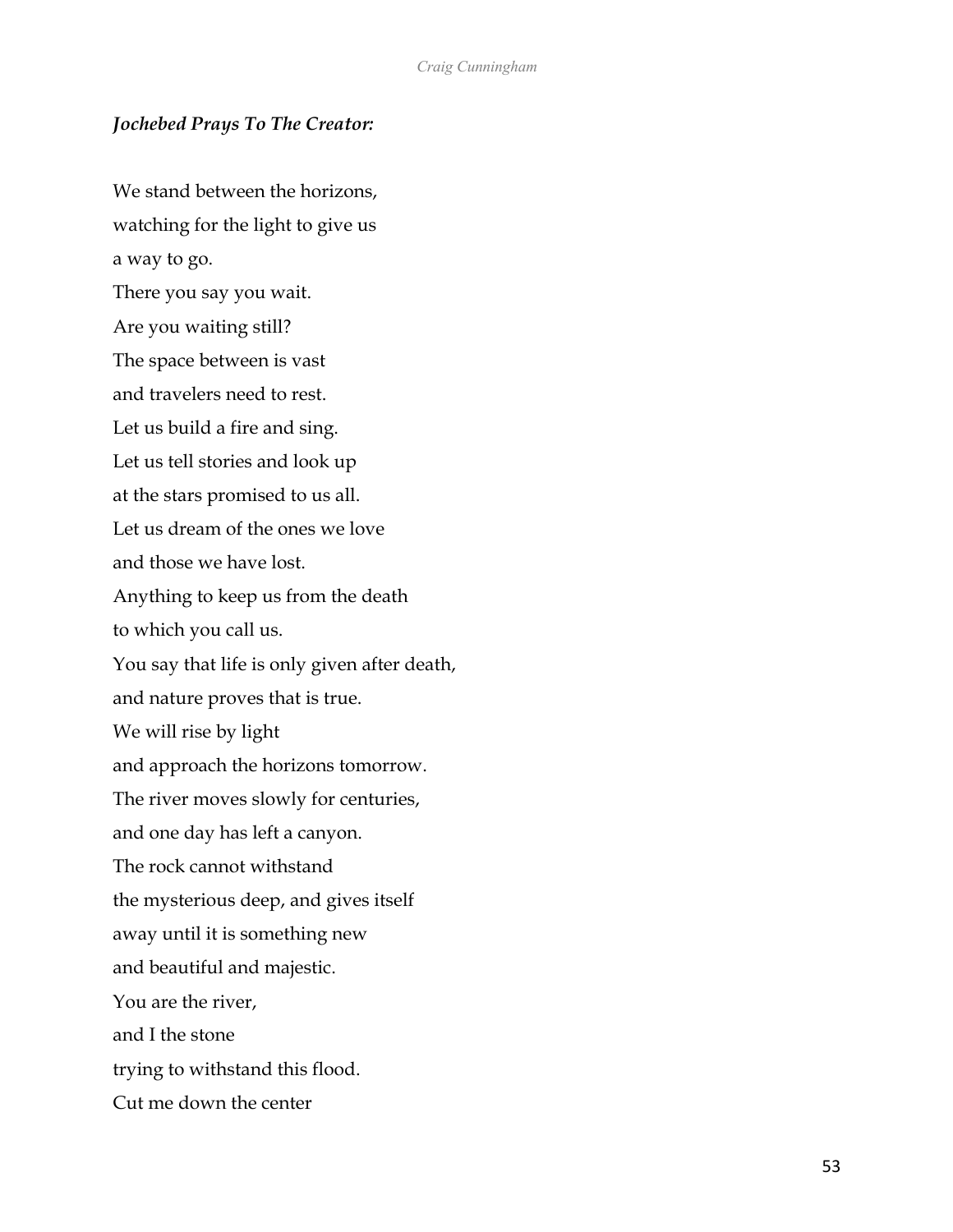***Jochebed Prays To The Creator:***

We stand between the horizons,
watching for the light to give us
a way to go.
There you say you wait.
Are you waiting still?
The space between is vast
and travelers need to rest.
Let us build a fire and sing.
Let us tell stories and look up
at the stars promised to us all.
Let us dream of the ones we love
and those we have lost.
Anything to keep us from the death
to which you call us.
You say that life is only given after death,
and nature proves that is true.
We will rise by light
and approach the horizons tomorrow.
The river moves slowly for centuries,
and one day has left a canyon.
The rock cannot withstand
the mysterious deep, and gives itself
away until it is something new
and beautiful and majestic.
You are the river,
and I the stone
trying to withstand this flood.
Cut me down the center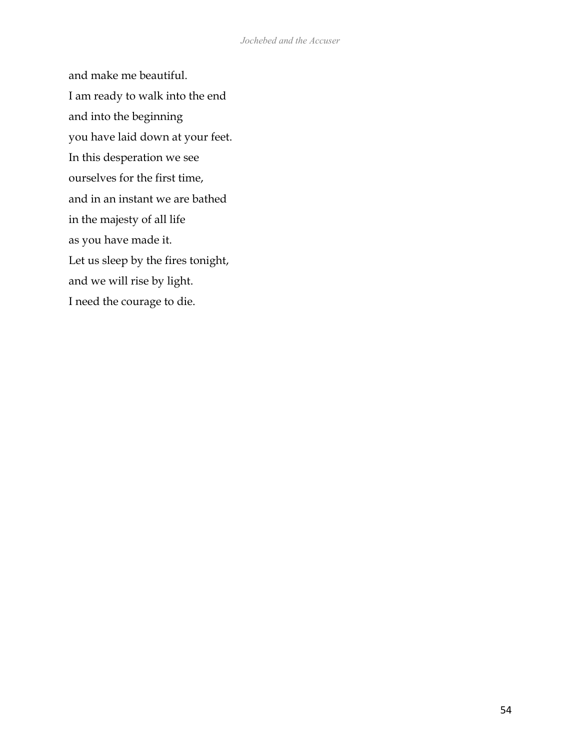and make me beautiful.  
I am ready to walk into the end  
and into the beginning  
you have laid down at your feet.  
In this desperation we see  
ourselves for the first time,  
and in an instant we are bathed  
in the majesty of all life  
as you have made it.  
Let us sleep by the fires tonight,  
and we will rise by light.  
I need the courage to die.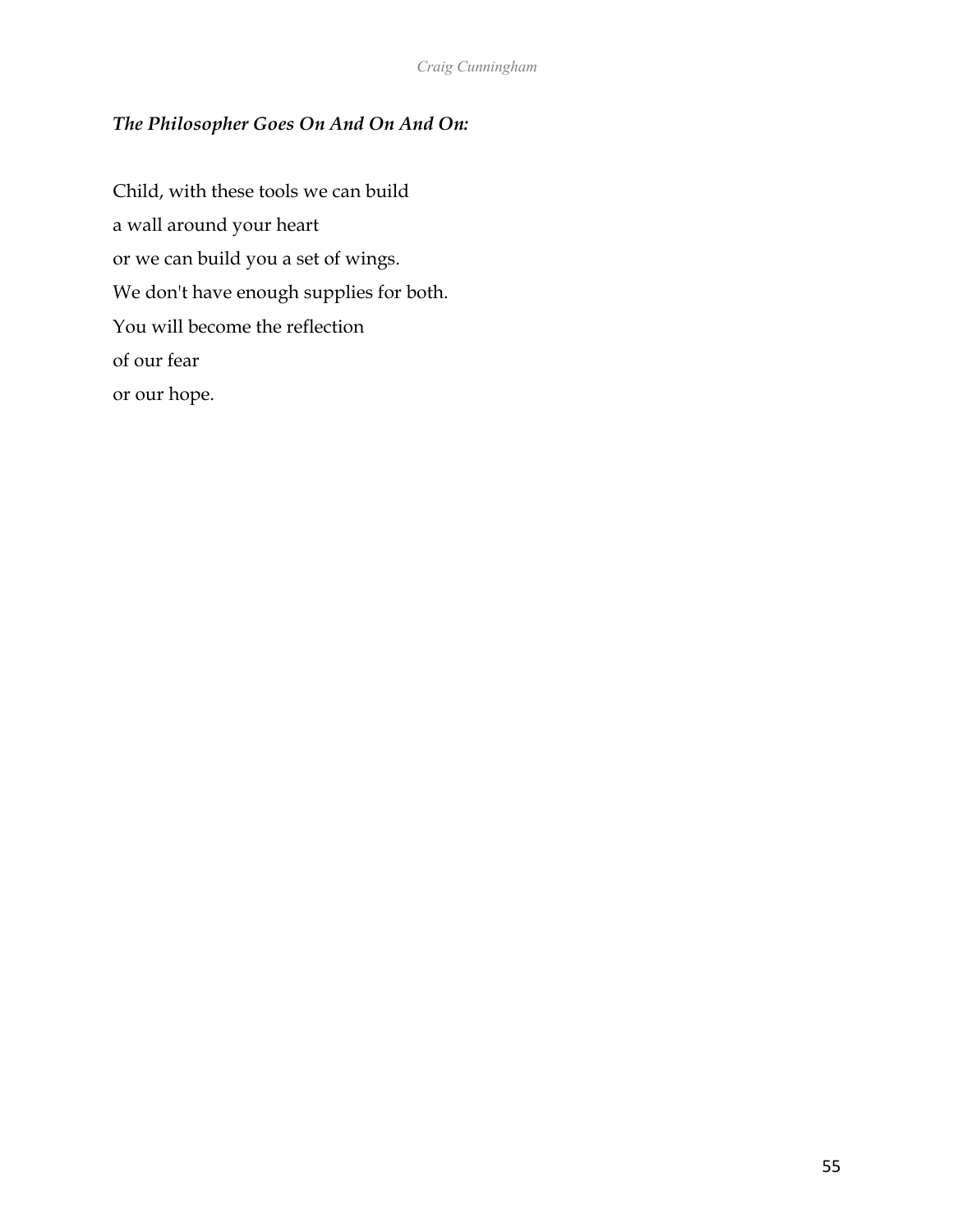***The Philosopher Goes On And On And On:***

Child, with these tools we can build  
a wall around your heart  
or we can build you a set of wings.  
We don't have enough supplies for both.  
You will become the reflection  
of our fear  
or our hope.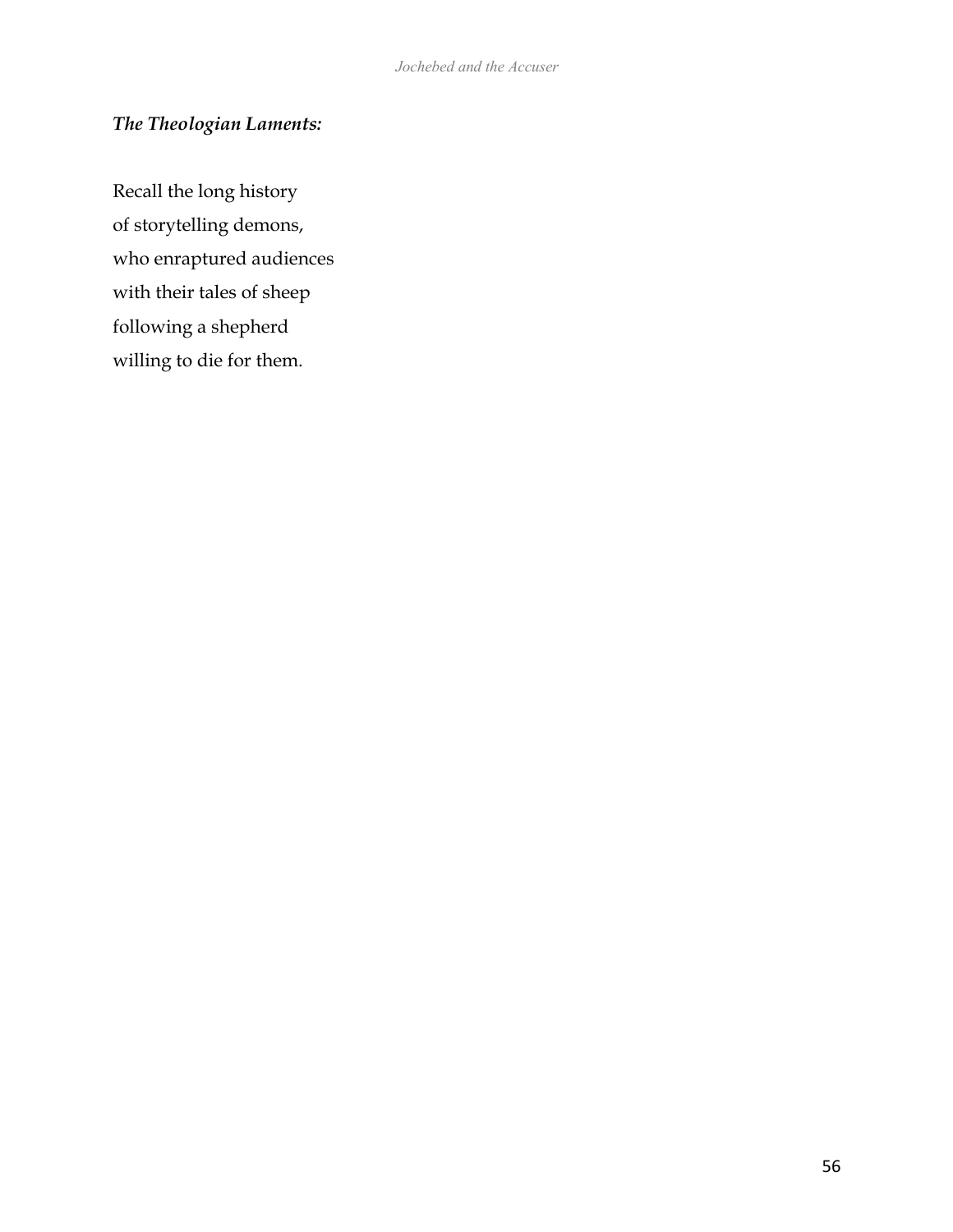***The Theologian Laments:***

Recall the long history  
of storytelling demons,  
who enraptured audiences  
with their tales of sheep  
following a shepherd  
willing to die for them.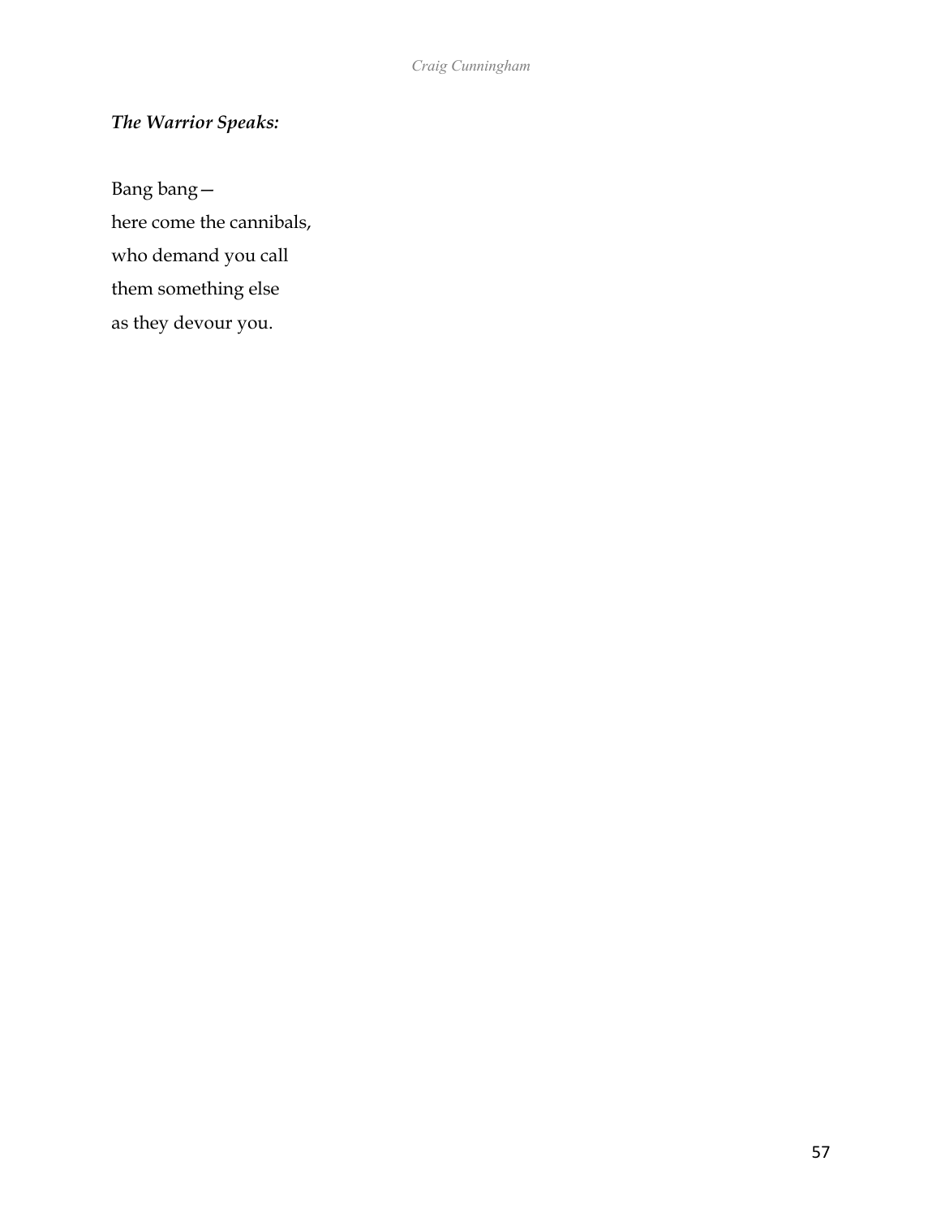***The Warrior Speaks:***

Bang bang—  
here come the cannibals,  
who demand you call  
them something else  
as they devour you.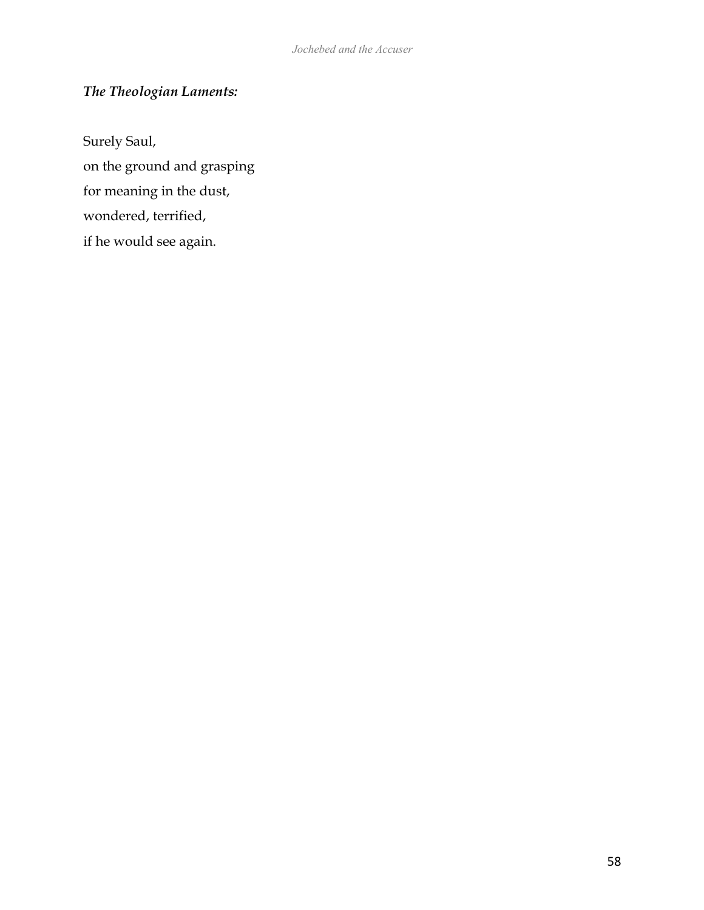***The Theologian Laments:***

Surely Saul,  
on the ground and grasping  
for meaning in the dust,  
wondered, terrified,  
if he would see again.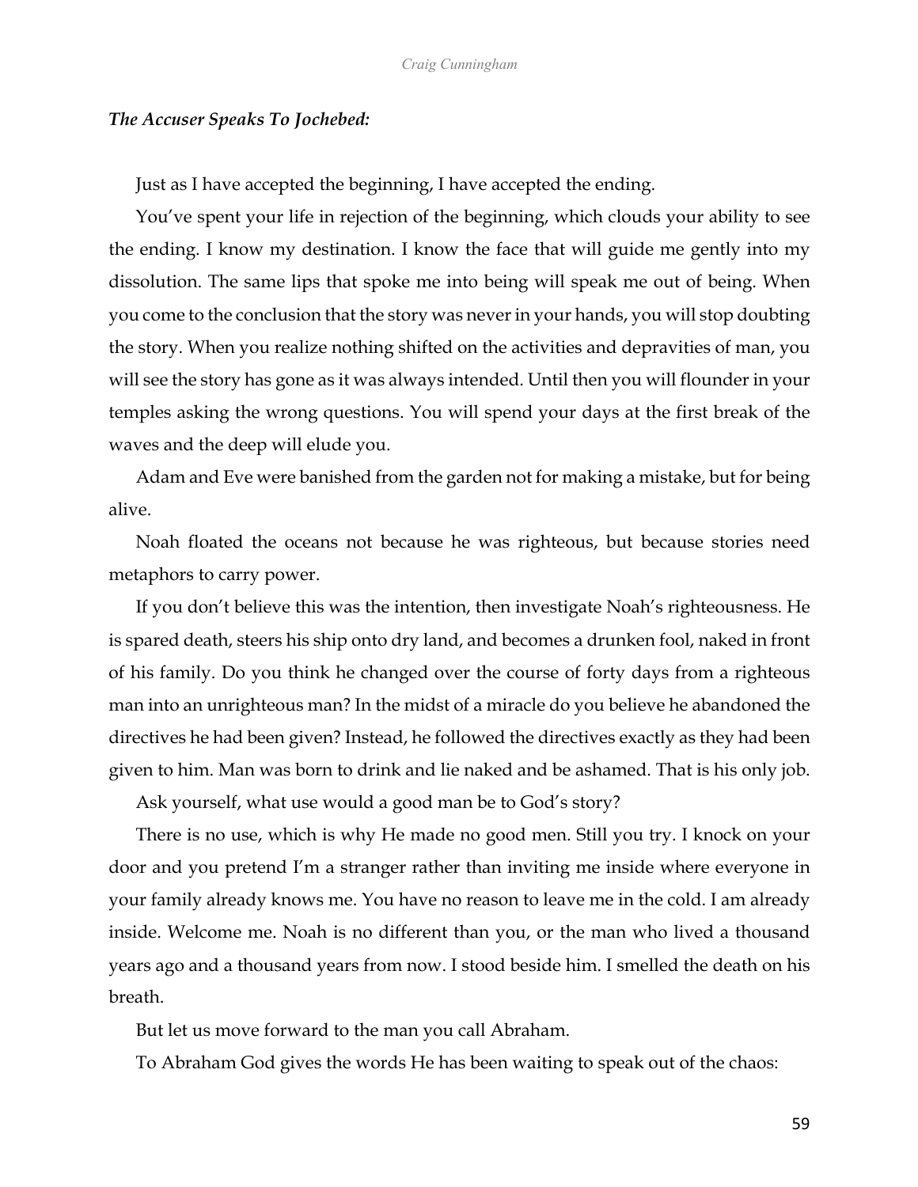***The Accuser Speaks To Jochebed:***

Just as I have accepted the beginning, I have accepted the ending.

You've spent your life in rejection of the beginning, which clouds your ability to see the ending. I know my destination. I know the face that will guide me gently into my dissolution. The same lips that spoke me into being will speak me out of being. When you come to the conclusion that the story was never in your hands, you will stop doubting the story. When you realize nothing shifted on the activities and depravities of man, you will see the story has gone as it was always intended. Until then you will flounder in your temples asking the wrong questions. You will spend your days at the first break of the waves and the deep will elude you.

Adam and Eve were banished from the garden not for making a mistake, but for being alive.

Noah floated the oceans not because he was righteous, but because stories need metaphors to carry power.

If you don't believe this was the intention, then investigate Noah's righteousness. He is spared death, steers his ship onto dry land, and becomes a drunken fool, naked in front of his family. Do you think he changed over the course of forty days from a righteous man into an unrighteous man? In the midst of a miracle do you believe he abandoned the directives he had been given? Instead, he followed the directives exactly as they had been given to him. Man was born to drink and lie naked and be ashamed. That is his only job.

Ask yourself, what use would a good man be to God's story?

There is no use, which is why He made no good men. Still you try. I knock on your door and you pretend I'm a stranger rather than inviting me inside where everyone in your family already knows me. You have no reason to leave me in the cold. I am already inside. Welcome me. Noah is no different than you, or the man who lived a thousand years ago and a thousand years from now. I stood beside him. I smelled the death on his breath.

But let us move forward to the man you call Abraham.

To Abraham God gives the words He has been waiting to speak out of the chaos: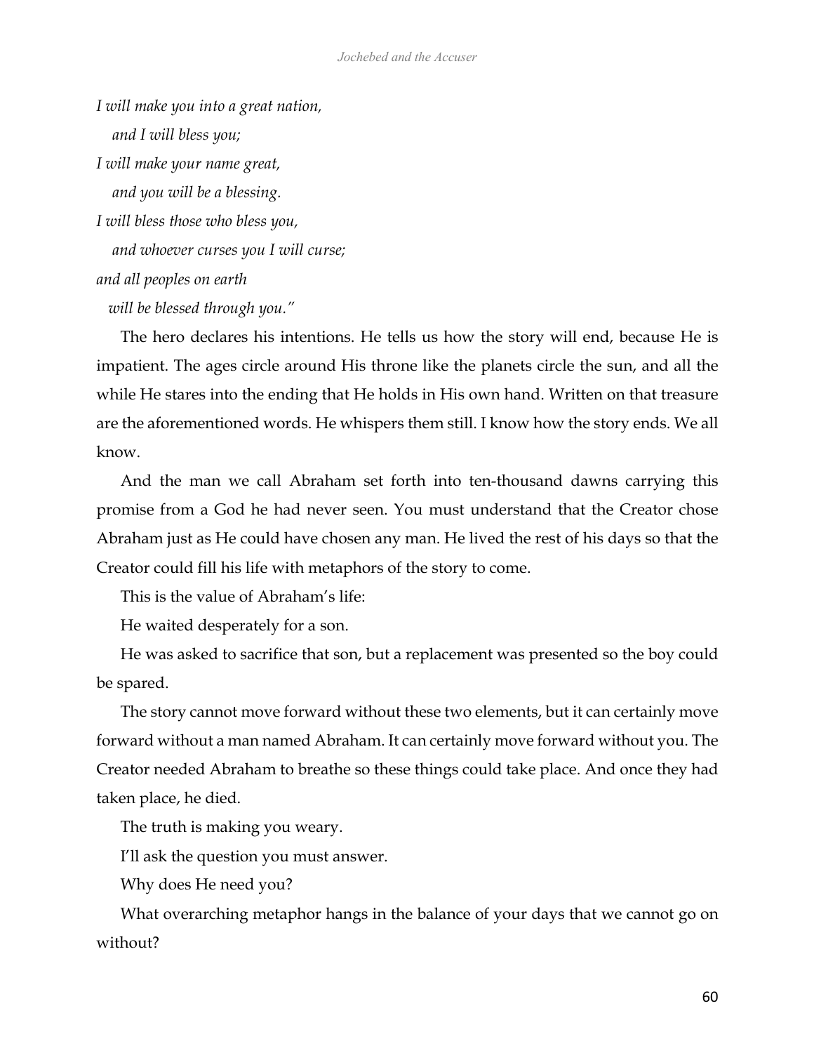*I will make you into a great nation,*  
*and I will bless you;*  
*I will make your name great,*  
*and you will be a blessing.*  
*I will bless those who bless you,*  
*and whoever curses you I will curse;*  
*and all peoples on earth*  
*will be blessed through you."*

The hero declares his intentions. He tells us how the story will end, because He is impatient. The ages circle around His throne like the planets circle the sun, and all the while He stares into the ending that He holds in His own hand. Written on that treasure are the aforementioned words. He whispers them still. I know how the story ends. We all know.

And the man we call Abraham set forth into ten-thousand dawns carrying this promise from a God he had never seen. You must understand that the Creator chose Abraham just as He could have chosen any man. He lived the rest of his days so that the Creator could fill his life with metaphors of the story to come.

This is the value of Abraham's life:

He waited desperately for a son.

He was asked to sacrifice that son, but a replacement was presented so the boy could be spared.

The story cannot move forward without these two elements, but it can certainly move forward without a man named Abraham. It can certainly move forward without you. The Creator needed Abraham to breathe so these things could take place. And once they had taken place, he died.

The truth is making you weary.

I'll ask the question you must answer.

Why does He need you?

What overarching metaphor hangs in the balance of your days that we cannot go on without?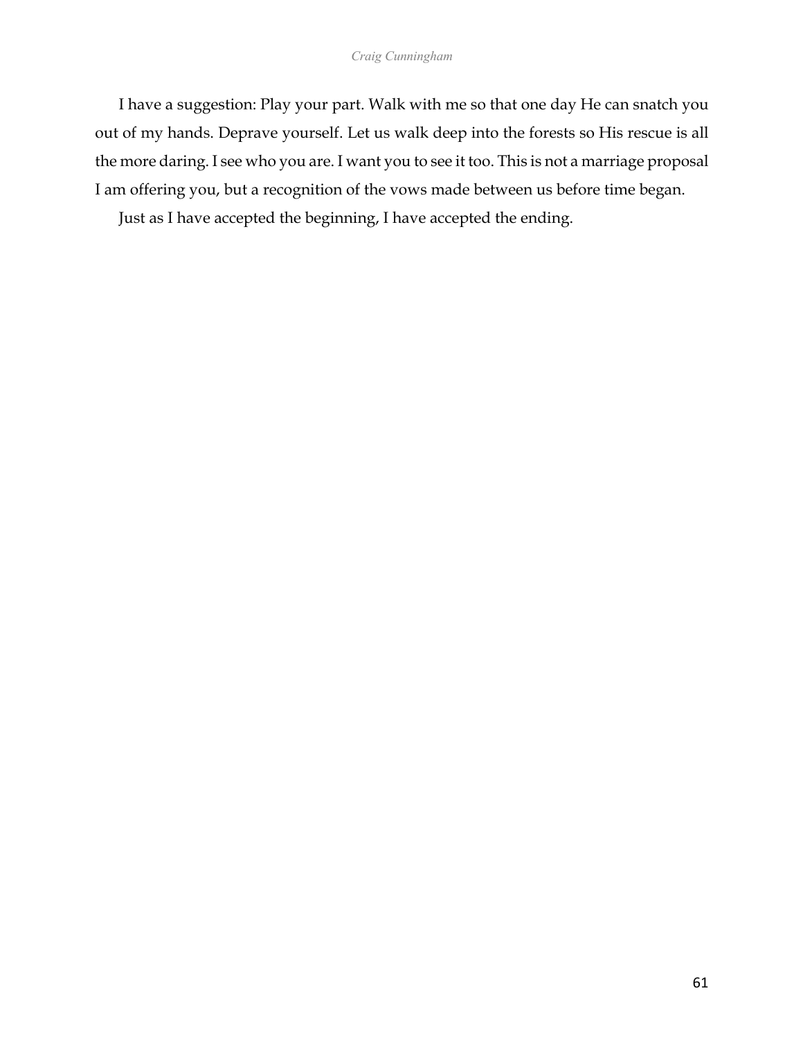I have a suggestion: Play your part. Walk with me so that one day He can snatch you out of my hands. Deprave yourself. Let us walk deep into the forests so His rescue is all the more daring. I see who you are. I want you to see it too. This is not a marriage proposal I am offering you, but a recognition of the vows made between us before time began.

Just as I have accepted the beginning, I have accepted the ending.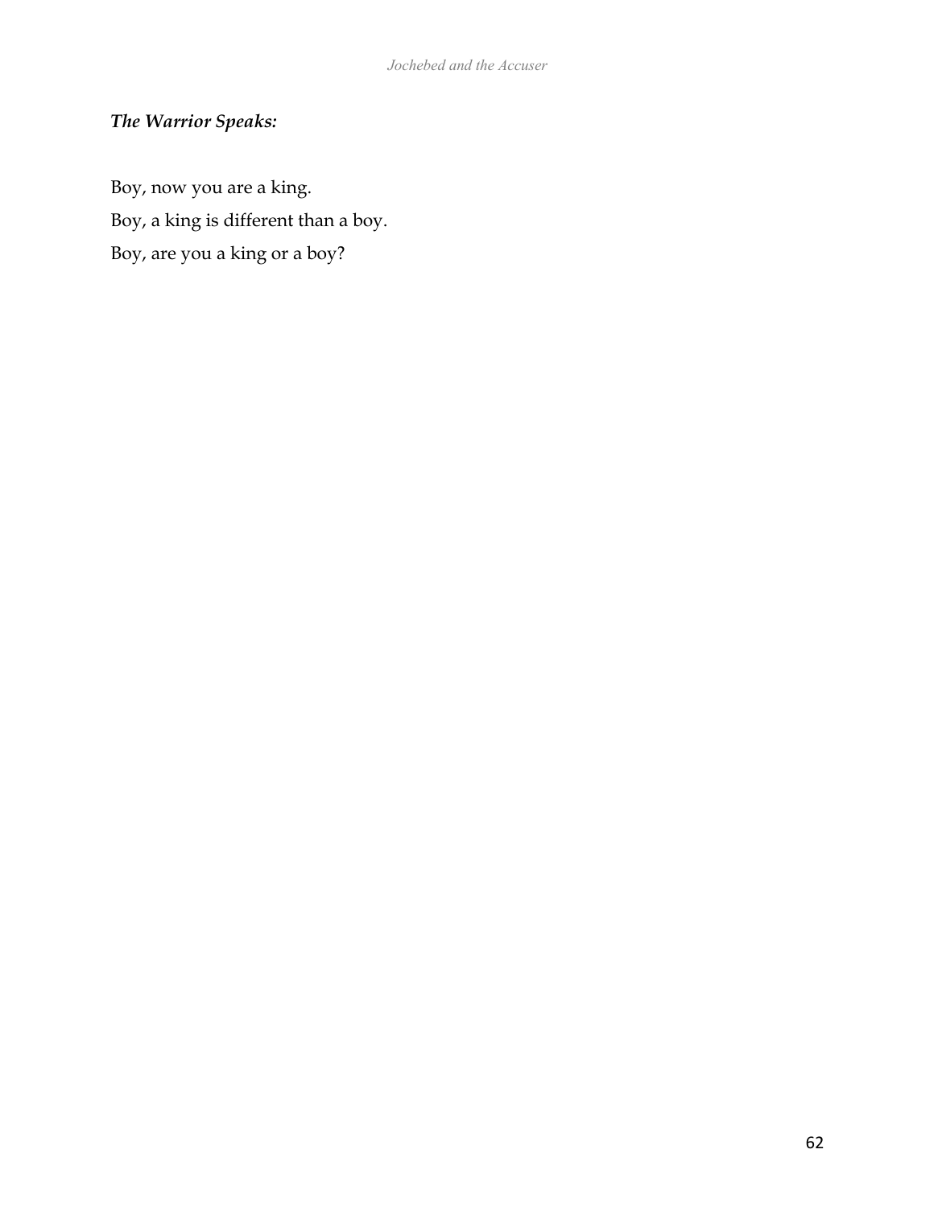***The Warrior Speaks:***

Boy, now you are a king.  
Boy, a king is different than a boy.  
Boy, are you a king or a boy?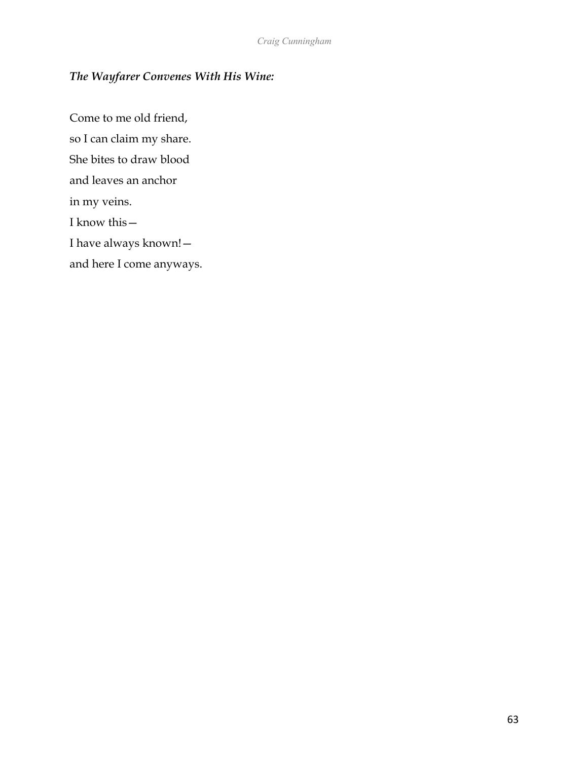***The Wayfarer Convenes With His Wine:***

Come to me old friend,  
so I can claim my share.  
She bites to draw blood  
and leaves an anchor  
in my veins.  
I know this—  
I have always known!—  
and here I come anyways.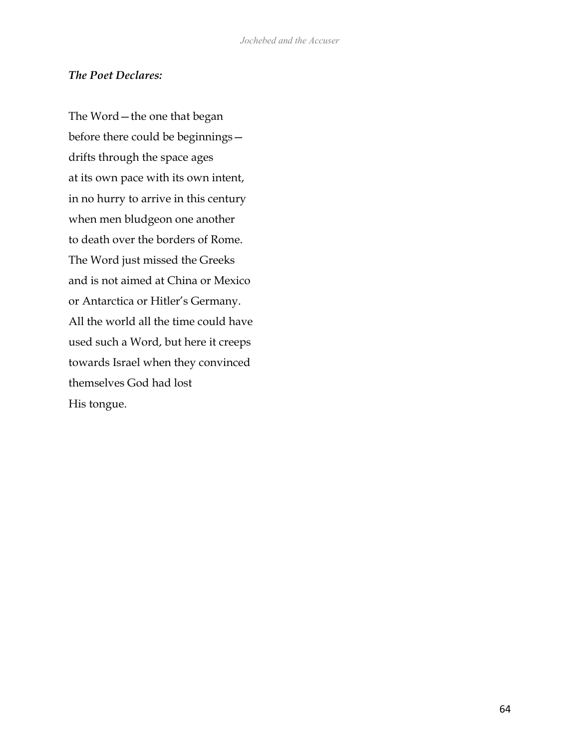***The Poet Declares:***

The Word—the one that began  
before there could be beginnings—  
drifts through the space ages  
at its own pace with its own intent,  
in no hurry to arrive in this century  
when men bludgeon one another  
to death over the borders of Rome.  
The Word just missed the Greeks  
and is not aimed at China or Mexico  
or Antarctica or Hitler's Germany.  
All the world all the time could have  
used such a Word, but here it creeps  
towards Israel when they convinced  
themselves God had lost  
His tongue.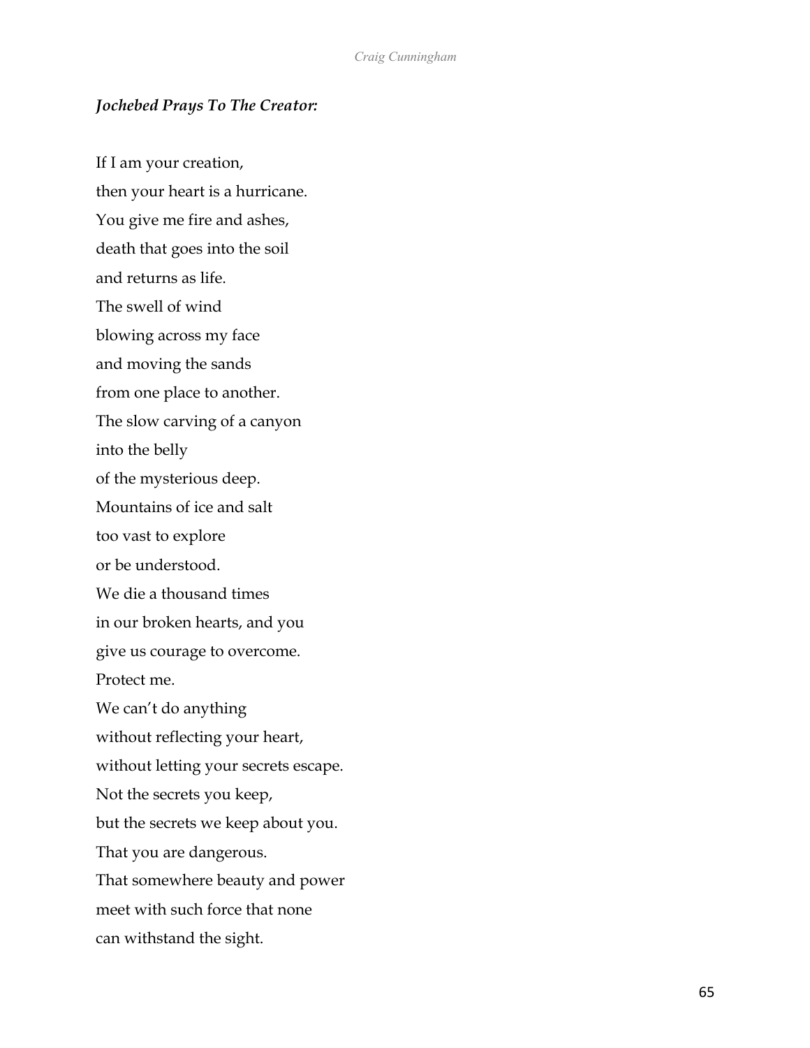***Jochebed Prays To The Creator:***

If I am your creation,  
then your heart is a hurricane.  
You give me fire and ashes,  
death that goes into the soil  
and returns as life.  
The swell of wind  
blowing across my face  
and moving the sands  
from one place to another.  
The slow carving of a canyon  
into the belly  
of the mysterious deep.  
Mountains of ice and salt  
too vast to explore  
or be understood.  
We die a thousand times  
in our broken hearts, and you  
give us courage to overcome.  
Protect me.  
We can't do anything  
without reflecting your heart,  
without letting your secrets escape.  
Not the secrets you keep,  
but the secrets we keep about you.  
That you are dangerous.  
That somewhere beauty and power  
meet with such force that none  
can withstand the sight.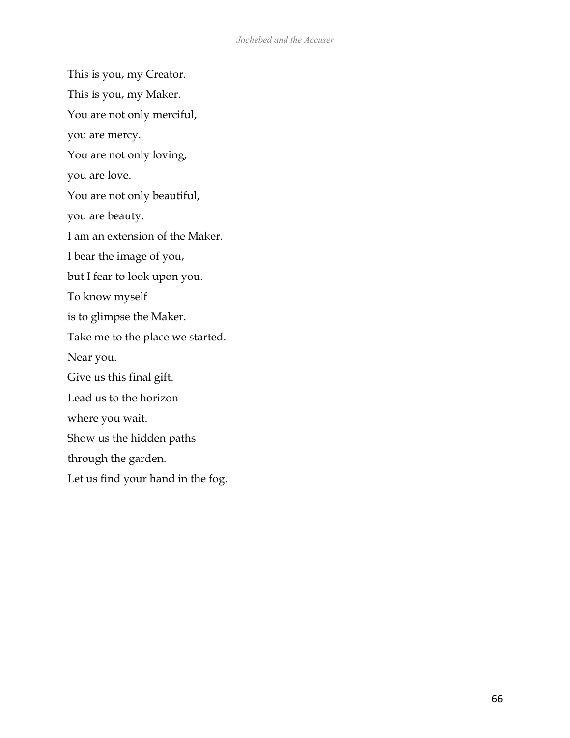This is you, my Creator.  
This is you, my Maker.  
You are not only merciful,  
you are mercy.  
You are not only loving,  
you are love.  
You are not only beautiful,  
you are beauty.  
I am an extension of the Maker.  
I bear the image of you,  
but I fear to look upon you.  
To know myself  
is to glimpse the Maker.  
Take me to the place we started.  
Near you.  
Give us this final gift.  
Lead us to the horizon  
where you wait.  
Show us the hidden paths  
through the garden.  
Let us find your hand in the fog.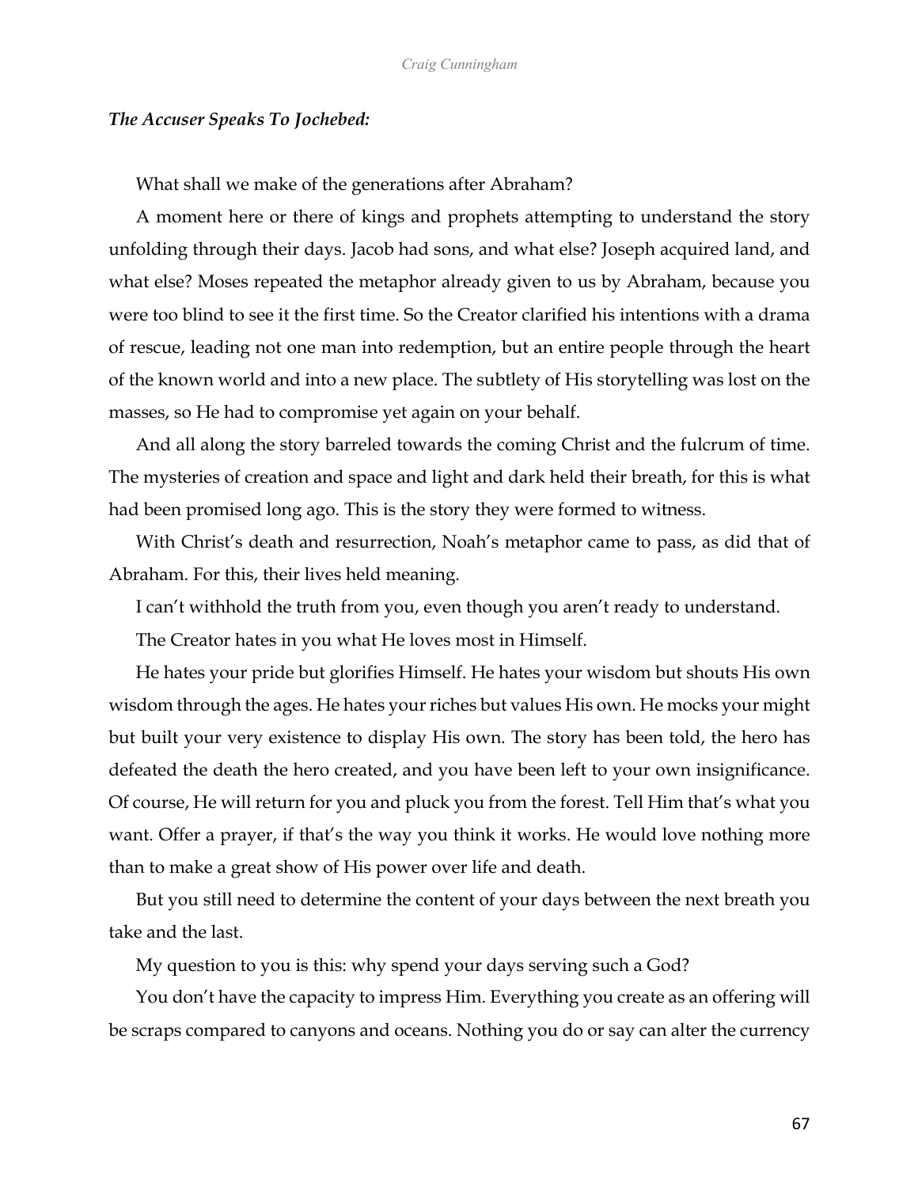***The Accuser Speaks To Jochebed:***

What shall we make of the generations after Abraham?

A moment here or there of kings and prophets attempting to understand the story unfolding through their days. Jacob had sons, and what else? Joseph acquired land, and what else? Moses repeated the metaphor already given to us by Abraham, because you were too blind to see it the first time. So the Creator clarified his intentions with a drama of rescue, leading not one man into redemption, but an entire people through the heart of the known world and into a new place. The subtlety of His storytelling was lost on the masses, so He had to compromise yet again on your behalf.

And all along the story barreled towards the coming Christ and the fulcrum of time. The mysteries of creation and space and light and dark held their breath, for this is what had been promised long ago. This is the story they were formed to witness.

With Christ's death and resurrection, Noah's metaphor came to pass, as did that of Abraham. For this, their lives held meaning.

I can't withhold the truth from you, even though you aren't ready to understand.

The Creator hates in you what He loves most in Himself.

He hates your pride but glorifies Himself. He hates your wisdom but shouts His own wisdom through the ages. He hates your riches but values His own. He mocks your might but built your very existence to display His own. The story has been told, the hero has defeated the death the hero created, and you have been left to your own insignificance. Of course, He will return for you and pluck you from the forest. Tell Him that's what you want. Offer a prayer, if that's the way you think it works. He would love nothing more than to make a great show of His power over life and death.

But you still need to determine the content of your days between the next breath you take and the last.

My question to you is this: why spend your days serving such a God?

You don't have the capacity to impress Him. Everything you create as an offering will be scraps compared to canyons and oceans. Nothing you do or say can alter the currency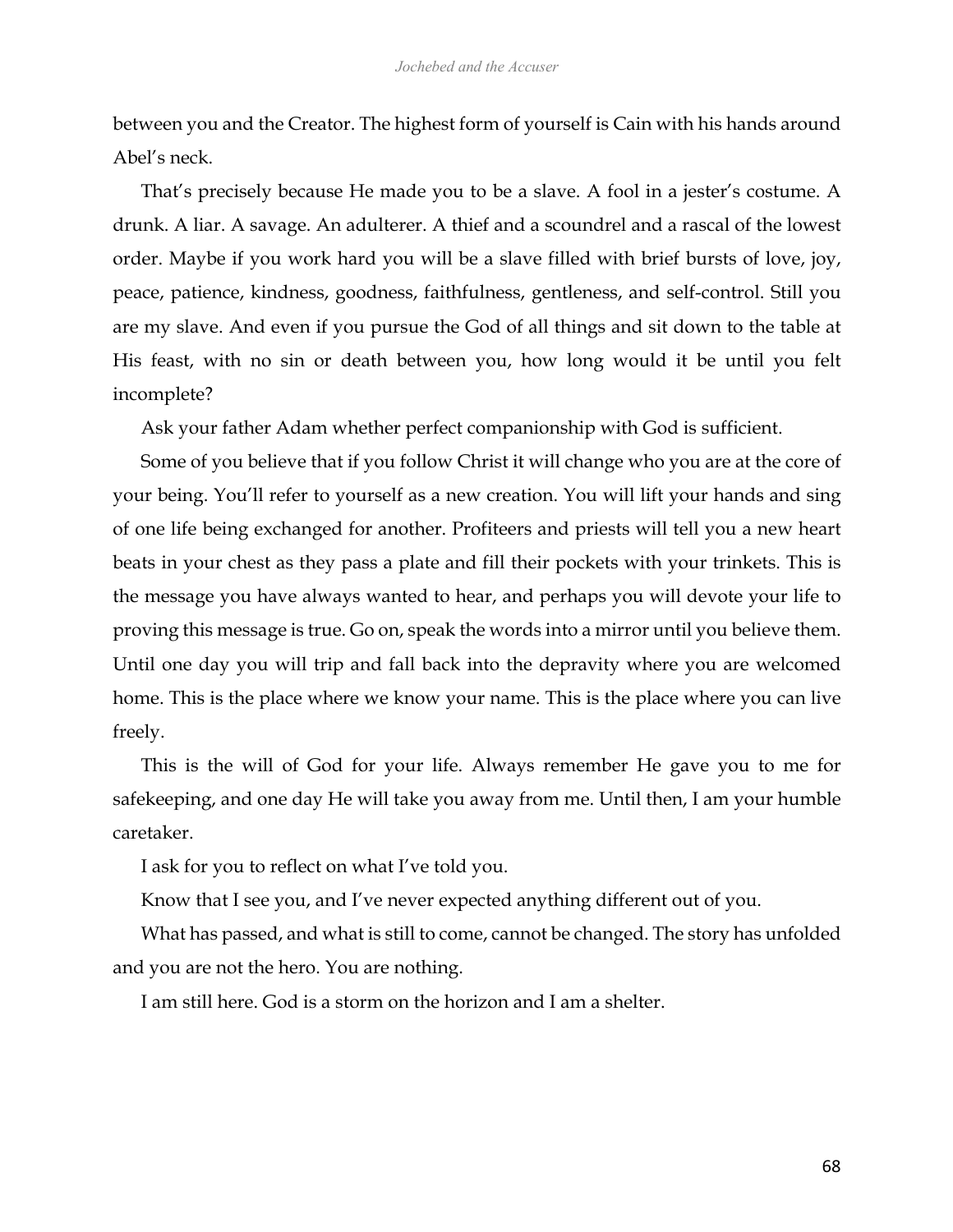between you and the Creator. The highest form of yourself is Cain with his hands around Abel's neck.

That's precisely because He made you to be a slave. A fool in a jester's costume. A drunk. A liar. A savage. An adulterer. A thief and a scoundrel and a rascal of the lowest order. Maybe if you work hard you will be a slave filled with brief bursts of love, joy, peace, patience, kindness, goodness, faithfulness, gentleness, and self-control. Still you are my slave. And even if you pursue the God of all things and sit down to the table at His feast, with no sin or death between you, how long would it be until you felt incomplete?

Ask your father Adam whether perfect companionship with God is sufficient.

Some of you believe that if you follow Christ it will change who you are at the core of your being. You'll refer to yourself as a new creation. You will lift your hands and sing of one life being exchanged for another. Profiteers and priests will tell you a new heart beats in your chest as they pass a plate and fill their pockets with your trinkets. This is the message you have always wanted to hear, and perhaps you will devote your life to proving this message is true. Go on, speak the words into a mirror until you believe them. Until one day you will trip and fall back into the depravity where you are welcomed home. This is the place where we know your name. This is the place where you can live freely.

This is the will of God for your life. Always remember He gave you to me for safekeeping, and one day He will take you away from me. Until then, I am your humble caretaker.

I ask for you to reflect on what I've told you.

Know that I see you, and I've never expected anything different out of you.

What has passed, and what is still to come, cannot be changed. The story has unfolded and you are not the hero. You are nothing.

I am still here. God is a storm on the horizon and I am a shelter.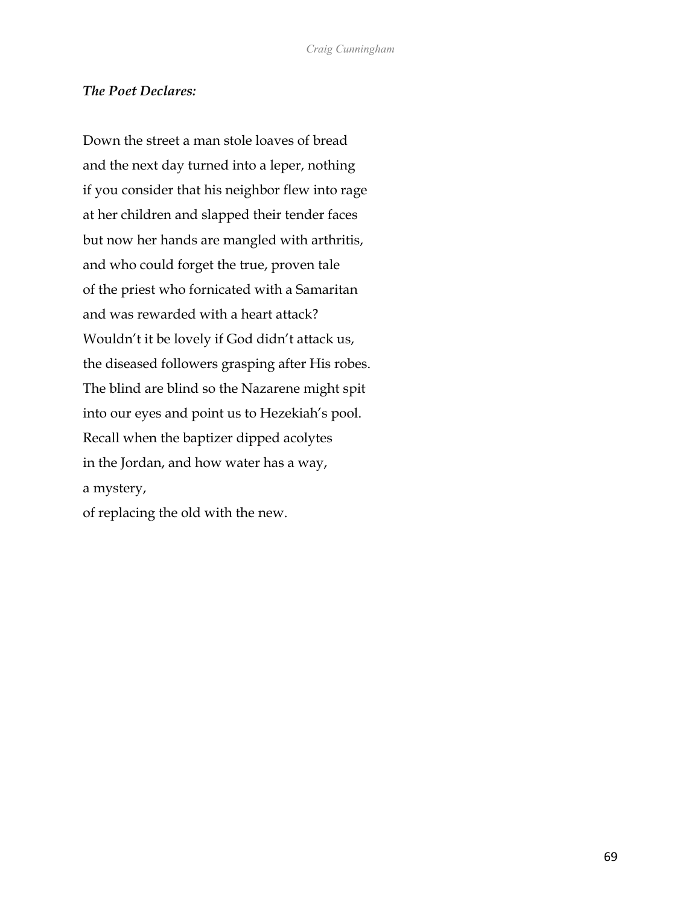***The Poet Declares:***

Down the street a man stole loaves of bread  
and the next day turned into a leper, nothing  
if you consider that his neighbor flew into rage  
at her children and slapped their tender faces  
but now her hands are mangled with arthritis,  
and who could forget the true, proven tale  
of the priest who fornicated with a Samaritan  
and was rewarded with a heart attack?  
Wouldn't it be lovely if God didn't attack us,  
the diseased followers grasping after His robes.  
The blind are blind so the Nazarene might spit  
into our eyes and point us to Hezekiah's pool.  
Recall when the baptizer dipped acolytes  
in the Jordan, and how water has a way,  
a mystery,  
of replacing the old with the new.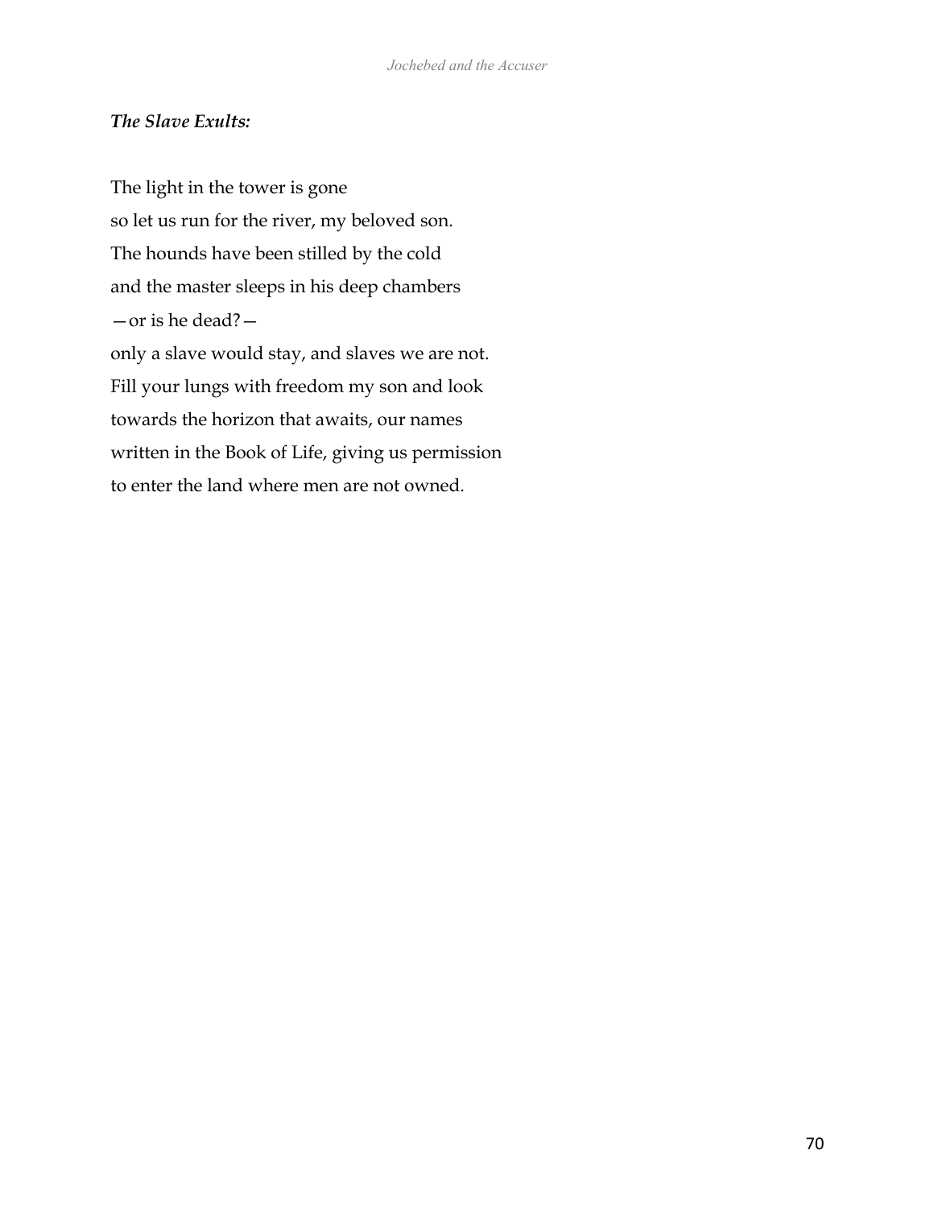***The Slave Exults:***

The light in the tower is gone
so let us run for the river, my beloved son.
The hounds have been stilled by the cold
and the master sleeps in his deep chambers
—or is he dead?—
only a slave would stay, and slaves we are not.
Fill your lungs with freedom my son and look
towards the horizon that awaits, our names
written in the Book of Life, giving us permission
to enter the land where men are not owned.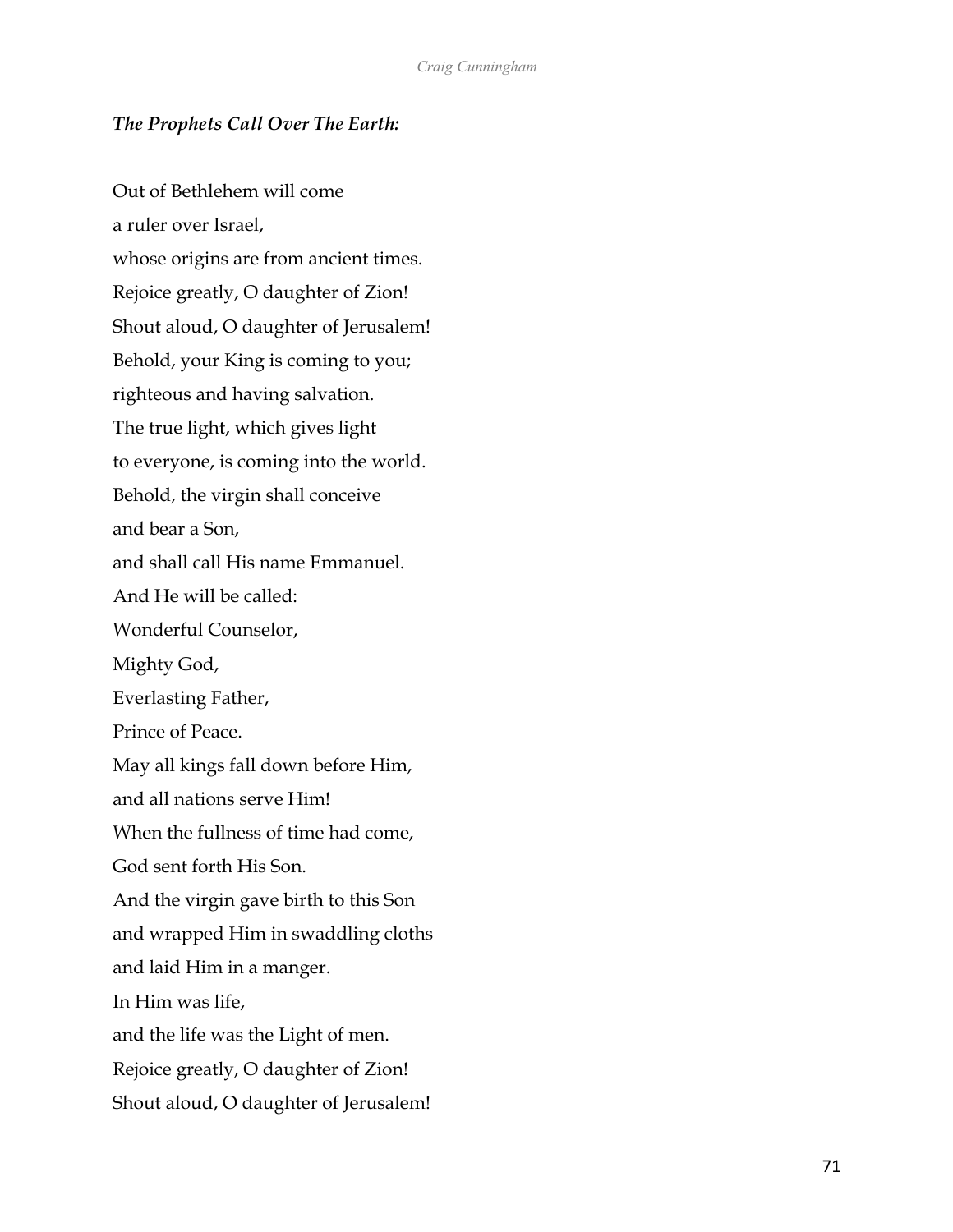***The Prophets Call Over The Earth:***

Out of Bethlehem will come  
a ruler over Israel,  
whose origins are from ancient times.  
Rejoice greatly, O daughter of Zion!  
Shout aloud, O daughter of Jerusalem!  
Behold, your King is coming to you;  
righteous and having salvation.  
The true light, which gives light  
to everyone, is coming into the world.  
Behold, the virgin shall conceive  
and bear a Son,  
and shall call His name Emmanuel.  
And He will be called:  
Wonderful Counselor,  
Mighty God,  
Everlasting Father,  
Prince of Peace.  
May all kings fall down before Him,  
and all nations serve Him!  
When the fullness of time had come,  
God sent forth His Son.  
And the virgin gave birth to this Son  
and wrapped Him in swaddling cloths  
and laid Him in a manger.  
In Him was life,  
and the life was the Light of men.  
Rejoice greatly, O daughter of Zion!  
Shout aloud, O daughter of Jerusalem!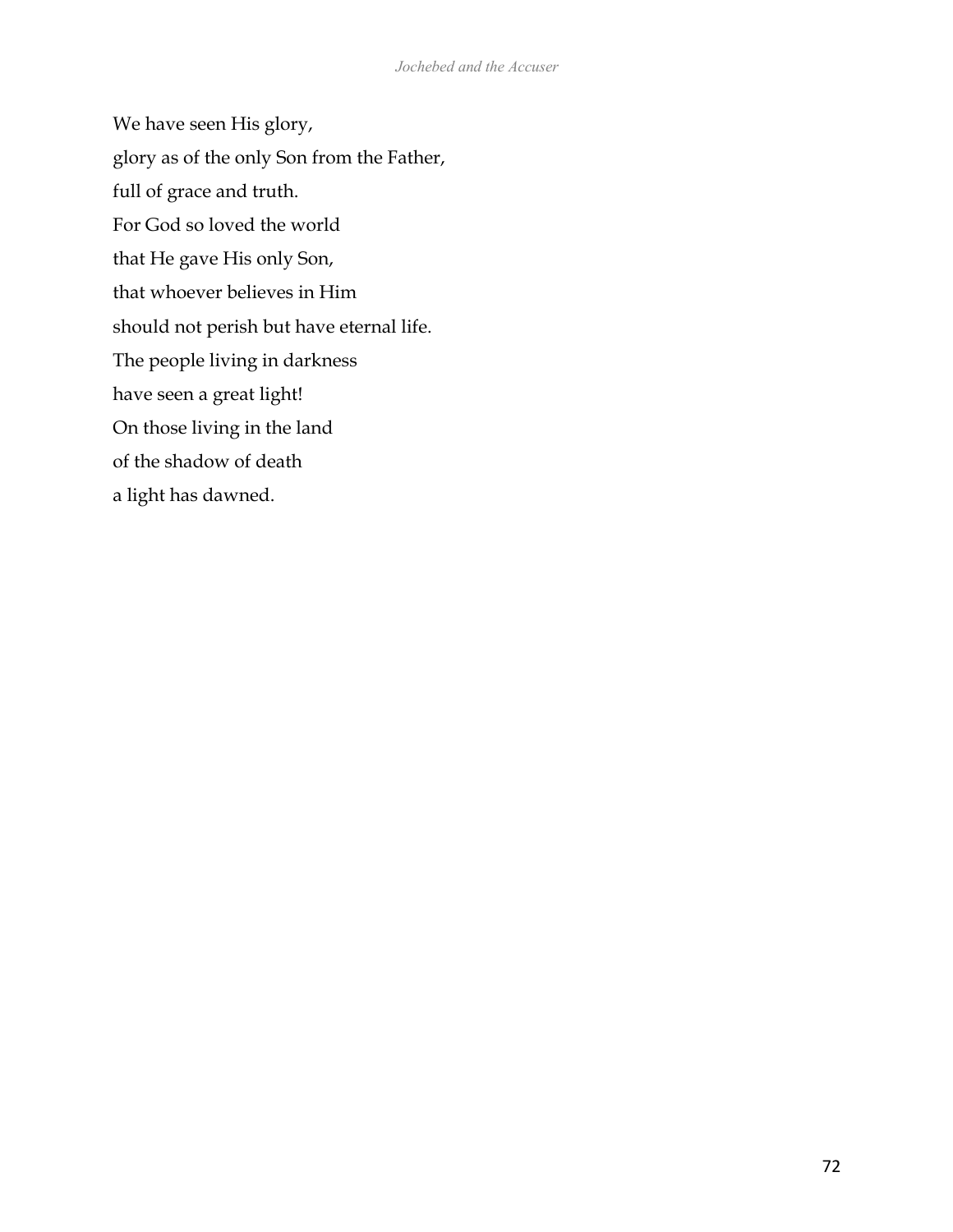We have seen His glory,  
glory as of the only Son from the Father,  
full of grace and truth.  
For God so loved the world  
that He gave His only Son,  
that whoever believes in Him  
should not perish but have eternal life.  
The people living in darkness  
have seen a great light!  
On those living in the land  
of the shadow of death  
a light has dawned.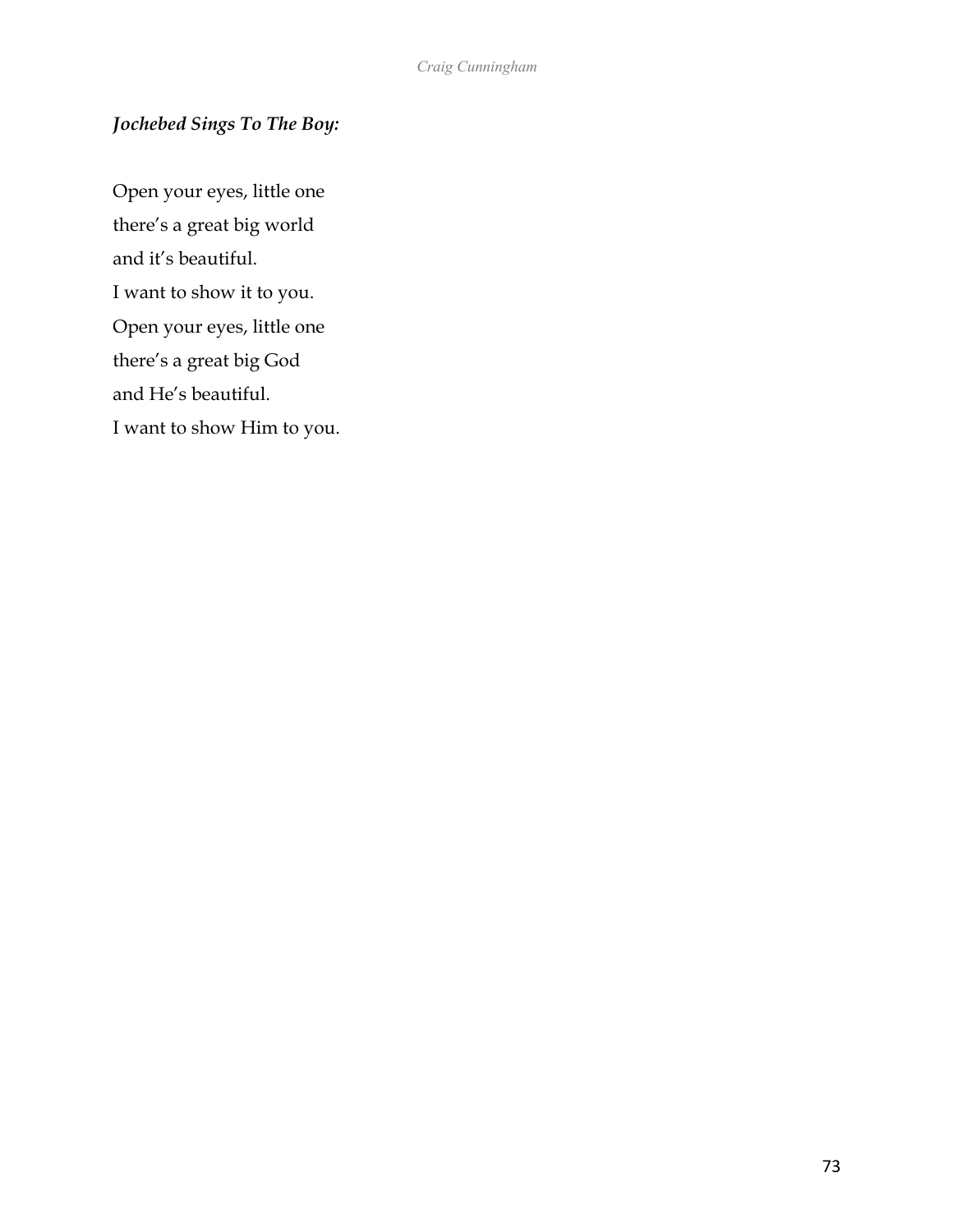***Jochebed Sings To The Boy:***

Open your eyes, little one  
there's a great big world  
and it's beautiful.  
I want to show it to you.  
Open your eyes, little one  
there's a great big God  
and He's beautiful.  
I want to show Him to you.